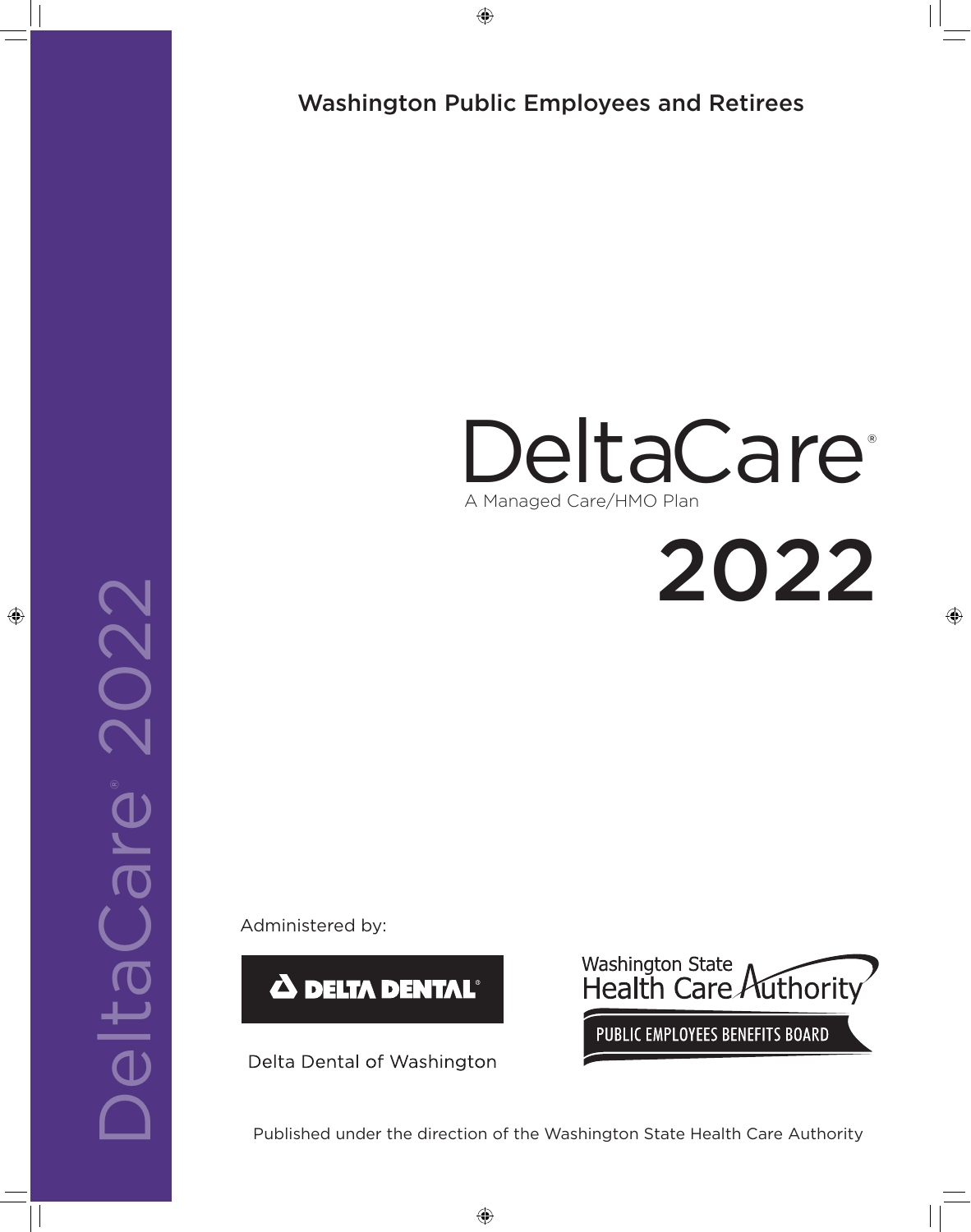Washington Public Employees and Retirees

# DeltaCare®

A Managed Care/HMO Plan

# 2022

Administered by:

DELTA DENTAL®

Delta Dental of Washington

Washington State Health Care Authority

PUBLIC EMPLOYEES BENEFITS BOARD

Published under the direction of the Washington State Health Care Authority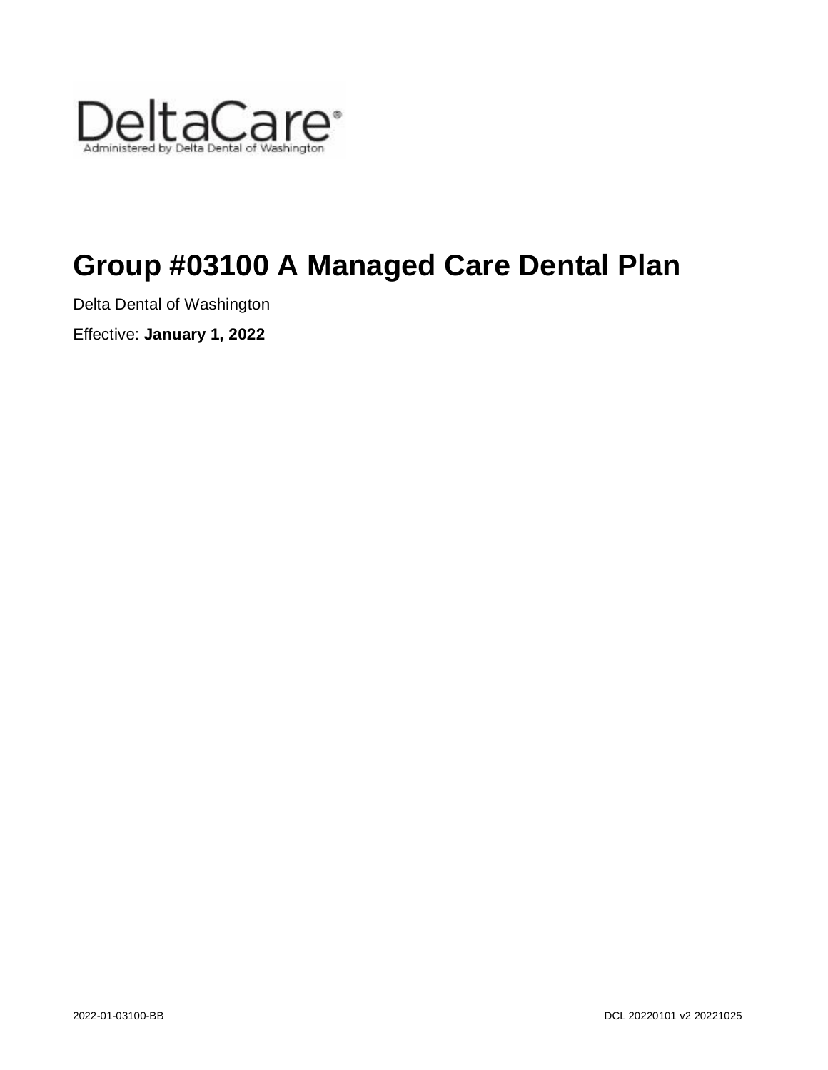DeltaCare®
Administered by Delta Dental of Washington

# Group #03100 A Managed Care Dental Plan

Delta Dental of Washington

Effective: **January 1, 2022**

2022-01-03100-BB

DCL 20220101 v2 20221025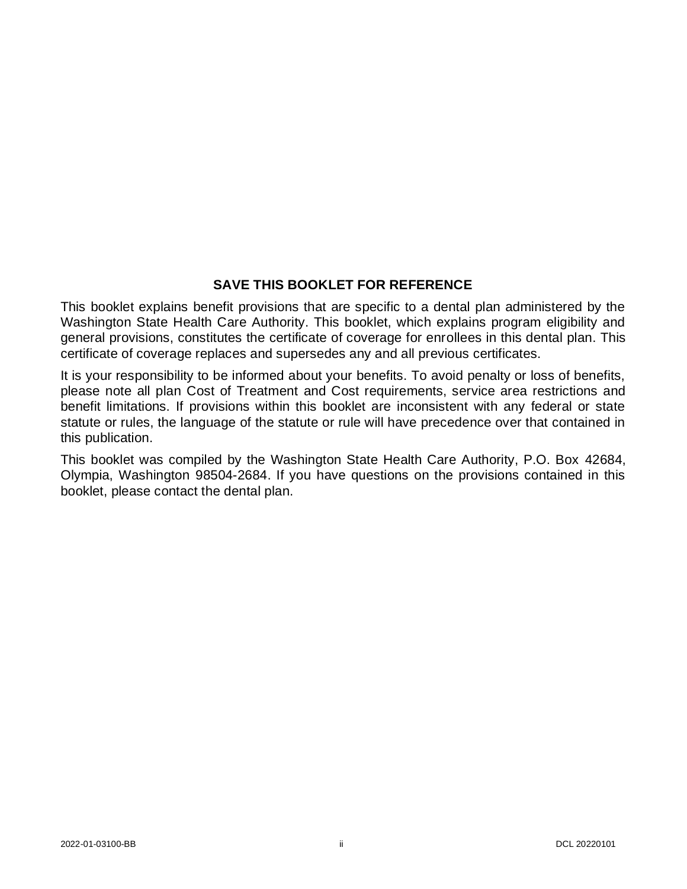## SAVE THIS BOOKLET FOR REFERENCE

This booklet explains benefit provisions that are specific to a dental plan administered by the Washington State Health Care Authority. This booklet, which explains program eligibility and general provisions, constitutes the certificate of coverage for enrollees in this dental plan. This certificate of coverage replaces and supersedes any and all previous certificates.

It is your responsibility to be informed about your benefits. To avoid penalty or loss of benefits, please note all plan Cost of Treatment and Cost requirements, service area restrictions and benefit limitations. If provisions within this booklet are inconsistent with any federal or state statute or rules, the language of the statute or rule will have precedence over that contained in this publication.

This booklet was compiled by the Washington State Health Care Authority, P.O. Box 42684, Olympia, Washington 98504-2684. If you have questions on the provisions contained in this booklet, please contact the dental plan.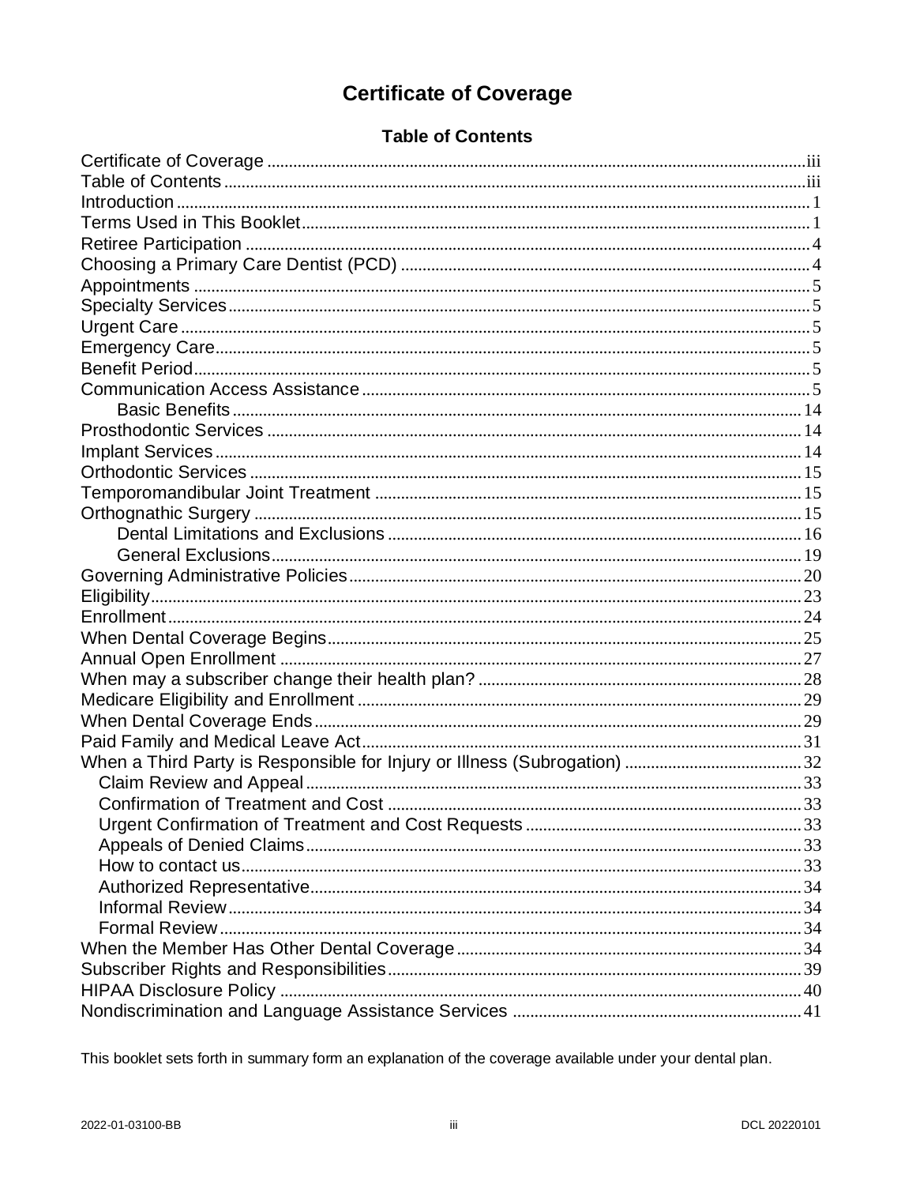# Certificate of Coverage

## Table of Contents

| | |
|---|---|
| Certificate of Coverage | iii |
| Table of Contents | iii |
| Introduction | 1 |
| Terms Used in This Booklet | 1 |
| Retiree Participation | 4 |
| Choosing a Primary Care Dentist (PCD) | 4 |
| Appointments | 5 |
| Specialty Services | 5 |
| Urgent Care | 5 |
| Emergency Care | 5 |
| Benefit Period | 5 |
| Communication Access Assistance | 5 |
| &nbsp;&nbsp;&nbsp;&nbsp;Basic Benefits | 14 |
| Prosthodontic Services | 14 |
| Implant Services | 14 |
| Orthodontic Services | 15 |
| Temporomandibular Joint Treatment | 15 |
| Orthognathic Surgery | 15 |
| &nbsp;&nbsp;&nbsp;&nbsp;Dental Limitations and Exclusions | 16 |
| &nbsp;&nbsp;&nbsp;&nbsp;General Exclusions | 19 |
| Governing Administrative Policies | 20 |
| Eligibility | 23 |
| Enrollment | 24 |
| When Dental Coverage Begins | 25 |
| Annual Open Enrollment | 27 |
| When may a subscriber change their health plan? | 28 |
| Medicare Eligibility and Enrollment | 29 |
| When Dental Coverage Ends | 29 |
| Paid Family and Medical Leave Act | 31 |
| When a Third Party is Responsible for Injury or Illness (Subrogation) | 32 |
| &nbsp;&nbsp;Claim Review and Appeal | 33 |
| &nbsp;&nbsp;Confirmation of Treatment and Cost | 33 |
| &nbsp;&nbsp;Urgent Confirmation of Treatment and Cost Requests | 33 |
| &nbsp;&nbsp;Appeals of Denied Claims | 33 |
| &nbsp;&nbsp;How to contact us | 33 |
| &nbsp;&nbsp;Authorized Representative | 34 |
| &nbsp;&nbsp;Informal Review | 34 |
| &nbsp;&nbsp;Formal Review | 34 |
| When the Member Has Other Dental Coverage | 34 |
| Subscriber Rights and Responsibilities | 39 |
| HIPAA Disclosure Policy | 40 |
| Nondiscrimination and Language Assistance Services | 41 |

This booklet sets forth in summary form an explanation of the coverage available under your dental plan.

2022-01-03100-BB DCL 20220101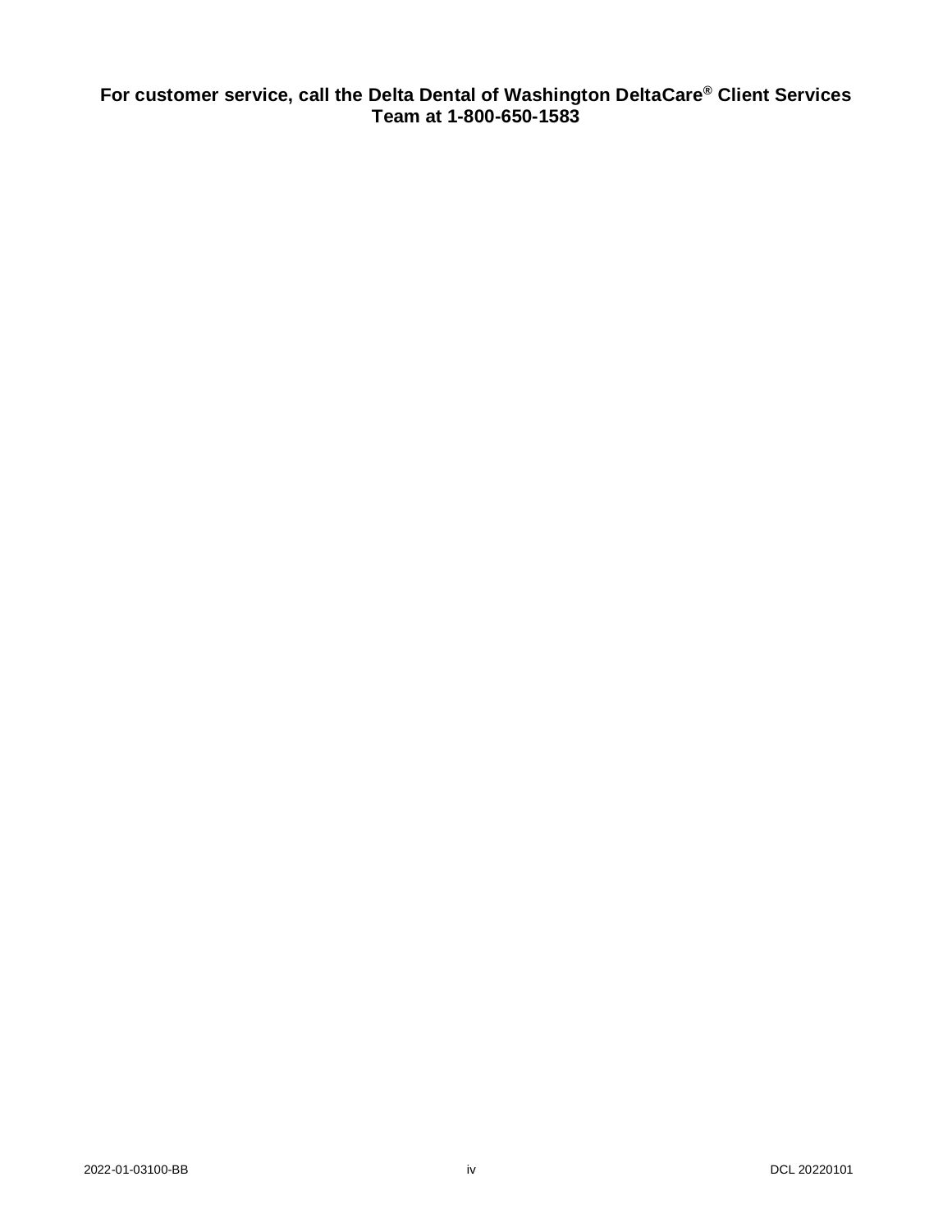**For customer service, call the Delta Dental of Washington DeltaCare® Client Services Team at 1-800-650-1583**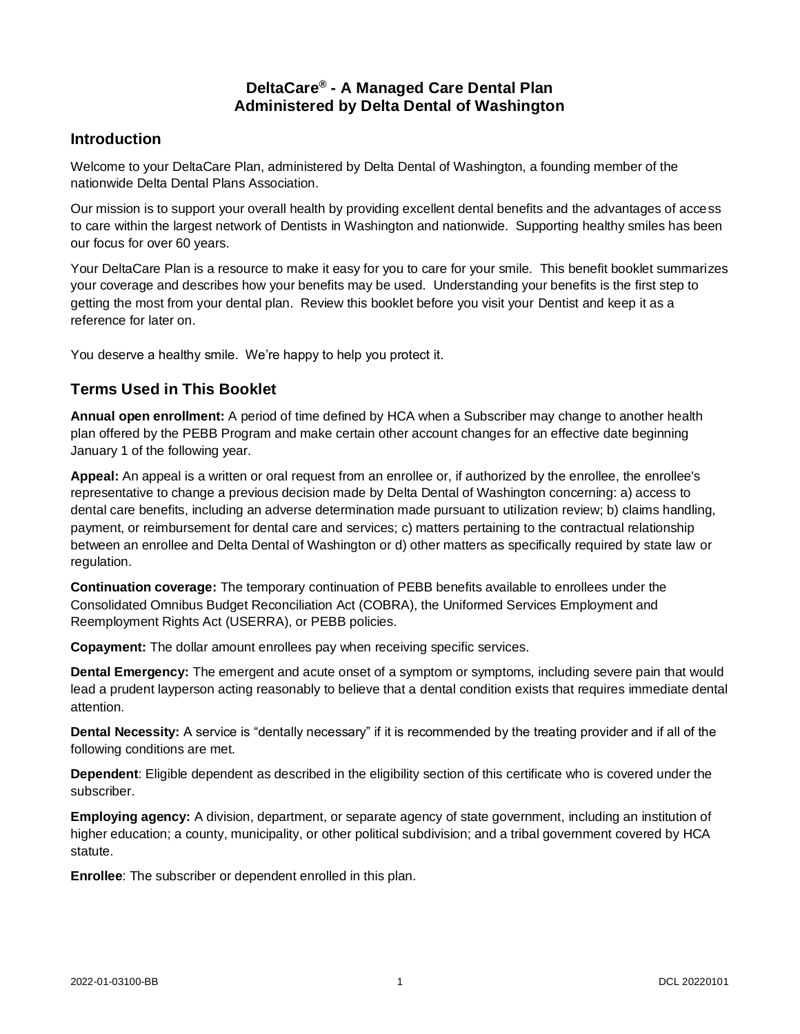# DeltaCare® - A Managed Care Dental Plan
# Administered by Delta Dental of Washington

## Introduction

Welcome to your DeltaCare Plan, administered by Delta Dental of Washington, a founding member of the nationwide Delta Dental Plans Association.

Our mission is to support your overall health by providing excellent dental benefits and the advantages of access to care within the largest network of Dentists in Washington and nationwide. Supporting healthy smiles has been our focus for over 60 years.

Your DeltaCare Plan is a resource to make it easy for you to care for your smile. This benefit booklet summarizes your coverage and describes how your benefits may be used. Understanding your benefits is the first step to getting the most from your dental plan. Review this booklet before you visit your Dentist and keep it as a reference for later on.

You deserve a healthy smile. We're happy to help you protect it.

## Terms Used in This Booklet

**Annual open enrollment:** A period of time defined by HCA when a Subscriber may change to another health plan offered by the PEBB Program and make certain other account changes for an effective date beginning January 1 of the following year.

**Appeal:** An appeal is a written or oral request from an enrollee or, if authorized by the enrollee, the enrollee's representative to change a previous decision made by Delta Dental of Washington concerning: a) access to dental care benefits, including an adverse determination made pursuant to utilization review; b) claims handling, payment, or reimbursement for dental care and services; c) matters pertaining to the contractual relationship between an enrollee and Delta Dental of Washington or d) other matters as specifically required by state law or regulation.

**Continuation coverage:** The temporary continuation of PEBB benefits available to enrollees under the Consolidated Omnibus Budget Reconciliation Act (COBRA), the Uniformed Services Employment and Reemployment Rights Act (USERRA), or PEBB policies.

**Copayment:** The dollar amount enrollees pay when receiving specific services.

**Dental Emergency:** The emergent and acute onset of a symptom or symptoms, including severe pain that would lead a prudent layperson acting reasonably to believe that a dental condition exists that requires immediate dental attention.

**Dental Necessity:** A service is "dentally necessary" if it is recommended by the treating provider and if all of the following conditions are met.

**Dependent**: Eligible dependent as described in the eligibility section of this certificate who is covered under the subscriber.

**Employing agency:** A division, department, or separate agency of state government, including an institution of higher education; a county, municipality, or other political subdivision; and a tribal government covered by HCA statute.

**Enrollee**: The subscriber or dependent enrolled in this plan.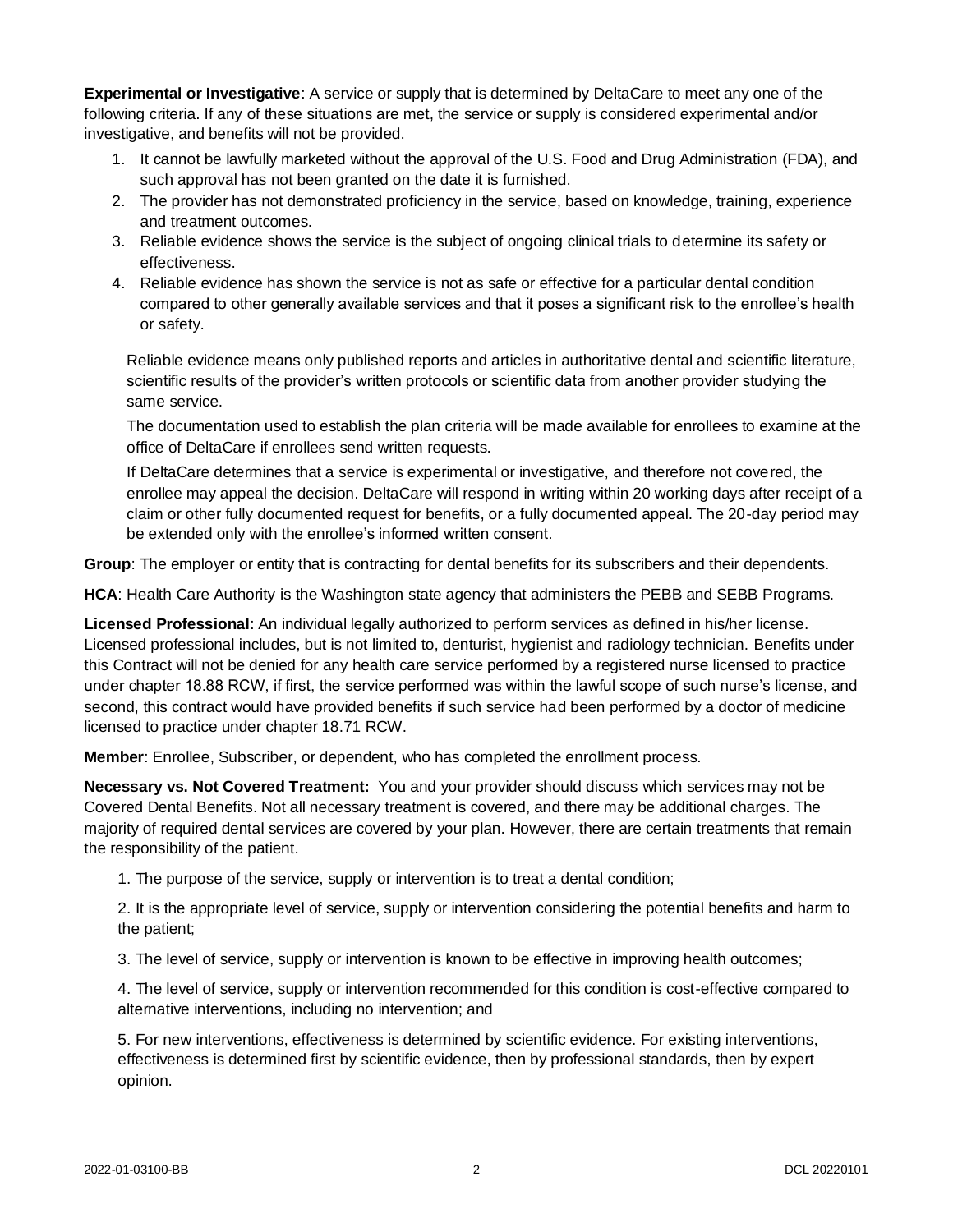**Experimental or Investigative**: A service or supply that is determined by DeltaCare to meet any one of the following criteria. If any of these situations are met, the service or supply is considered experimental and/or investigative, and benefits will not be provided.

1. It cannot be lawfully marketed without the approval of the U.S. Food and Drug Administration (FDA), and such approval has not been granted on the date it is furnished.
2. The provider has not demonstrated proficiency in the service, based on knowledge, training, experience and treatment outcomes.
3. Reliable evidence shows the service is the subject of ongoing clinical trials to determine its safety or effectiveness.
4. Reliable evidence has shown the service is not as safe or effective for a particular dental condition compared to other generally available services and that it poses a significant risk to the enrollee's health or safety.

   Reliable evidence means only published reports and articles in authoritative dental and scientific literature, scientific results of the provider's written protocols or scientific data from another provider studying the same service.

   The documentation used to establish the plan criteria will be made available for enrollees to examine at the office of DeltaCare if enrollees send written requests.

   If DeltaCare determines that a service is experimental or investigative, and therefore not covered, the enrollee may appeal the decision. DeltaCare will respond in writing within 20 working days after receipt of a claim or other fully documented request for benefits, or a fully documented appeal. The 20-day period may be extended only with the enrollee's informed written consent.

**Group**: The employer or entity that is contracting for dental benefits for its subscribers and their dependents.

**HCA**: Health Care Authority is the Washington state agency that administers the PEBB and SEBB Programs.

**Licensed Professional**: An individual legally authorized to perform services as defined in his/her license. Licensed professional includes, but is not limited to, denturist, hygienist and radiology technician. Benefits under this Contract will not be denied for any health care service performed by a registered nurse licensed to practice under chapter 18.88 RCW, if first, the service performed was within the lawful scope of such nurse's license, and second, this contract would have provided benefits if such service had been performed by a doctor of medicine licensed to practice under chapter 18.71 RCW.

**Member**: Enrollee, Subscriber, or dependent, who has completed the enrollment process.

**Necessary vs. Not Covered Treatment:** You and your provider should discuss which services may not be Covered Dental Benefits. Not all necessary treatment is covered, and there may be additional charges. The majority of required dental services are covered by your plan. However, there are certain treatments that remain the responsibility of the patient.

1. The purpose of the service, supply or intervention is to treat a dental condition;

2. It is the appropriate level of service, supply or intervention considering the potential benefits and harm to the patient;

3. The level of service, supply or intervention is known to be effective in improving health outcomes;

4. The level of service, supply or intervention recommended for this condition is cost-effective compared to alternative interventions, including no intervention; and

5. For new interventions, effectiveness is determined by scientific evidence. For existing interventions, effectiveness is determined first by scientific evidence, then by professional standards, then by expert opinion.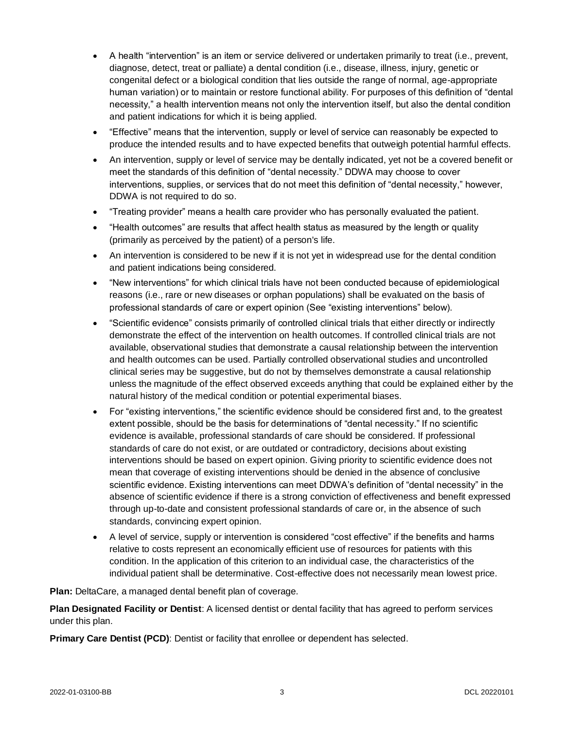- A health "intervention" is an item or service delivered or undertaken primarily to treat (i.e., prevent, diagnose, detect, treat or palliate) a dental condition (i.e., disease, illness, injury, genetic or congenital defect or a biological condition that lies outside the range of normal, age-appropriate human variation) or to maintain or restore functional ability. For purposes of this definition of "dental necessity," a health intervention means not only the intervention itself, but also the dental condition and patient indications for which it is being applied.
- "Effective" means that the intervention, supply or level of service can reasonably be expected to produce the intended results and to have expected benefits that outweigh potential harmful effects.
- An intervention, supply or level of service may be dentally indicated, yet not be a covered benefit or meet the standards of this definition of "dental necessity." DDWA may choose to cover interventions, supplies, or services that do not meet this definition of "dental necessity," however, DDWA is not required to do so.
- "Treating provider" means a health care provider who has personally evaluated the patient.
- "Health outcomes" are results that affect health status as measured by the length or quality (primarily as perceived by the patient) of a person's life.
- An intervention is considered to be new if it is not yet in widespread use for the dental condition and patient indications being considered.
- "New interventions" for which clinical trials have not been conducted because of epidemiological reasons (i.e., rare or new diseases or orphan populations) shall be evaluated on the basis of professional standards of care or expert opinion (See "existing interventions" below).
- "Scientific evidence" consists primarily of controlled clinical trials that either directly or indirectly demonstrate the effect of the intervention on health outcomes. If controlled clinical trials are not available, observational studies that demonstrate a causal relationship between the intervention and health outcomes can be used. Partially controlled observational studies and uncontrolled clinical series may be suggestive, but do not by themselves demonstrate a causal relationship unless the magnitude of the effect observed exceeds anything that could be explained either by the natural history of the medical condition or potential experimental biases.
- For "existing interventions," the scientific evidence should be considered first and, to the greatest extent possible, should be the basis for determinations of "dental necessity." If no scientific evidence is available, professional standards of care should be considered. If professional standards of care do not exist, or are outdated or contradictory, decisions about existing interventions should be based on expert opinion. Giving priority to scientific evidence does not mean that coverage of existing interventions should be denied in the absence of conclusive scientific evidence. Existing interventions can meet DDWA's definition of "dental necessity" in the absence of scientific evidence if there is a strong conviction of effectiveness and benefit expressed through up-to-date and consistent professional standards of care or, in the absence of such standards, convincing expert opinion.
- A level of service, supply or intervention is considered "cost effective" if the benefits and harms relative to costs represent an economically efficient use of resources for patients with this condition. In the application of this criterion to an individual case, the characteristics of the individual patient shall be determinative. Cost-effective does not necessarily mean lowest price.

**Plan:** DeltaCare, a managed dental benefit plan of coverage.

**Plan Designated Facility or Dentist**: A licensed dentist or dental facility that has agreed to perform services under this plan.

**Primary Care Dentist (PCD)**: Dentist or facility that enrollee or dependent has selected.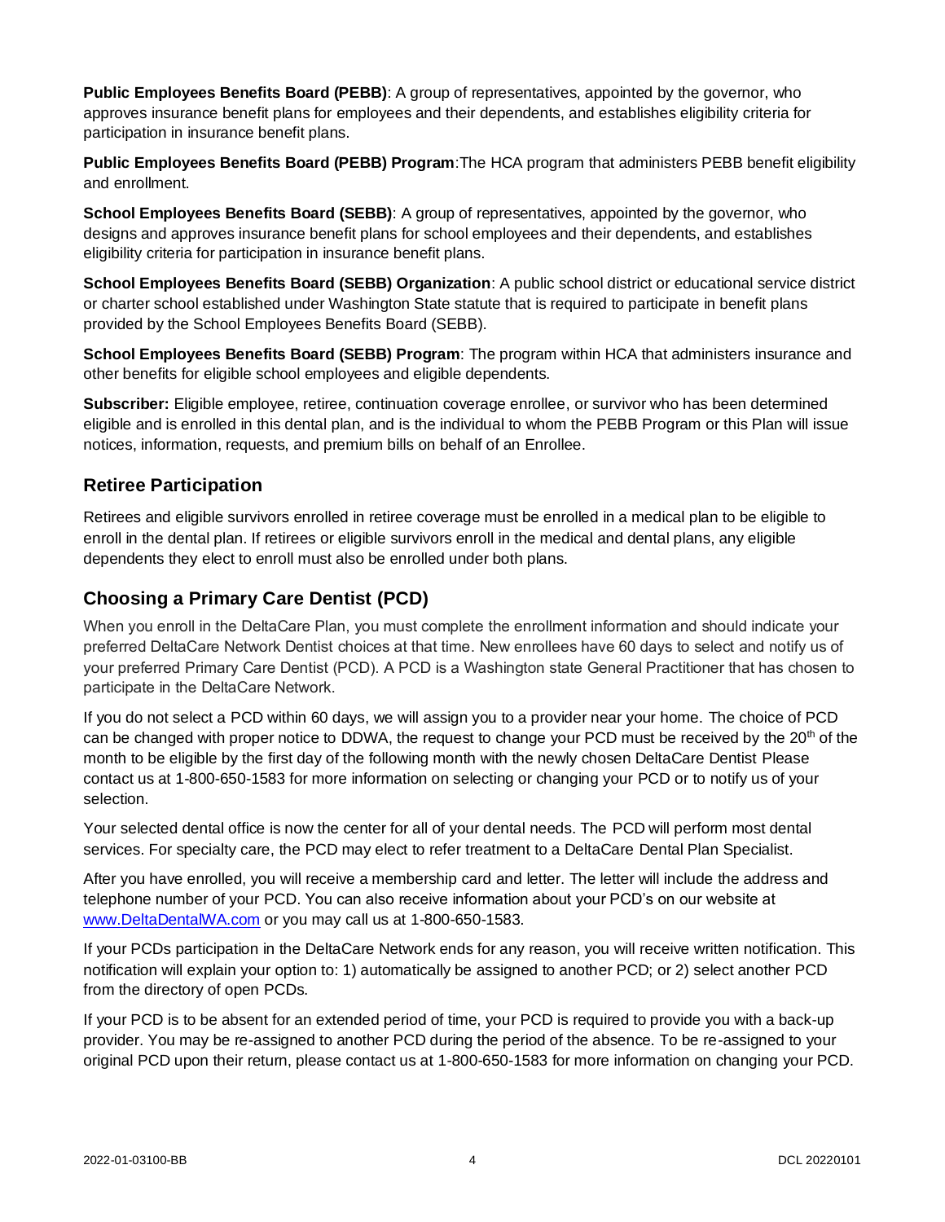**Public Employees Benefits Board (PEBB)**: A group of representatives, appointed by the governor, who approves insurance benefit plans for employees and their dependents, and establishes eligibility criteria for participation in insurance benefit plans.

**Public Employees Benefits Board (PEBB) Program**:The HCA program that administers PEBB benefit eligibility and enrollment.

**School Employees Benefits Board (SEBB)**: A group of representatives, appointed by the governor, who designs and approves insurance benefit plans for school employees and their dependents, and establishes eligibility criteria for participation in insurance benefit plans.

**School Employees Benefits Board (SEBB) Organization**: A public school district or educational service district or charter school established under Washington State statute that is required to participate in benefit plans provided by the School Employees Benefits Board (SEBB).

**School Employees Benefits Board (SEBB) Program**: The program within HCA that administers insurance and other benefits for eligible school employees and eligible dependents.

**Subscriber:** Eligible employee, retiree, continuation coverage enrollee, or survivor who has been determined eligible and is enrolled in this dental plan, and is the individual to whom the PEBB Program or this Plan will issue notices, information, requests, and premium bills on behalf of an Enrollee.

## Retiree Participation

Retirees and eligible survivors enrolled in retiree coverage must be enrolled in a medical plan to be eligible to enroll in the dental plan. If retirees or eligible survivors enroll in the medical and dental plans, any eligible dependents they elect to enroll must also be enrolled under both plans.

## Choosing a Primary Care Dentist (PCD)

When you enroll in the DeltaCare Plan, you must complete the enrollment information and should indicate your preferred DeltaCare Network Dentist choices at that time. New enrollees have 60 days to select and notify us of your preferred Primary Care Dentist (PCD). A PCD is a Washington state General Practitioner that has chosen to participate in the DeltaCare Network.

If you do not select a PCD within 60 days, we will assign you to a provider near your home. The choice of PCD can be changed with proper notice to DDWA, the request to change your PCD must be received by the 20th of the month to be eligible by the first day of the following month with the newly chosen DeltaCare Dentist Please contact us at 1-800-650-1583 for more information on selecting or changing your PCD or to notify us of your selection.

Your selected dental office is now the center for all of your dental needs. The PCD will perform most dental services. For specialty care, the PCD may elect to refer treatment to a DeltaCare Dental Plan Specialist.

After you have enrolled, you will receive a membership card and letter. The letter will include the address and telephone number of your PCD. You can also receive information about your PCD's on our website at www.DeltaDentalWA.com or you may call us at 1-800-650-1583.

If your PCDs participation in the DeltaCare Network ends for any reason, you will receive written notification. This notification will explain your option to: 1) automatically be assigned to another PCD; or 2) select another PCD from the directory of open PCDs.

If your PCD is to be absent for an extended period of time, your PCD is required to provide you with a back-up provider. You may be re-assigned to another PCD during the period of the absence. To be re-assigned to your original PCD upon their return, please contact us at 1-800-650-1583 for more information on changing your PCD.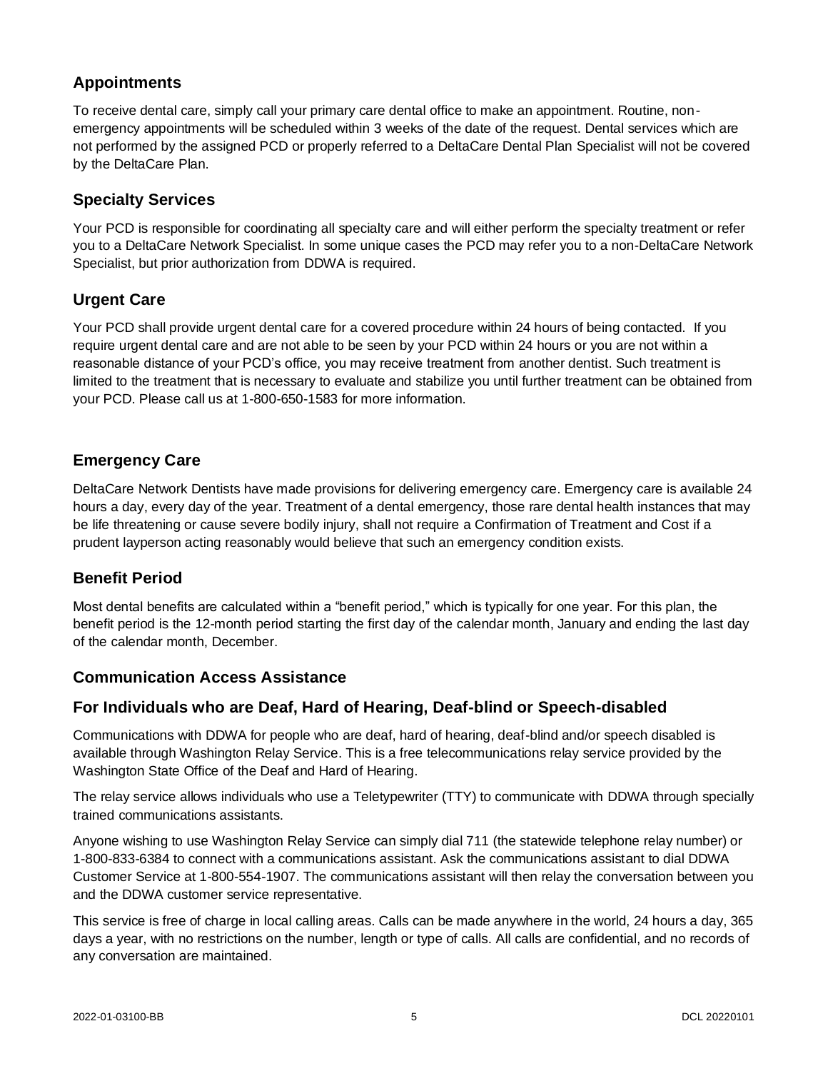## Appointments

To receive dental care, simply call your primary care dental office to make an appointment. Routine, non-emergency appointments will be scheduled within 3 weeks of the date of the request. Dental services which are not performed by the assigned PCD or properly referred to a DeltaCare Dental Plan Specialist will not be covered by the DeltaCare Plan.

## Specialty Services

Your PCD is responsible for coordinating all specialty care and will either perform the specialty treatment or refer you to a DeltaCare Network Specialist. In some unique cases the PCD may refer you to a non-DeltaCare Network Specialist, but prior authorization from DDWA is required.

## Urgent Care

Your PCD shall provide urgent dental care for a covered procedure within 24 hours of being contacted. If you require urgent dental care and are not able to be seen by your PCD within 24 hours or you are not within a reasonable distance of your PCD's office, you may receive treatment from another dentist. Such treatment is limited to the treatment that is necessary to evaluate and stabilize you until further treatment can be obtained from your PCD. Please call us at 1-800-650-1583 for more information.

## Emergency Care

DeltaCare Network Dentists have made provisions for delivering emergency care. Emergency care is available 24 hours a day, every day of the year. Treatment of a dental emergency, those rare dental health instances that may be life threatening or cause severe bodily injury, shall not require a Confirmation of Treatment and Cost if a prudent layperson acting reasonably would believe that such an emergency condition exists.

## Benefit Period

Most dental benefits are calculated within a "benefit period," which is typically for one year. For this plan, the benefit period is the 12-month period starting the first day of the calendar month, January and ending the last day of the calendar month, December.

## Communication Access Assistance

## For Individuals who are Deaf, Hard of Hearing, Deaf-blind or Speech-disabled

Communications with DDWA for people who are deaf, hard of hearing, deaf-blind and/or speech disabled is available through Washington Relay Service. This is a free telecommunications relay service provided by the Washington State Office of the Deaf and Hard of Hearing.

The relay service allows individuals who use a Teletypewriter (TTY) to communicate with DDWA through specially trained communications assistants.

Anyone wishing to use Washington Relay Service can simply dial 711 (the statewide telephone relay number) or 1-800-833-6384 to connect with a communications assistant. Ask the communications assistant to dial DDWA Customer Service at 1-800-554-1907. The communications assistant will then relay the conversation between you and the DDWA customer service representative.

This service is free of charge in local calling areas. Calls can be made anywhere in the world, 24 hours a day, 365 days a year, with no restrictions on the number, length or type of calls. All calls are confidential, and no records of any conversation are maintained.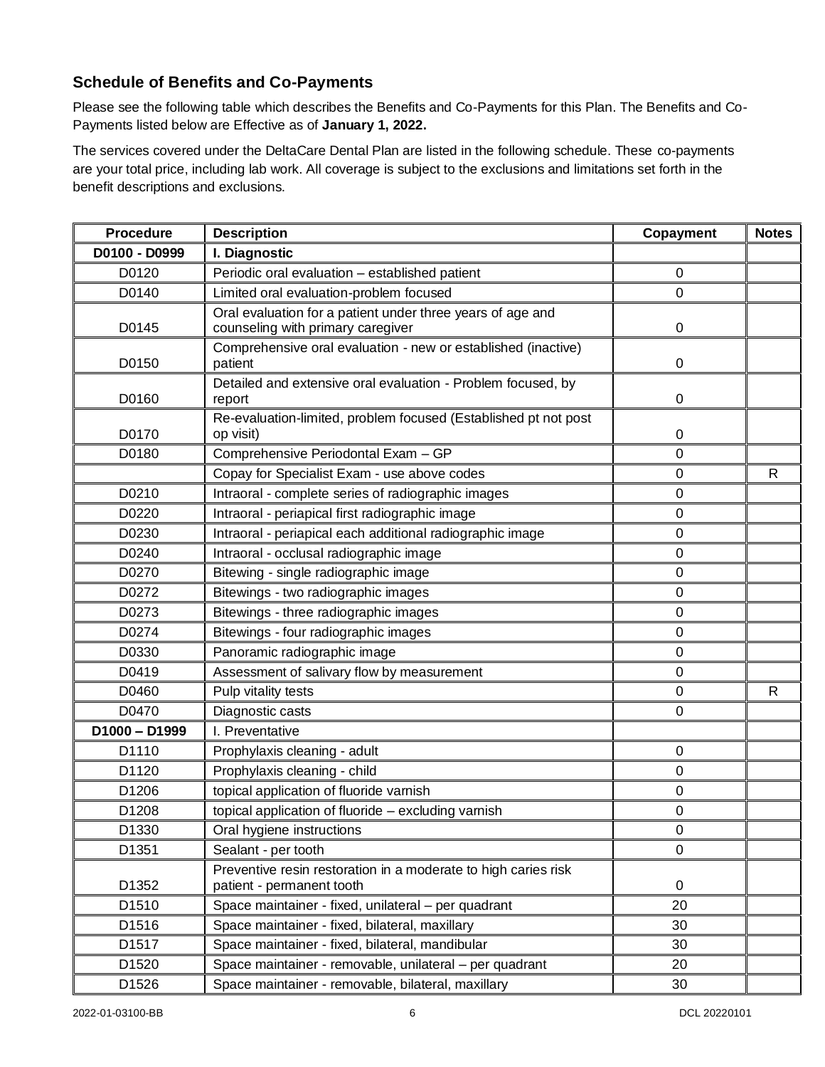## Schedule of Benefits and Co-Payments

Please see the following table which describes the Benefits and Co-Payments for this Plan. The Benefits and Co-Payments listed below are Effective as of **January 1, 2022.**

The services covered under the DeltaCare Dental Plan are listed in the following schedule. These co-payments are your total price, including lab work. All coverage is subject to the exclusions and limitations set forth in the benefit descriptions and exclusions.

| Procedure | Description | Copayment | Notes |
|---|---|---|---|
| **D0100 - D0999** | **I. Diagnostic** | | |
| D0120 | Periodic oral evaluation – established patient | 0 | |
| D0140 | Limited oral evaluation-problem focused | 0 | |
| D0145 | Oral evaluation for a patient under three years of age and counseling with primary caregiver | 0 | |
| D0150 | Comprehensive oral evaluation - new or established (inactive) patient | 0 | |
| D0160 | Detailed and extensive oral evaluation - Problem focused, by report | 0 | |
| D0170 | Re-evaluation-limited, problem focused (Established pt not post op visit) | 0 | |
| D0180 | Comprehensive Periodontal Exam – GP | 0 | |
| | Copay for Specialist Exam - use above codes | 0 | R |
| D0210 | Intraoral - complete series of radiographic images | 0 | |
| D0220 | Intraoral - periapical first radiographic image | 0 | |
| D0230 | Intraoral - periapical each additional radiographic image | 0 | |
| D0240 | Intraoral - occlusal radiographic image | 0 | |
| D0270 | Bitewing - single radiographic image | 0 | |
| D0272 | Bitewings - two radiographic images | 0 | |
| D0273 | Bitewings - three radiographic images | 0 | |
| D0274 | Bitewings - four radiographic images | 0 | |
| D0330 | Panoramic radiographic image | 0 | |
| D0419 | Assessment of salivary flow by measurement | 0 | |
| D0460 | Pulp vitality tests | 0 | R |
| D0470 | Diagnostic casts | 0 | |
| **D1000 – D1999** | I. Preventative | | |
| D1110 | Prophylaxis cleaning - adult | 0 | |
| D1120 | Prophylaxis cleaning - child | 0 | |
| D1206 | topical application of fluoride varnish | 0 | |
| D1208 | topical application of fluoride – excluding varnish | 0 | |
| D1330 | Oral hygiene instructions | 0 | |
| D1351 | Sealant - per tooth | 0 | |
| D1352 | Preventive resin restoration in a moderate to high caries risk patient - permanent tooth | 0 | |
| D1510 | Space maintainer - fixed, unilateral – per quadrant | 20 | |
| D1516 | Space maintainer - fixed, bilateral, maxillary | 30 | |
| D1517 | Space maintainer - fixed, bilateral, mandibular | 30 | |
| D1520 | Space maintainer - removable, unilateral – per quadrant | 20 | |
| D1526 | Space maintainer - removable, bilateral, maxillary | 30 | |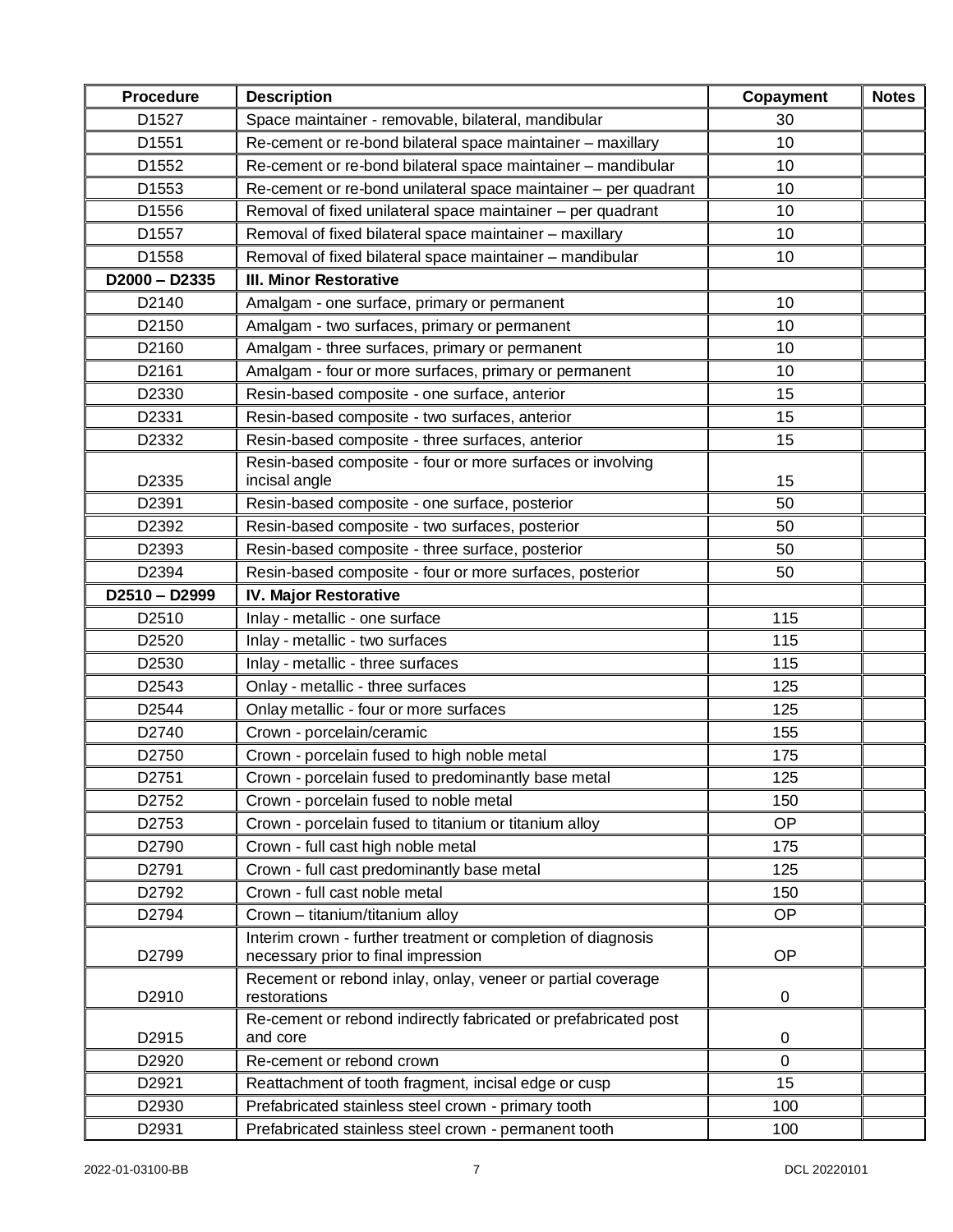| Procedure | Description | Copayment | Notes |
|---|---|---|---|
| D1527 | Space maintainer - removable, bilateral, mandibular | 30 | |
| D1551 | Re-cement or re-bond bilateral space maintainer – maxillary | 10 | |
| D1552 | Re-cement or re-bond bilateral space maintainer – mandibular | 10 | |
| D1553 | Re-cement or re-bond unilateral space maintainer – per quadrant | 10 | |
| D1556 | Removal of fixed unilateral space maintainer – per quadrant | 10 | |
| D1557 | Removal of fixed bilateral space maintainer – maxillary | 10 | |
| D1558 | Removal of fixed bilateral space maintainer – mandibular | 10 | |
| **D2000 – D2335** | **III. Minor Restorative** | | |
| D2140 | Amalgam - one surface, primary or permanent | 10 | |
| D2150 | Amalgam - two surfaces, primary or permanent | 10 | |
| D2160 | Amalgam - three surfaces, primary or permanent | 10 | |
| D2161 | Amalgam - four or more surfaces, primary or permanent | 10 | |
| D2330 | Resin-based composite - one surface, anterior | 15 | |
| D2331 | Resin-based composite - two surfaces, anterior | 15 | |
| D2332 | Resin-based composite - three surfaces, anterior | 15 | |
| D2335 | Resin-based composite - four or more surfaces or involving incisal angle | 15 | |
| D2391 | Resin-based composite - one surface, posterior | 50 | |
| D2392 | Resin-based composite - two surfaces, posterior | 50 | |
| D2393 | Resin-based composite - three surface, posterior | 50 | |
| D2394 | Resin-based composite - four or more surfaces, posterior | 50 | |
| **D2510 – D2999** | **IV. Major Restorative** | | |
| D2510 | Inlay - metallic - one surface | 115 | |
| D2520 | Inlay - metallic - two surfaces | 115 | |
| D2530 | Inlay - metallic - three surfaces | 115 | |
| D2543 | Onlay - metallic - three surfaces | 125 | |
| D2544 | Onlay metallic - four or more surfaces | 125 | |
| D2740 | Crown - porcelain/ceramic | 155 | |
| D2750 | Crown - porcelain fused to high noble metal | 175 | |
| D2751 | Crown - porcelain fused to predominantly base metal | 125 | |
| D2752 | Crown - porcelain fused to noble metal | 150 | |
| D2753 | Crown - porcelain fused to titanium or titanium alloy | OP | |
| D2790 | Crown - full cast high noble metal | 175 | |
| D2791 | Crown - full cast predominantly base metal | 125 | |
| D2792 | Crown - full cast noble metal | 150 | |
| D2794 | Crown – titanium/titanium alloy | OP | |
| D2799 | Interim crown - further treatment or completion of diagnosis necessary prior to final impression | OP | |
| D2910 | Recement or rebond inlay, onlay, veneer or partial coverage restorations | 0 | |
| D2915 | Re-cement or rebond indirectly fabricated or prefabricated post and core | 0 | |
| D2920 | Re-cement or rebond crown | 0 | |
| D2921 | Reattachment of tooth fragment, incisal edge or cusp | 15 | |
| D2930 | Prefabricated stainless steel crown - primary tooth | 100 | |
| D2931 | Prefabricated stainless steel crown - permanent tooth | 100 | |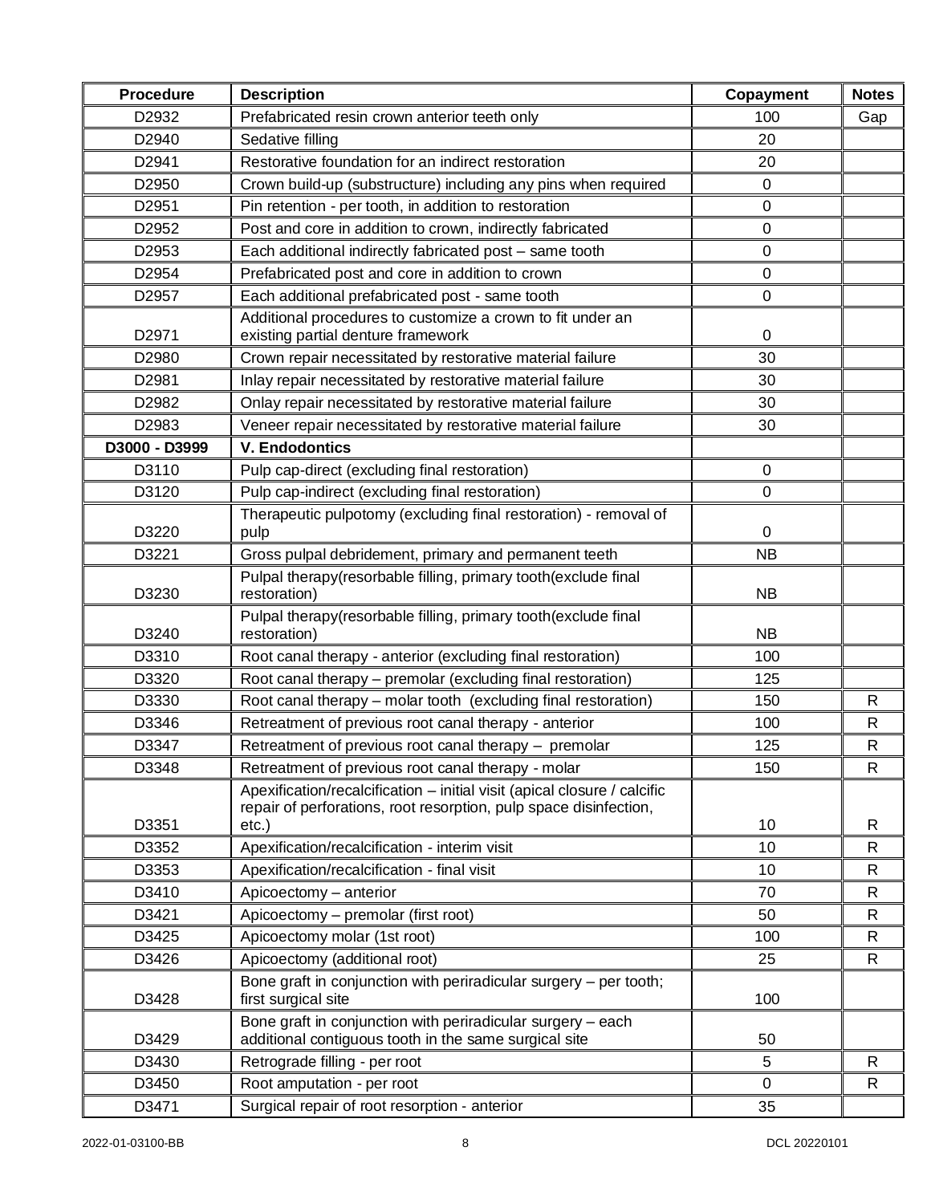| Procedure | Description | Copayment | Notes |
|---|---|---|---|
| D2932 | Prefabricated resin crown anterior teeth only | 100 | Gap |
| D2940 | Sedative filling | 20 | |
| D2941 | Restorative foundation for an indirect restoration | 20 | |
| D2950 | Crown build-up (substructure) including any pins when required | 0 | |
| D2951 | Pin retention - per tooth, in addition to restoration | 0 | |
| D2952 | Post and core in addition to crown, indirectly fabricated | 0 | |
| D2953 | Each additional indirectly fabricated post – same tooth | 0 | |
| D2954 | Prefabricated post and core in addition to crown | 0 | |
| D2957 | Each additional prefabricated post - same tooth | 0 | |
| D2971 | Additional procedures to customize a crown to fit under an existing partial denture framework | 0 | |
| D2980 | Crown repair necessitated by restorative material failure | 30 | |
| D2981 | Inlay repair necessitated by restorative material failure | 30 | |
| D2982 | Onlay repair necessitated by restorative material failure | 30 | |
| D2983 | Veneer repair necessitated by restorative material failure | 30 | |
| **D3000 - D3999** | **V. Endodontics** | | |
| D3110 | Pulp cap-direct (excluding final restoration) | 0 | |
| D3120 | Pulp cap-indirect (excluding final restoration) | 0 | |
| D3220 | Therapeutic pulpotomy (excluding final restoration) - removal of pulp | 0 | |
| D3221 | Gross pulpal debridement, primary and permanent teeth | NB | |
| D3230 | Pulpal therapy(resorbable filling, primary tooth(exclude final restoration) | NB | |
| D3240 | Pulpal therapy(resorbable filling, primary tooth(exclude final restoration) | NB | |
| D3310 | Root canal therapy - anterior (excluding final restoration) | 100 | |
| D3320 | Root canal therapy – premolar (excluding final restoration) | 125 | |
| D3330 | Root canal therapy – molar tooth (excluding final restoration) | 150 | R |
| D3346 | Retreatment of previous root canal therapy - anterior | 100 | R |
| D3347 | Retreatment of previous root canal therapy – premolar | 125 | R |
| D3348 | Retreatment of previous root canal therapy - molar | 150 | R |
| D3351 | Apexification/recalcification – initial visit (apical closure / calcific repair of perforations, root resorption, pulp space disinfection, etc.) | 10 | R |
| D3352 | Apexification/recalcification - interim visit | 10 | R |
| D3353 | Apexification/recalcification - final visit | 10 | R |
| D3410 | Apicoectomy – anterior | 70 | R |
| D3421 | Apicoectomy – premolar (first root) | 50 | R |
| D3425 | Apicoectomy molar (1st root) | 100 | R |
| D3426 | Apicoectomy (additional root) | 25 | R |
| D3428 | Bone graft in conjunction with periradicular surgery – per tooth; first surgical site | 100 | |
| D3429 | Bone graft in conjunction with periradicular surgery – each additional contiguous tooth in the same surgical site | 50 | |
| D3430 | Retrograde filling - per root | 5 | R |
| D3450 | Root amputation - per root | 0 | R |
| D3471 | Surgical repair of root resorption - anterior | 35 | |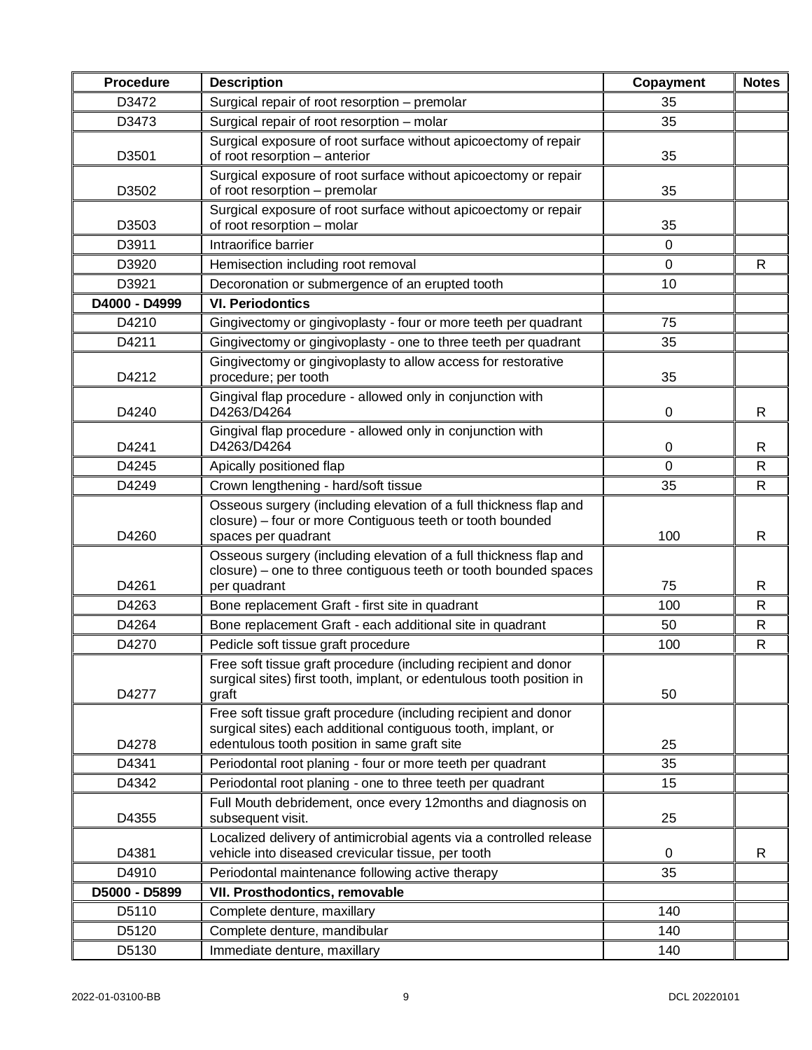| Procedure | Description | Copayment | Notes |
| --- | --- | --- | --- |
| D3472 | Surgical repair of root resorption – premolar | 35 | |
| D3473 | Surgical repair of root resorption – molar | 35 | |
| D3501 | Surgical exposure of root surface without apicoectomy of repair of root resorption – anterior | 35 | |
| D3502 | Surgical exposure of root surface without apicoectomy or repair of root resorption – premolar | 35 | |
| D3503 | Surgical exposure of root surface without apicoectomy or repair of root resorption – molar | 35 | |
| D3911 | Intraorifice barrier | 0 | |
| D3920 | Hemisection including root removal | 0 | R |
| D3921 | Decoronation or submergence of an erupted tooth | 10 | |
| **D4000 - D4999** | **VI. Periodontics** | | |
| D4210 | Gingivectomy or gingivoplasty - four or more teeth per quadrant | 75 | |
| D4211 | Gingivectomy or gingivoplasty - one to three teeth per quadrant | 35 | |
| D4212 | Gingivectomy or gingivoplasty to allow access for restorative procedure; per tooth | 35 | |
| D4240 | Gingival flap procedure - allowed only in conjunction with D4263/D4264 | 0 | R |
| D4241 | Gingival flap procedure - allowed only in conjunction with D4263/D4264 | 0 | R |
| D4245 | Apically positioned flap | 0 | R |
| D4249 | Crown lengthening - hard/soft tissue | 35 | R |
| D4260 | Osseous surgery (including elevation of a full thickness flap and closure) – four or more Contiguous teeth or tooth bounded spaces per quadrant | 100 | R |
| D4261 | Osseous surgery (including elevation of a full thickness flap and closure) – one to three contiguous teeth or tooth bounded spaces per quadrant | 75 | R |
| D4263 | Bone replacement Graft - first site in quadrant | 100 | R |
| D4264 | Bone replacement Graft - each additional site in quadrant | 50 | R |
| D4270 | Pedicle soft tissue graft procedure | 100 | R |
| D4277 | Free soft tissue graft procedure (including recipient and donor surgical sites) first tooth, implant, or edentulous tooth position in graft | 50 | |
| D4278 | Free soft tissue graft procedure (including recipient and donor surgical sites) each additional contiguous tooth, implant, or edentulous tooth position in same graft site | 25 | |
| D4341 | Periodontal root planing - four or more teeth per quadrant | 35 | |
| D4342 | Periodontal root planing - one to three teeth per quadrant | 15 | |
| D4355 | Full Mouth debridement, once every 12months and diagnosis on subsequent visit. | 25 | |
| D4381 | Localized delivery of antimicrobial agents via a controlled release vehicle into diseased crevicular tissue, per tooth | 0 | R |
| D4910 | Periodontal maintenance following active therapy | 35 | |
| **D5000 - D5899** | **VII. Prosthodontics, removable** | | |
| D5110 | Complete denture, maxillary | 140 | |
| D5120 | Complete denture, mandibular | 140 | |
| D5130 | Immediate denture, maxillary | 140 | |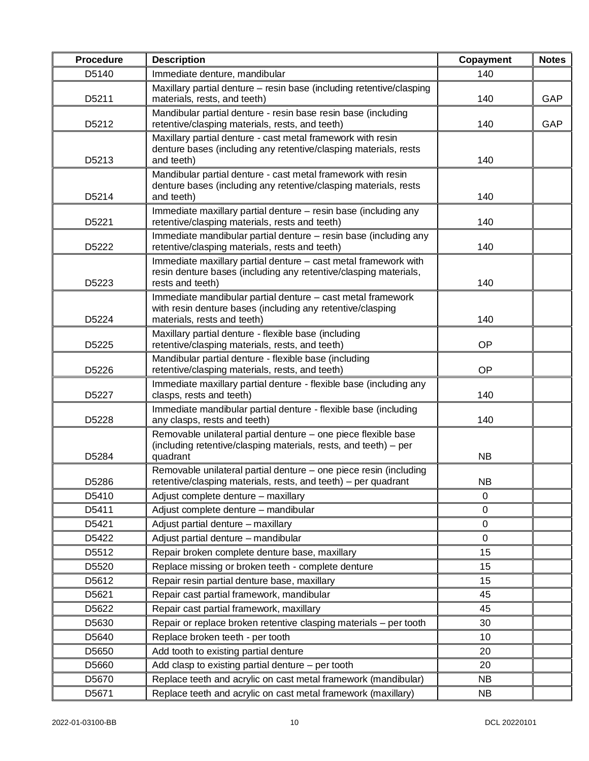| Procedure | Description | Copayment | Notes |
|---|---|---|---|
| D5140 | Immediate denture, mandibular | 140 | |
| D5211 | Maxillary partial denture – resin base (including retentive/clasping materials, rests, and teeth) | 140 | GAP |
| D5212 | Mandibular partial denture - resin base resin base (including retentive/clasping materials, rests, and teeth) | 140 | GAP |
| D5213 | Maxillary partial denture - cast metal framework with resin denture bases (including any retentive/clasping materials, rests and teeth) | 140 | |
| D5214 | Mandibular partial denture - cast metal framework with resin denture bases (including any retentive/clasping materials, rests and teeth) | 140 | |
| D5221 | Immediate maxillary partial denture – resin base (including any retentive/clasping materials, rests and teeth) | 140 | |
| D5222 | Immediate mandibular partial denture – resin base (including any retentive/clasping materials, rests and teeth) | 140 | |
| D5223 | Immediate maxillary partial denture – cast metal framework with resin denture bases (including any retentive/clasping materials, rests and teeth) | 140 | |
| D5224 | Immediate mandibular partial denture – cast metal framework with resin denture bases (including any retentive/clasping materials, rests and teeth) | 140 | |
| D5225 | Maxillary partial denture - flexible base (including retentive/clasping materials, rests, and teeth) | OP | |
| D5226 | Mandibular partial denture - flexible base (including retentive/clasping materials, rests, and teeth) | OP | |
| D5227 | Immediate maxillary partial denture - flexible base (including any clasps, rests and teeth) | 140 | |
| D5228 | Immediate mandibular partial denture - flexible base (including any clasps, rests and teeth) | 140 | |
| D5284 | Removable unilateral partial denture – one piece flexible base (including retentive/clasping materials, rests, and teeth) – per quadrant | NB | |
| D5286 | Removable unilateral partial denture – one piece resin (including retentive/clasping materials, rests, and teeth) – per quadrant | NB | |
| D5410 | Adjust complete denture – maxillary | 0 | |
| D5411 | Adjust complete denture – mandibular | 0 | |
| D5421 | Adjust partial denture – maxillary | 0 | |
| D5422 | Adjust partial denture – mandibular | 0 | |
| D5512 | Repair broken complete denture base, maxillary | 15 | |
| D5520 | Replace missing or broken teeth - complete denture | 15 | |
| D5612 | Repair resin partial denture base, maxillary | 15 | |
| D5621 | Repair cast partial framework, mandibular | 45 | |
| D5622 | Repair cast partial framework, maxillary | 45 | |
| D5630 | Repair or replace broken retentive clasping materials – per tooth | 30 | |
| D5640 | Replace broken teeth - per tooth | 10 | |
| D5650 | Add tooth to existing partial denture | 20 | |
| D5660 | Add clasp to existing partial denture – per tooth | 20 | |
| D5670 | Replace teeth and acrylic on cast metal framework (mandibular) | NB | |
| D5671 | Replace teeth and acrylic on cast metal framework (maxillary) | NB | |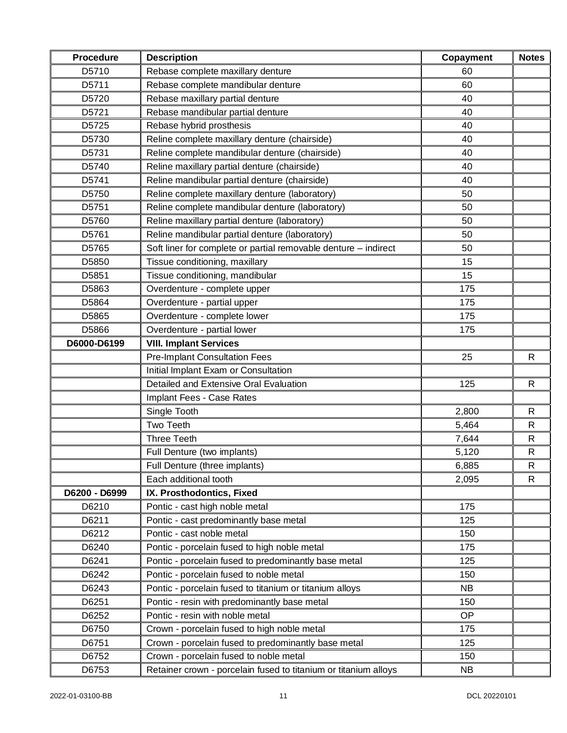| Procedure | Description | Copayment | Notes |
|---|---|---|---|
| D5710 | Rebase complete maxillary denture | 60 | |
| D5711 | Rebase complete mandibular denture | 60 | |
| D5720 | Rebase maxillary partial denture | 40 | |
| D5721 | Rebase mandibular partial denture | 40 | |
| D5725 | Rebase hybrid prosthesis | 40 | |
| D5730 | Reline complete maxillary denture (chairside) | 40 | |
| D5731 | Reline complete mandibular denture (chairside) | 40 | |
| D5740 | Reline maxillary partial denture (chairside) | 40 | |
| D5741 | Reline mandibular partial denture (chairside) | 40 | |
| D5750 | Reline complete maxillary denture (laboratory) | 50 | |
| D5751 | Reline complete mandibular denture (laboratory) | 50 | |
| D5760 | Reline maxillary partial denture (laboratory) | 50 | |
| D5761 | Reline mandibular partial denture (laboratory) | 50 | |
| D5765 | Soft liner for complete or partial removable denture – indirect | 50 | |
| D5850 | Tissue conditioning, maxillary | 15 | |
| D5851 | Tissue conditioning, mandibular | 15 | |
| D5863 | Overdenture - complete upper | 175 | |
| D5864 | Overdenture - partial upper | 175 | |
| D5865 | Overdenture - complete lower | 175 | |
| D5866 | Overdenture - partial lower | 175 | |
| **D6000-D6199** | **VIII. Implant Services** | | |
| | Pre-Implant Consultation Fees | 25 | R |
| | Initial Implant Exam or Consultation | | |
| | Detailed and Extensive Oral Evaluation | 125 | R |
| | Implant Fees - Case Rates | | |
| | Single Tooth | 2,800 | R |
| | Two Teeth | 5,464 | R |
| | Three Teeth | 7,644 | R |
| | Full Denture (two implants) | 5,120 | R |
| | Full Denture (three implants) | 6,885 | R |
| | Each additional tooth | 2,095 | R |
| **D6200 - D6999** | **IX. Prosthodontics, Fixed** | | |
| D6210 | Pontic - cast high noble metal | 175 | |
| D6211 | Pontic - cast predominantly base metal | 125 | |
| D6212 | Pontic - cast noble metal | 150 | |
| D6240 | Pontic - porcelain fused to high noble metal | 175 | |
| D6241 | Pontic - porcelain fused to predominantly base metal | 125 | |
| D6242 | Pontic - porcelain fused to noble metal | 150 | |
| D6243 | Pontic - porcelain fused to titanium or titanium alloys | NB | |
| D6251 | Pontic - resin with predominantly base metal | 150 | |
| D6252 | Pontic - resin with noble metal | OP | |
| D6750 | Crown - porcelain fused to high noble metal | 175 | |
| D6751 | Crown - porcelain fused to predominantly base metal | 125 | |
| D6752 | Crown - porcelain fused to noble metal | 150 | |
| D6753 | Retainer crown - porcelain fused to titanium or titanium alloys | NB | |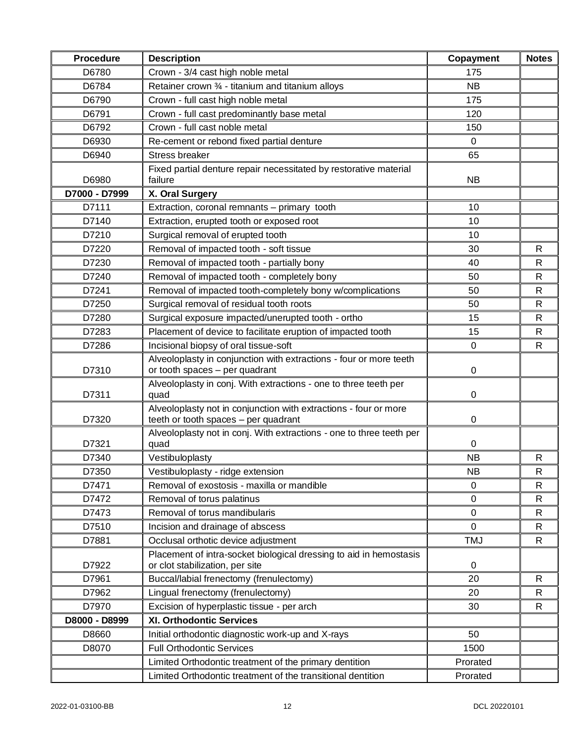| Procedure | Description | Copayment | Notes |
|---|---|---|---|
| D6780 | Crown - 3/4 cast high noble metal | 175 | |
| D6784 | Retainer crown ¾ - titanium and titanium alloys | NB | |
| D6790 | Crown - full cast high noble metal | 175 | |
| D6791 | Crown - full cast predominantly base metal | 120 | |
| D6792 | Crown - full cast noble metal | 150 | |
| D6930 | Re-cement or rebond fixed partial denture | 0 | |
| D6940 | Stress breaker | 65 | |
| D6980 | Fixed partial denture repair necessitated by restorative material failure | NB | |
| **D7000 - D7999** | **X. Oral Surgery** | | |
| D7111 | Extraction, coronal remnants – primary tooth | 10 | |
| D7140 | Extraction, erupted tooth or exposed root | 10 | |
| D7210 | Surgical removal of erupted tooth | 10 | |
| D7220 | Removal of impacted tooth - soft tissue | 30 | R |
| D7230 | Removal of impacted tooth - partially bony | 40 | R |
| D7240 | Removal of impacted tooth - completely bony | 50 | R |
| D7241 | Removal of impacted tooth-completely bony w/complications | 50 | R |
| D7250 | Surgical removal of residual tooth roots | 50 | R |
| D7280 | Surgical exposure impacted/unerupted tooth - ortho | 15 | R |
| D7283 | Placement of device to facilitate eruption of impacted tooth | 15 | R |
| D7286 | Incisional biopsy of oral tissue-soft | 0 | R |
| D7310 | Alveoloplasty in conjunction with extractions - four or more teeth or tooth spaces – per quadrant | 0 | |
| D7311 | Alveoloplasty in conj. With extractions - one to three teeth per quad | 0 | |
| D7320 | Alveoloplasty not in conjunction with extractions - four or more teeth or tooth spaces – per quadrant | 0 | |
| D7321 | Alveoloplasty not in conj. With extractions - one to three teeth per quad | 0 | |
| D7340 | Vestibuloplasty | NB | R |
| D7350 | Vestibuloplasty - ridge extension | NB | R |
| D7471 | Removal of exostosis - maxilla or mandible | 0 | R |
| D7472 | Removal of torus palatinus | 0 | R |
| D7473 | Removal of torus mandibularis | 0 | R |
| D7510 | Incision and drainage of abscess | 0 | R |
| D7881 | Occlusal orthotic device adjustment | TMJ | R |
| D7922 | Placement of intra-socket biological dressing to aid in hemostasis or clot stabilization, per site | 0 | |
| D7961 | Buccal/labial frenectomy (frenulectomy) | 20 | R |
| D7962 | Lingual frenectomy (frenulectomy) | 20 | R |
| D7970 | Excision of hyperplastic tissue - per arch | 30 | R |
| **D8000 - D8999** | **XI. Orthodontic Services** | | |
| D8660 | Initial orthodontic diagnostic work-up and X-rays | 50 | |
| D8070 | Full Orthodontic Services | 1500 | |
| | Limited Orthodontic treatment of the primary dentition | Prorated | |
| | Limited Orthodontic treatment of the transitional dentition | Prorated | |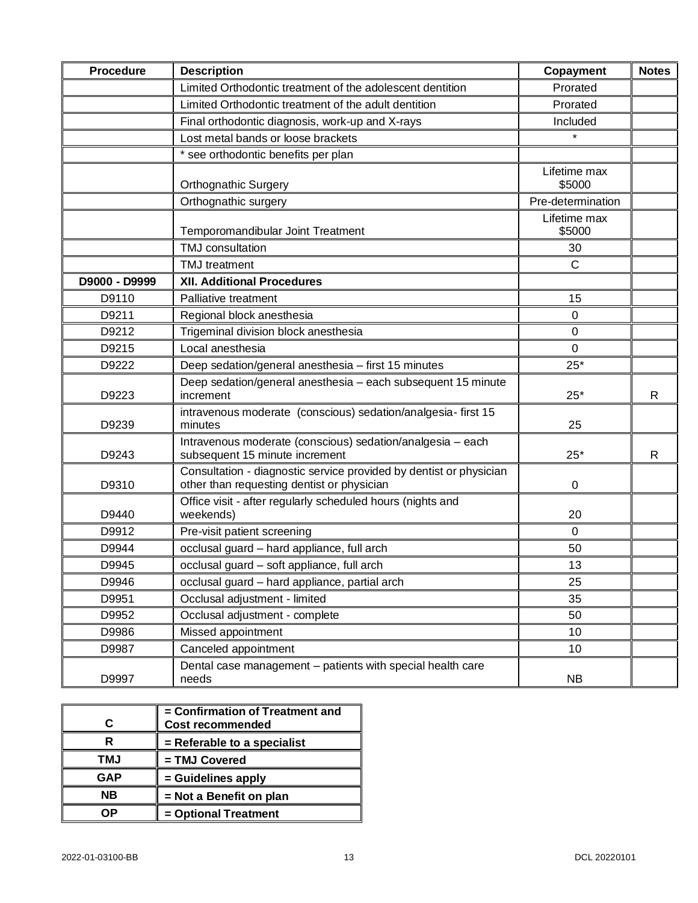| Procedure | Description | Copayment | Notes |
|---|---|---|---|
| | Limited Orthodontic treatment of the adolescent dentition | Prorated | |
| | Limited Orthodontic treatment of the adult dentition | Prorated | |
| | Final orthodontic diagnosis, work-up and X-rays | Included | |
| | Lost metal bands or loose brackets | * | |
| | * see orthodontic benefits per plan | | |
| | Orthognathic Surgery | Lifetime max $5000 | |
| | Orthognathic surgery | Pre-determination | |
| | Temporomandibular Joint Treatment | Lifetime max $5000 | |
| | TMJ consultation | 30 | |
| | TMJ treatment | C | |
| **D9000 - D9999** | **XII. Additional Procedures** | | |
| D9110 | Palliative treatment | 15 | |
| D9211 | Regional block anesthesia | 0 | |
| D9212 | Trigeminal division block anesthesia | 0 | |
| D9215 | Local anesthesia | 0 | |
| D9222 | Deep sedation/general anesthesia – first 15 minutes | 25* | |
| D9223 | Deep sedation/general anesthesia – each subsequent 15 minute increment | 25* | R |
| D9239 | intravenous moderate (conscious) sedation/analgesia- first 15 minutes | 25 | |
| D9243 | Intravenous moderate (conscious) sedation/analgesia – each subsequent 15 minute increment | 25* | R |
| D9310 | Consultation - diagnostic service provided by dentist or physician other than requesting dentist or physician | 0 | |
| D9440 | Office visit - after regularly scheduled hours (nights and weekends) | 20 | |
| D9912 | Pre-visit patient screening | 0 | |
| D9944 | occlusal guard – hard appliance, full arch | 50 | |
| D9945 | occlusal guard – soft appliance, full arch | 13 | |
| D9946 | occlusal guard – hard appliance, partial arch | 25 | |
| D9951 | Occlusal adjustment - limited | 35 | |
| D9952 | Occlusal adjustment - complete | 50 | |
| D9986 | Missed appointment | 10 | |
| D9987 | Canceled appointment | 10 | |
| D9997 | Dental case management – patients with special health care needs | NB | |

| | |
|---|---|
| **C** | **= Confirmation of Treatment and Cost recommended** |
| **R** | **= Referable to a specialist** |
| **TMJ** | **= TMJ Covered** |
| **GAP** | **= Guidelines apply** |
| **NB** | **= Not a Benefit on plan** |
| **OP** | **= Optional Treatment** |

2022-01-03100-BB DCL 20220101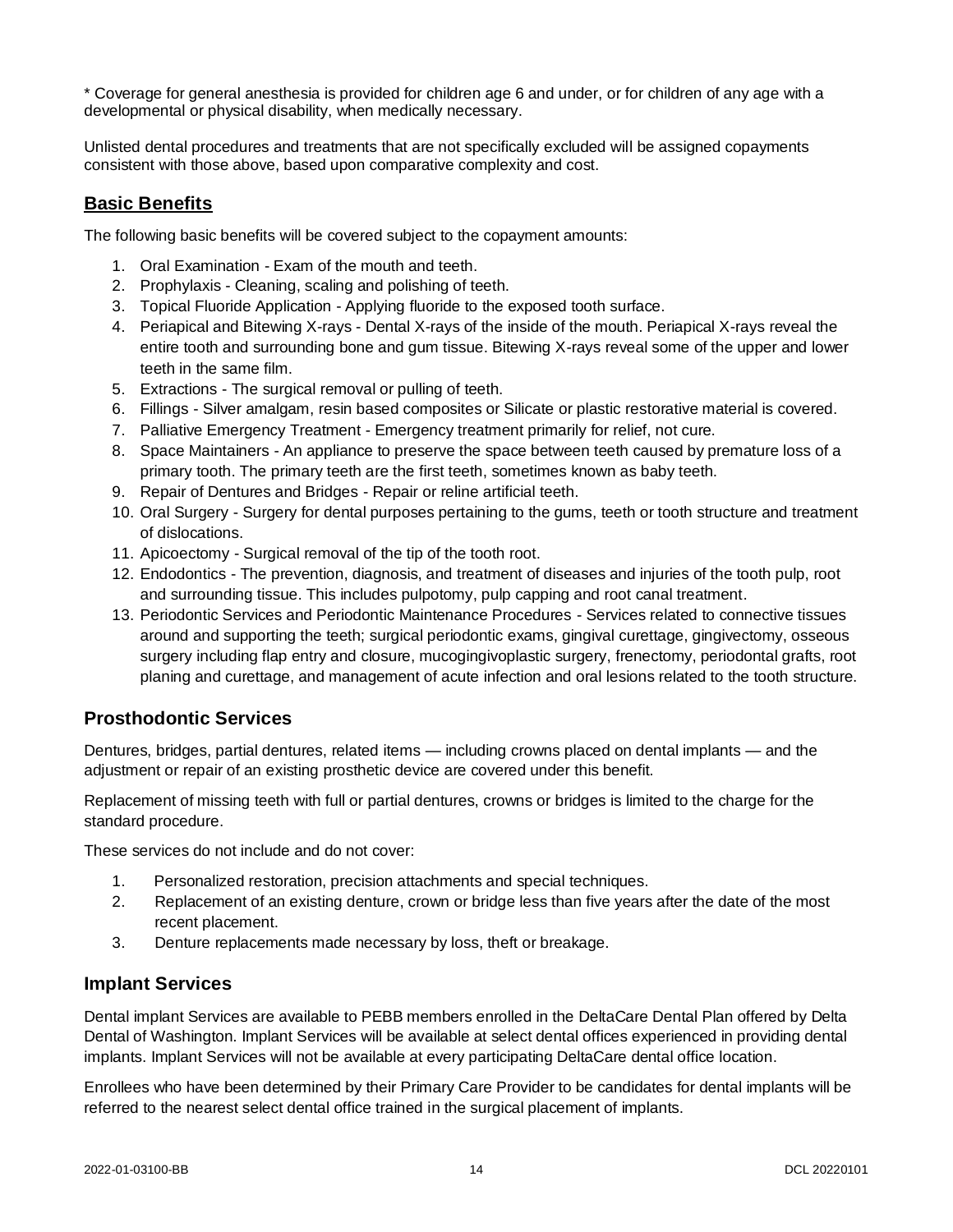* Coverage for general anesthesia is provided for children age 6 and under, or for children of any age with a developmental or physical disability, when medically necessary.

Unlisted dental procedures and treatments that are not specifically excluded will be assigned copayments consistent with those above, based upon comparative complexity and cost.

## Basic Benefits

The following basic benefits will be covered subject to the copayment amounts:

1. Oral Examination - Exam of the mouth and teeth.
2. Prophylaxis - Cleaning, scaling and polishing of teeth.
3. Topical Fluoride Application - Applying fluoride to the exposed tooth surface.
4. Periapical and Bitewing X-rays - Dental X-rays of the inside of the mouth. Periapical X-rays reveal the entire tooth and surrounding bone and gum tissue. Bitewing X-rays reveal some of the upper and lower teeth in the same film.
5. Extractions - The surgical removal or pulling of teeth.
6. Fillings - Silver amalgam, resin based composites or Silicate or plastic restorative material is covered.
7. Palliative Emergency Treatment - Emergency treatment primarily for relief, not cure.
8. Space Maintainers - An appliance to preserve the space between teeth caused by premature loss of a primary tooth. The primary teeth are the first teeth, sometimes known as baby teeth.
9. Repair of Dentures and Bridges - Repair or reline artificial teeth.
10. Oral Surgery - Surgery for dental purposes pertaining to the gums, teeth or tooth structure and treatment of dislocations.
11. Apicoectomy - Surgical removal of the tip of the tooth root.
12. Endodontics - The prevention, diagnosis, and treatment of diseases and injuries of the tooth pulp, root and surrounding tissue. This includes pulpotomy, pulp capping and root canal treatment.
13. Periodontic Services and Periodontic Maintenance Procedures - Services related to connective tissues around and supporting the teeth; surgical periodontic exams, gingival curettage, gingivectomy, osseous surgery including flap entry and closure, mucogingivoplastic surgery, frenectomy, periodontal grafts, root planing and curettage, and management of acute infection and oral lesions related to the tooth structure.

### Prosthodontic Services

Dentures, bridges, partial dentures, related items — including crowns placed on dental implants — and the adjustment or repair of an existing prosthetic device are covered under this benefit.

Replacement of missing teeth with full or partial dentures, crowns or bridges is limited to the charge for the standard procedure.

These services do not include and do not cover:

1. Personalized restoration, precision attachments and special techniques.
2. Replacement of an existing denture, crown or bridge less than five years after the date of the most recent placement.
3. Denture replacements made necessary by loss, theft or breakage.

### Implant Services

Dental implant Services are available to PEBB members enrolled in the DeltaCare Dental Plan offered by Delta Dental of Washington. Implant Services will be available at select dental offices experienced in providing dental implants. Implant Services will not be available at every participating DeltaCare dental office location.

Enrollees who have been determined by their Primary Care Provider to be candidates for dental implants will be referred to the nearest select dental office trained in the surgical placement of implants.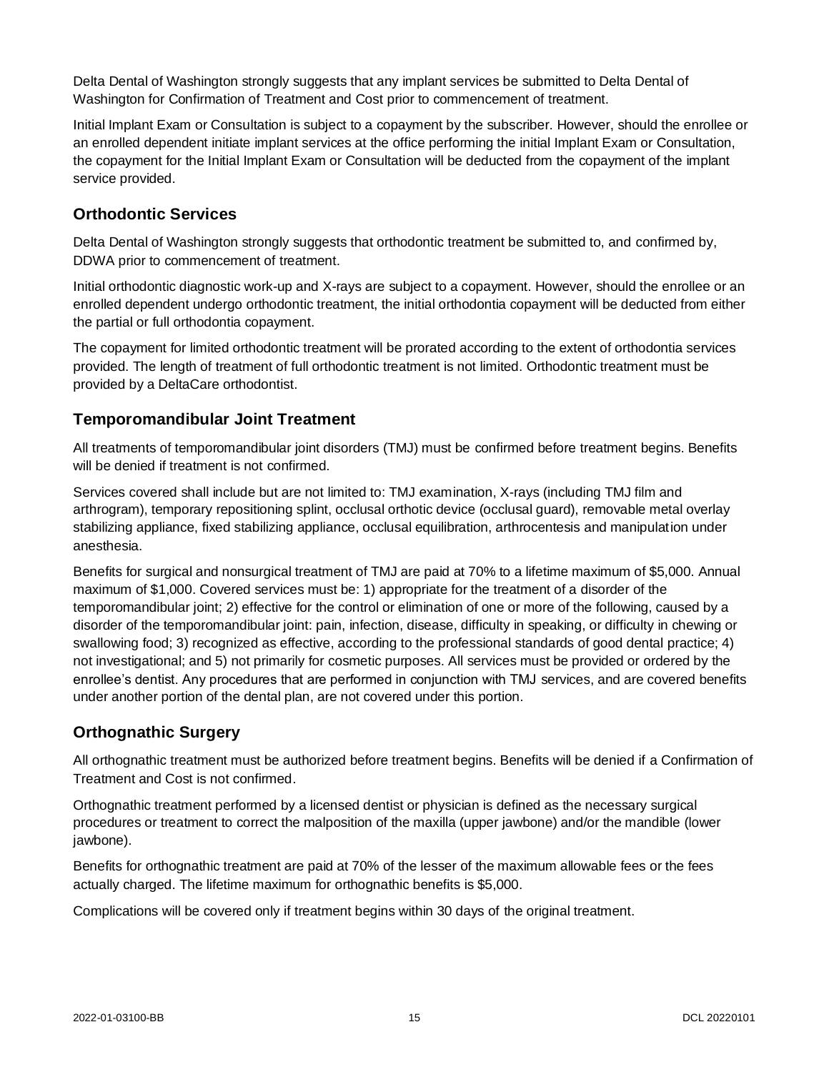Delta Dental of Washington strongly suggests that any implant services be submitted to Delta Dental of Washington for Confirmation of Treatment and Cost prior to commencement of treatment.

Initial Implant Exam or Consultation is subject to a copayment by the subscriber. However, should the enrollee or an enrolled dependent initiate implant services at the office performing the initial Implant Exam or Consultation, the copayment for the Initial Implant Exam or Consultation will be deducted from the copayment of the implant service provided.

## Orthodontic Services

Delta Dental of Washington strongly suggests that orthodontic treatment be submitted to, and confirmed by, DDWA prior to commencement of treatment.

Initial orthodontic diagnostic work-up and X-rays are subject to a copayment. However, should the enrollee or an enrolled dependent undergo orthodontic treatment, the initial orthodontia copayment will be deducted from either the partial or full orthodontia copayment.

The copayment for limited orthodontic treatment will be prorated according to the extent of orthodontia services provided. The length of treatment of full orthodontic treatment is not limited. Orthodontic treatment must be provided by a DeltaCare orthodontist.

## Temporomandibular Joint Treatment

All treatments of temporomandibular joint disorders (TMJ) must be confirmed before treatment begins. Benefits will be denied if treatment is not confirmed.

Services covered shall include but are not limited to: TMJ examination, X-rays (including TMJ film and arthrogram), temporary repositioning splint, occlusal orthotic device (occlusal guard), removable metal overlay stabilizing appliance, fixed stabilizing appliance, occlusal equilibration, arthrocentesis and manipulation under anesthesia.

Benefits for surgical and nonsurgical treatment of TMJ are paid at 70% to a lifetime maximum of $5,000. Annual maximum of $1,000. Covered services must be: 1) appropriate for the treatment of a disorder of the temporomandibular joint; 2) effective for the control or elimination of one or more of the following, caused by a disorder of the temporomandibular joint: pain, infection, disease, difficulty in speaking, or difficulty in chewing or swallowing food; 3) recognized as effective, according to the professional standards of good dental practice; 4) not investigational; and 5) not primarily for cosmetic purposes. All services must be provided or ordered by the enrollee's dentist. Any procedures that are performed in conjunction with TMJ services, and are covered benefits under another portion of the dental plan, are not covered under this portion.

## Orthognathic Surgery

All orthognathic treatment must be authorized before treatment begins. Benefits will be denied if a Confirmation of Treatment and Cost is not confirmed.

Orthognathic treatment performed by a licensed dentist or physician is defined as the necessary surgical procedures or treatment to correct the malposition of the maxilla (upper jawbone) and/or the mandible (lower jawbone).

Benefits for orthognathic treatment are paid at 70% of the lesser of the maximum allowable fees or the fees actually charged. The lifetime maximum for orthognathic benefits is $5,000.

Complications will be covered only if treatment begins within 30 days of the original treatment.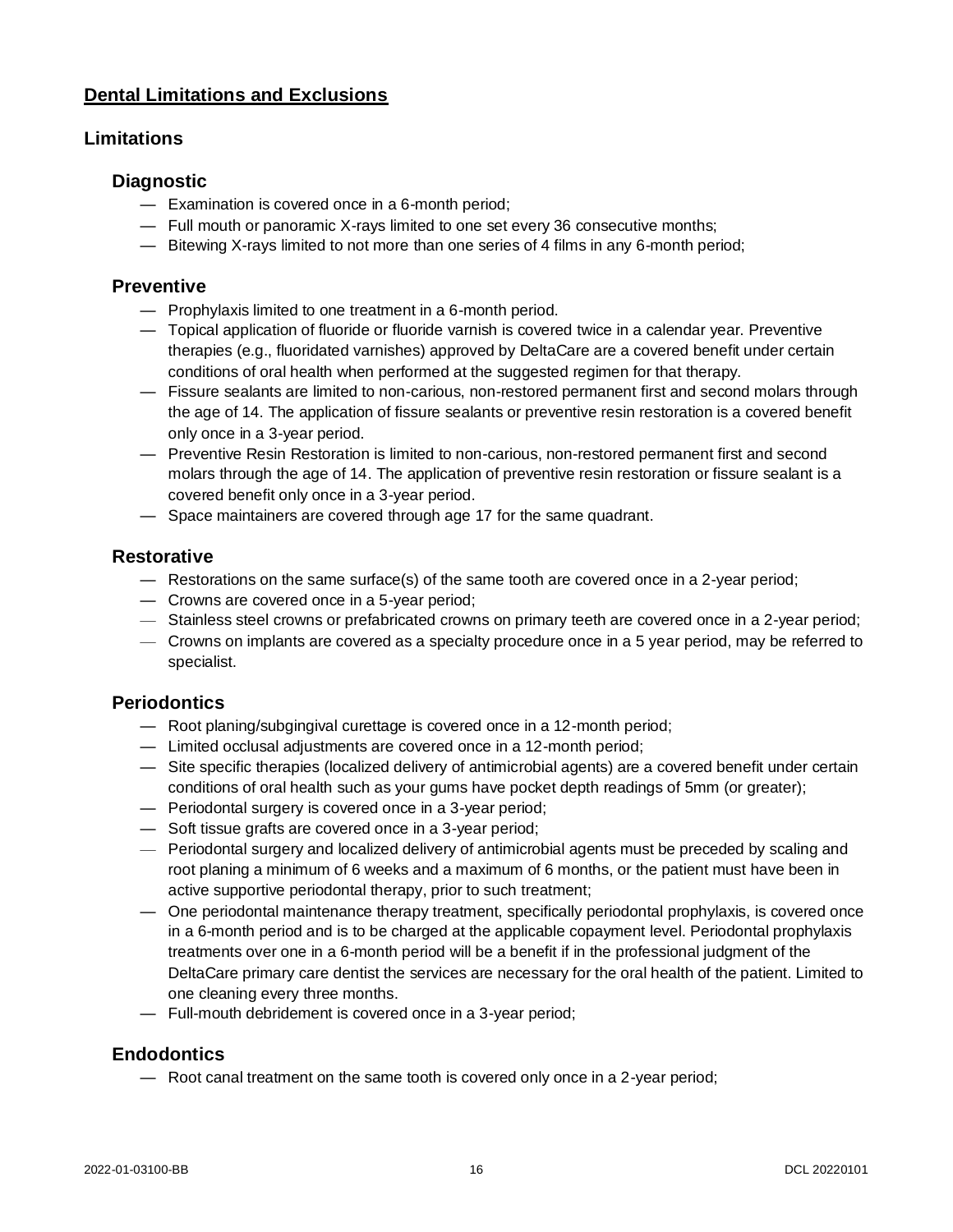## Dental Limitations and Exclusions

### Limitations

#### Diagnostic

- Examination is covered once in a 6-month period;
- Full mouth or panoramic X-rays limited to one set every 36 consecutive months;
- Bitewing X-rays limited to not more than one series of 4 films in any 6-month period;

#### Preventive

- Prophylaxis limited to one treatment in a 6-month period.
- Topical application of fluoride or fluoride varnish is covered twice in a calendar year. Preventive therapies (e.g., fluoridated varnishes) approved by DeltaCare are a covered benefit under certain conditions of oral health when performed at the suggested regimen for that therapy.
- Fissure sealants are limited to non-carious, non-restored permanent first and second molars through the age of 14. The application of fissure sealants or preventive resin restoration is a covered benefit only once in a 3-year period.
- Preventive Resin Restoration is limited to non-carious, non-restored permanent first and second molars through the age of 14. The application of preventive resin restoration or fissure sealant is a covered benefit only once in a 3-year period.
- Space maintainers are covered through age 17 for the same quadrant.

#### Restorative

- Restorations on the same surface(s) of the same tooth are covered once in a 2-year period;
- Crowns are covered once in a 5-year period;
- Stainless steel crowns or prefabricated crowns on primary teeth are covered once in a 2-year period;
- Crowns on implants are covered as a specialty procedure once in a 5 year period, may be referred to specialist.

#### Periodontics

- Root planing/subgingival curettage is covered once in a 12-month period;
- Limited occlusal adjustments are covered once in a 12-month period;
- Site specific therapies (localized delivery of antimicrobial agents) are a covered benefit under certain conditions of oral health such as your gums have pocket depth readings of 5mm (or greater);
- Periodontal surgery is covered once in a 3-year period;
- Soft tissue grafts are covered once in a 3-year period;
- Periodontal surgery and localized delivery of antimicrobial agents must be preceded by scaling and root planing a minimum of 6 weeks and a maximum of 6 months, or the patient must have been in active supportive periodontal therapy, prior to such treatment;
- One periodontal maintenance therapy treatment, specifically periodontal prophylaxis, is covered once in a 6-month period and is to be charged at the applicable copayment level. Periodontal prophylaxis treatments over one in a 6-month period will be a benefit if in the professional judgment of the DeltaCare primary care dentist the services are necessary for the oral health of the patient. Limited to one cleaning every three months.
- Full-mouth debridement is covered once in a 3-year period;

#### Endodontics

- Root canal treatment on the same tooth is covered only once in a 2-year period;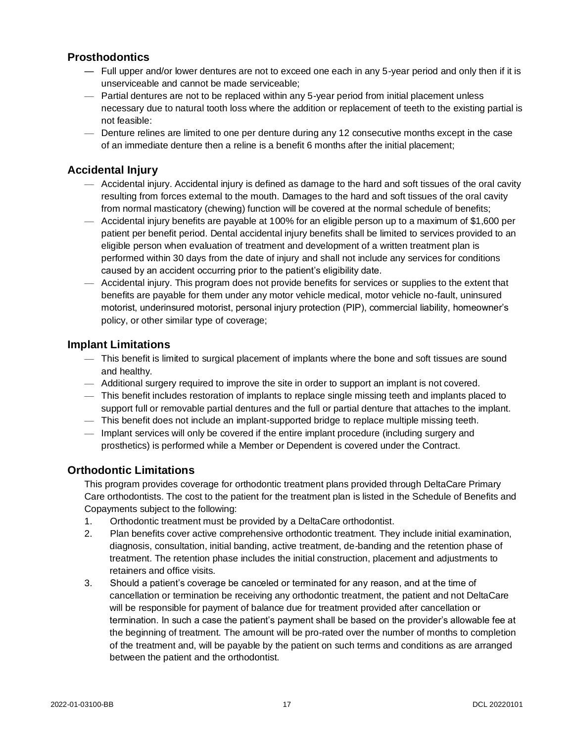## Prosthodontics

- Full upper and/or lower dentures are not to exceed one each in any 5-year period and only then if it is unserviceable and cannot be made serviceable;
- Partial dentures are not to be replaced within any 5-year period from initial placement unless necessary due to natural tooth loss where the addition or replacement of teeth to the existing partial is not feasible:
- Denture relines are limited to one per denture during any 12 consecutive months except in the case of an immediate denture then a reline is a benefit 6 months after the initial placement;

## Accidental Injury

- Accidental injury. Accidental injury is defined as damage to the hard and soft tissues of the oral cavity resulting from forces external to the mouth. Damages to the hard and soft tissues of the oral cavity from normal masticatory (chewing) function will be covered at the normal schedule of benefits;
- Accidental injury benefits are payable at 100% for an eligible person up to a maximum of $1,600 per patient per benefit period. Dental accidental injury benefits shall be limited to services provided to an eligible person when evaluation of treatment and development of a written treatment plan is performed within 30 days from the date of injury and shall not include any services for conditions caused by an accident occurring prior to the patient's eligibility date.
- Accidental injury. This program does not provide benefits for services or supplies to the extent that benefits are payable for them under any motor vehicle medical, motor vehicle no-fault, uninsured motorist, underinsured motorist, personal injury protection (PIP), commercial liability, homeowner's policy, or other similar type of coverage;

## Implant Limitations

- This benefit is limited to surgical placement of implants where the bone and soft tissues are sound and healthy.
- Additional surgery required to improve the site in order to support an implant is not covered.
- This benefit includes restoration of implants to replace single missing teeth and implants placed to support full or removable partial dentures and the full or partial denture that attaches to the implant.
- This benefit does not include an implant-supported bridge to replace multiple missing teeth.
- Implant services will only be covered if the entire implant procedure (including surgery and prosthetics) is performed while a Member or Dependent is covered under the Contract.

## Orthodontic Limitations

This program provides coverage for orthodontic treatment plans provided through DeltaCare Primary Care orthodontists. The cost to the patient for the treatment plan is listed in the Schedule of Benefits and Copayments subject to the following:

1. Orthodontic treatment must be provided by a DeltaCare orthodontist.
2. Plan benefits cover active comprehensive orthodontic treatment. They include initial examination, diagnosis, consultation, initial banding, active treatment, de-banding and the retention phase of treatment. The retention phase includes the initial construction, placement and adjustments to retainers and office visits.
3. Should a patient's coverage be canceled or terminated for any reason, and at the time of cancellation or termination be receiving any orthodontic treatment, the patient and not DeltaCare will be responsible for payment of balance due for treatment provided after cancellation or termination. In such a case the patient's payment shall be based on the provider's allowable fee at the beginning of treatment. The amount will be pro-rated over the number of months to completion of the treatment and, will be payable by the patient on such terms and conditions as are arranged between the patient and the orthodontist.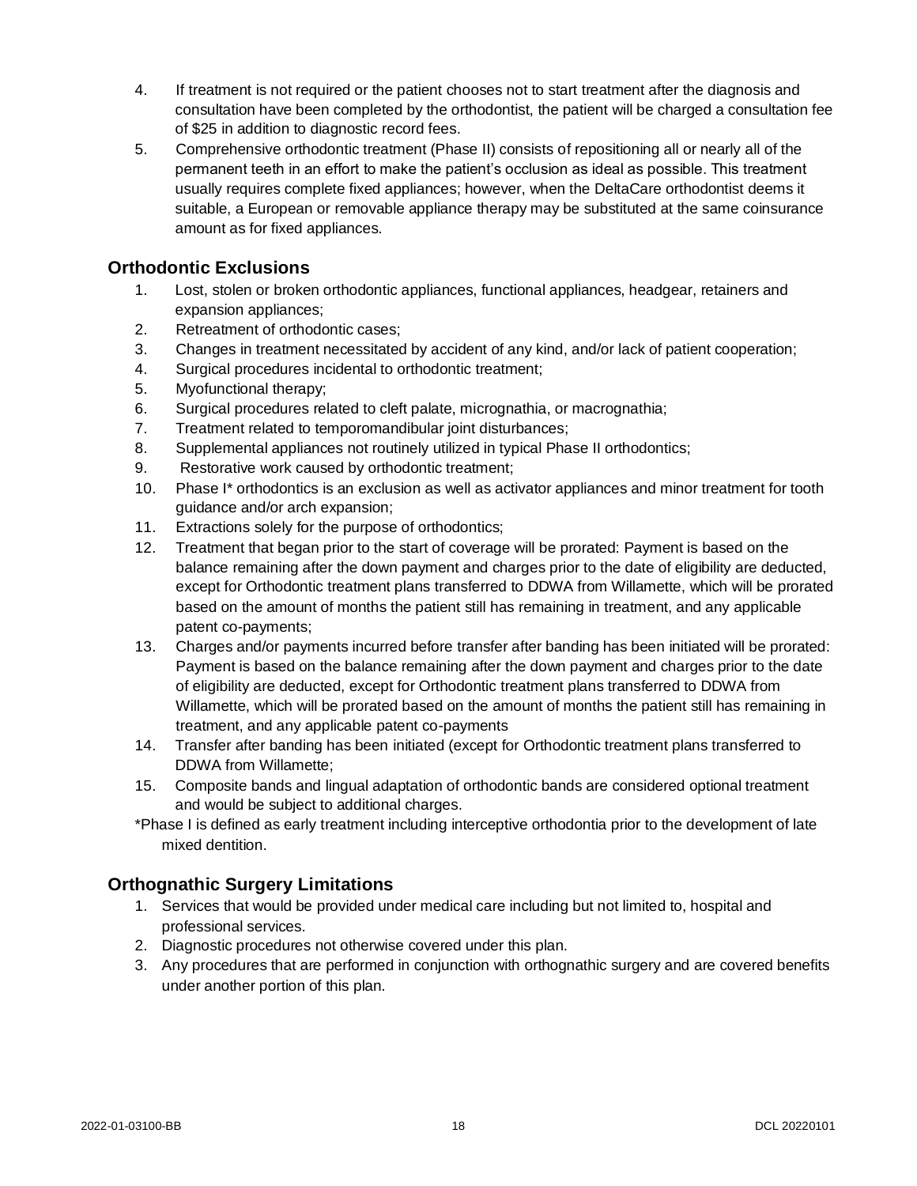4. If treatment is not required or the patient chooses not to start treatment after the diagnosis and consultation have been completed by the orthodontist, the patient will be charged a consultation fee of $25 in addition to diagnostic record fees.
5. Comprehensive orthodontic treatment (Phase II) consists of repositioning all or nearly all of the permanent teeth in an effort to make the patient's occlusion as ideal as possible. This treatment usually requires complete fixed appliances; however, when the DeltaCare orthodontist deems it suitable, a European or removable appliance therapy may be substituted at the same coinsurance amount as for fixed appliances.

## Orthodontic Exclusions

1. Lost, stolen or broken orthodontic appliances, functional appliances, headgear, retainers and expansion appliances;
2. Retreatment of orthodontic cases;
3. Changes in treatment necessitated by accident of any kind, and/or lack of patient cooperation;
4. Surgical procedures incidental to orthodontic treatment;
5. Myofunctional therapy;
6. Surgical procedures related to cleft palate, micrognathia, or macrognathia;
7. Treatment related to temporomandibular joint disturbances;
8. Supplemental appliances not routinely utilized in typical Phase II orthodontics;
9. Restorative work caused by orthodontic treatment;
10. Phase I* orthodontics is an exclusion as well as activator appliances and minor treatment for tooth guidance and/or arch expansion;
11. Extractions solely for the purpose of orthodontics;
12. Treatment that began prior to the start of coverage will be prorated: Payment is based on the balance remaining after the down payment and charges prior to the date of eligibility are deducted, except for Orthodontic treatment plans transferred to DDWA from Willamette, which will be prorated based on the amount of months the patient still has remaining in treatment, and any applicable patent co-payments;
13. Charges and/or payments incurred before transfer after banding has been initiated will be prorated: Payment is based on the balance remaining after the down payment and charges prior to the date of eligibility are deducted, except for Orthodontic treatment plans transferred to DDWA from Willamette, which will be prorated based on the amount of months the patient still has remaining in treatment, and any applicable patent co-payments
14. Transfer after banding has been initiated (except for Orthodontic treatment plans transferred to DDWA from Willamette;
15. Composite bands and lingual adaptation of orthodontic bands are considered optional treatment and would be subject to additional charges.

*Phase I is defined as early treatment including interceptive orthodontia prior to the development of late mixed dentition.

## Orthognathic Surgery Limitations

1. Services that would be provided under medical care including but not limited to, hospital and professional services.
2. Diagnostic procedures not otherwise covered under this plan.
3. Any procedures that are performed in conjunction with orthognathic surgery and are covered benefits under another portion of this plan.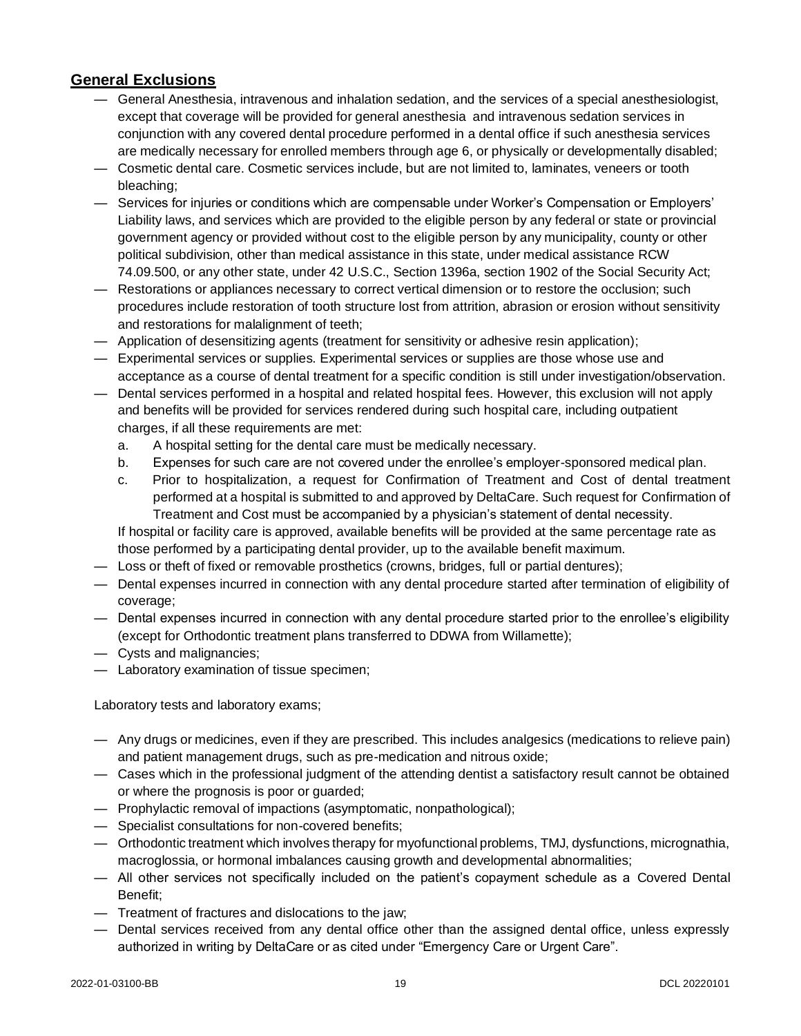## General Exclusions

- General Anesthesia, intravenous and inhalation sedation, and the services of a special anesthesiologist, except that coverage will be provided for general anesthesia and intravenous sedation services in conjunction with any covered dental procedure performed in a dental office if such anesthesia services are medically necessary for enrolled members through age 6, or physically or developmentally disabled;
- Cosmetic dental care. Cosmetic services include, but are not limited to, laminates, veneers or tooth bleaching;
- Services for injuries or conditions which are compensable under Worker's Compensation or Employers' Liability laws, and services which are provided to the eligible person by any federal or state or provincial government agency or provided without cost to the eligible person by any municipality, county or other political subdivision, other than medical assistance in this state, under medical assistance RCW 74.09.500, or any other state, under 42 U.S.C., Section 1396a, section 1902 of the Social Security Act;
- Restorations or appliances necessary to correct vertical dimension or to restore the occlusion; such procedures include restoration of tooth structure lost from attrition, abrasion or erosion without sensitivity and restorations for malalignment of teeth;
- Application of desensitizing agents (treatment for sensitivity or adhesive resin application);
- Experimental services or supplies. Experimental services or supplies are those whose use and acceptance as a course of dental treatment for a specific condition is still under investigation/observation.
- Dental services performed in a hospital and related hospital fees. However, this exclusion will not apply and benefits will be provided for services rendered during such hospital care, including outpatient charges, if all these requirements are met:
  a. A hospital setting for the dental care must be medically necessary.
  b. Expenses for such care are not covered under the enrollee's employer-sponsored medical plan.
  c. Prior to hospitalization, a request for Confirmation of Treatment and Cost of dental treatment performed at a hospital is submitted to and approved by DeltaCare. Such request for Confirmation of Treatment and Cost must be accompanied by a physician's statement of dental necessity.

  If hospital or facility care is approved, available benefits will be provided at the same percentage rate as those performed by a participating dental provider, up to the available benefit maximum.
- Loss or theft of fixed or removable prosthetics (crowns, bridges, full or partial dentures);
- Dental expenses incurred in connection with any dental procedure started after termination of eligibility of coverage;
- Dental expenses incurred in connection with any dental procedure started prior to the enrollee's eligibility (except for Orthodontic treatment plans transferred to DDWA from Willamette);
- Cysts and malignancies;
- Laboratory examination of tissue specimen;

Laboratory tests and laboratory exams;

- Any drugs or medicines, even if they are prescribed. This includes analgesics (medications to relieve pain) and patient management drugs, such as pre-medication and nitrous oxide;
- Cases which in the professional judgment of the attending dentist a satisfactory result cannot be obtained or where the prognosis is poor or guarded;
- Prophylactic removal of impactions (asymptomatic, nonpathological);
- Specialist consultations for non-covered benefits;
- Orthodontic treatment which involves therapy for myofunctional problems, TMJ, dysfunctions, micrognathia, macroglossia, or hormonal imbalances causing growth and developmental abnormalities;
- All other services not specifically included on the patient's copayment schedule as a Covered Dental Benefit;
- Treatment of fractures and dislocations to the jaw;
- Dental services received from any dental office other than the assigned dental office, unless expressly authorized in writing by DeltaCare or as cited under "Emergency Care or Urgent Care".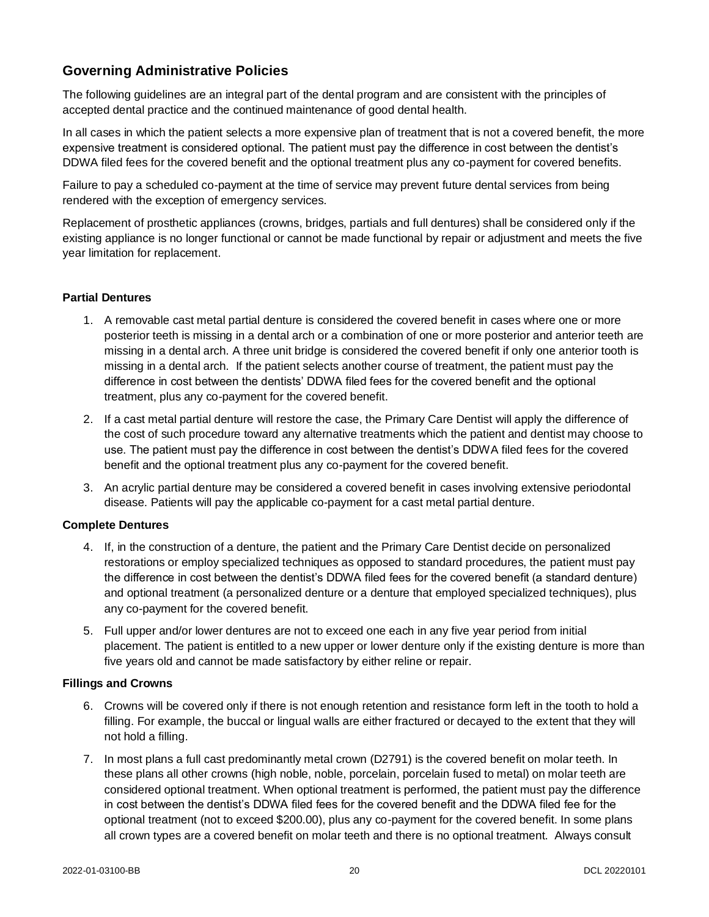## Governing Administrative Policies

The following guidelines are an integral part of the dental program and are consistent with the principles of accepted dental practice and the continued maintenance of good dental health.

In all cases in which the patient selects a more expensive plan of treatment that is not a covered benefit, the more expensive treatment is considered optional. The patient must pay the difference in cost between the dentist's DDWA filed fees for the covered benefit and the optional treatment plus any co-payment for covered benefits.

Failure to pay a scheduled co-payment at the time of service may prevent future dental services from being rendered with the exception of emergency services.

Replacement of prosthetic appliances (crowns, bridges, partials and full dentures) shall be considered only if the existing appliance is no longer functional or cannot be made functional by repair or adjustment and meets the five year limitation for replacement.

#### Partial Dentures

1. A removable cast metal partial denture is considered the covered benefit in cases where one or more posterior teeth is missing in a dental arch or a combination of one or more posterior and anterior teeth are missing in a dental arch. A three unit bridge is considered the covered benefit if only one anterior tooth is missing in a dental arch. If the patient selects another course of treatment, the patient must pay the difference in cost between the dentists' DDWA filed fees for the covered benefit and the optional treatment, plus any co-payment for the covered benefit.
2. If a cast metal partial denture will restore the case, the Primary Care Dentist will apply the difference of the cost of such procedure toward any alternative treatments which the patient and dentist may choose to use. The patient must pay the difference in cost between the dentist's DDWA filed fees for the covered benefit and the optional treatment plus any co-payment for the covered benefit.
3. An acrylic partial denture may be considered a covered benefit in cases involving extensive periodontal disease. Patients will pay the applicable co-payment for a cast metal partial denture.

#### Complete Dentures

4. If, in the construction of a denture, the patient and the Primary Care Dentist decide on personalized restorations or employ specialized techniques as opposed to standard procedures, the patient must pay the difference in cost between the dentist's DDWA filed fees for the covered benefit (a standard denture) and optional treatment (a personalized denture or a denture that employed specialized techniques), plus any co-payment for the covered benefit.
5. Full upper and/or lower dentures are not to exceed one each in any five year period from initial placement. The patient is entitled to a new upper or lower denture only if the existing denture is more than five years old and cannot be made satisfactory by either reline or repair.

#### Fillings and Crowns

6. Crowns will be covered only if there is not enough retention and resistance form left in the tooth to hold a filling. For example, the buccal or lingual walls are either fractured or decayed to the extent that they will not hold a filling.
7. In most plans a full cast predominantly metal crown (D2791) is the covered benefit on molar teeth. In these plans all other crowns (high noble, noble, porcelain, porcelain fused to metal) on molar teeth are considered optional treatment. When optional treatment is performed, the patient must pay the difference in cost between the dentist's DDWA filed fees for the covered benefit and the DDWA filed fee for the optional treatment (not to exceed $200.00), plus any co-payment for the covered benefit. In some plans all crown types are a covered benefit on molar teeth and there is no optional treatment. Always consult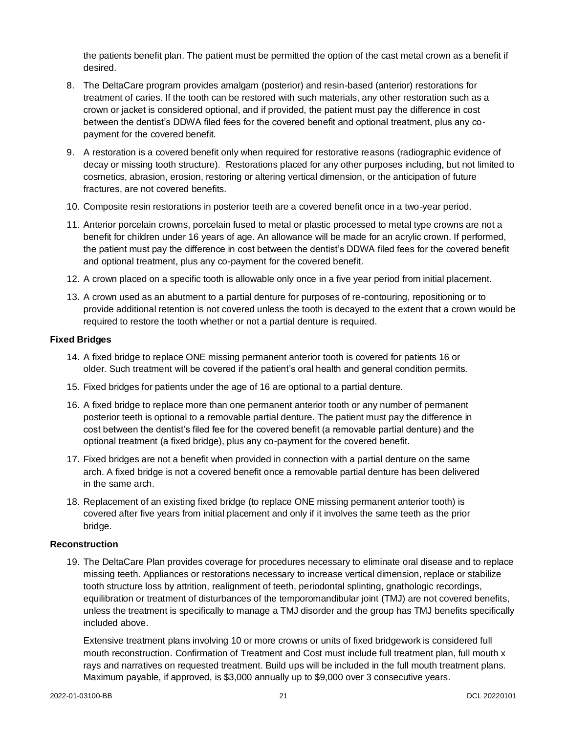the patients benefit plan. The patient must be permitted the option of the cast metal crown as a benefit if desired.

8. The DeltaCare program provides amalgam (posterior) and resin-based (anterior) restorations for treatment of caries. If the tooth can be restored with such materials, any other restoration such as a crown or jacket is considered optional, and if provided, the patient must pay the difference in cost between the dentist's DDWA filed fees for the covered benefit and optional treatment, plus any co-payment for the covered benefit.
9. A restoration is a covered benefit only when required for restorative reasons (radiographic evidence of decay or missing tooth structure). Restorations placed for any other purposes including, but not limited to cosmetics, abrasion, erosion, restoring or altering vertical dimension, or the anticipation of future fractures, are not covered benefits.
10. Composite resin restorations in posterior teeth are a covered benefit once in a two-year period.
11. Anterior porcelain crowns, porcelain fused to metal or plastic processed to metal type crowns are not a benefit for children under 16 years of age. An allowance will be made for an acrylic crown. If performed, the patient must pay the difference in cost between the dentist's DDWA filed fees for the covered benefit and optional treatment, plus any co-payment for the covered benefit.
12. A crown placed on a specific tooth is allowable only once in a five year period from initial placement.
13. A crown used as an abutment to a partial denture for purposes of re-contouring, repositioning or to provide additional retention is not covered unless the tooth is decayed to the extent that a crown would be required to restore the tooth whether or not a partial denture is required.

**Fixed Bridges**

14. A fixed bridge to replace ONE missing permanent anterior tooth is covered for patients 16 or older. Such treatment will be covered if the patient's oral health and general condition permits.
15. Fixed bridges for patients under the age of 16 are optional to a partial denture.
16. A fixed bridge to replace more than one permanent anterior tooth or any number of permanent posterior teeth is optional to a removable partial denture. The patient must pay the difference in cost between the dentist's filed fee for the covered benefit (a removable partial denture) and the optional treatment (a fixed bridge), plus any co-payment for the covered benefit.
17. Fixed bridges are not a benefit when provided in connection with a partial denture on the same arch. A fixed bridge is not a covered benefit once a removable partial denture has been delivered in the same arch.
18. Replacement of an existing fixed bridge (to replace ONE missing permanent anterior tooth) is covered after five years from initial placement and only if it involves the same teeth as the prior bridge.

**Reconstruction**

19. The DeltaCare Plan provides coverage for procedures necessary to eliminate oral disease and to replace missing teeth. Appliances or restorations necessary to increase vertical dimension, replace or stabilize tooth structure loss by attrition, realignment of teeth, periodontal splinting, gnathologic recordings, equilibration or treatment of disturbances of the temporomandibular joint (TMJ) are not covered benefits, unless the treatment is specifically to manage a TMJ disorder and the group has TMJ benefits specifically included above.

    Extensive treatment plans involving 10 or more crowns or units of fixed bridgework is considered full mouth reconstruction. Confirmation of Treatment and Cost must include full treatment plan, full mouth x rays and narratives on requested treatment. Build ups will be included in the full mouth treatment plans. Maximum payable, if approved, is $3,000 annually up to $9,000 over 3 consecutive years.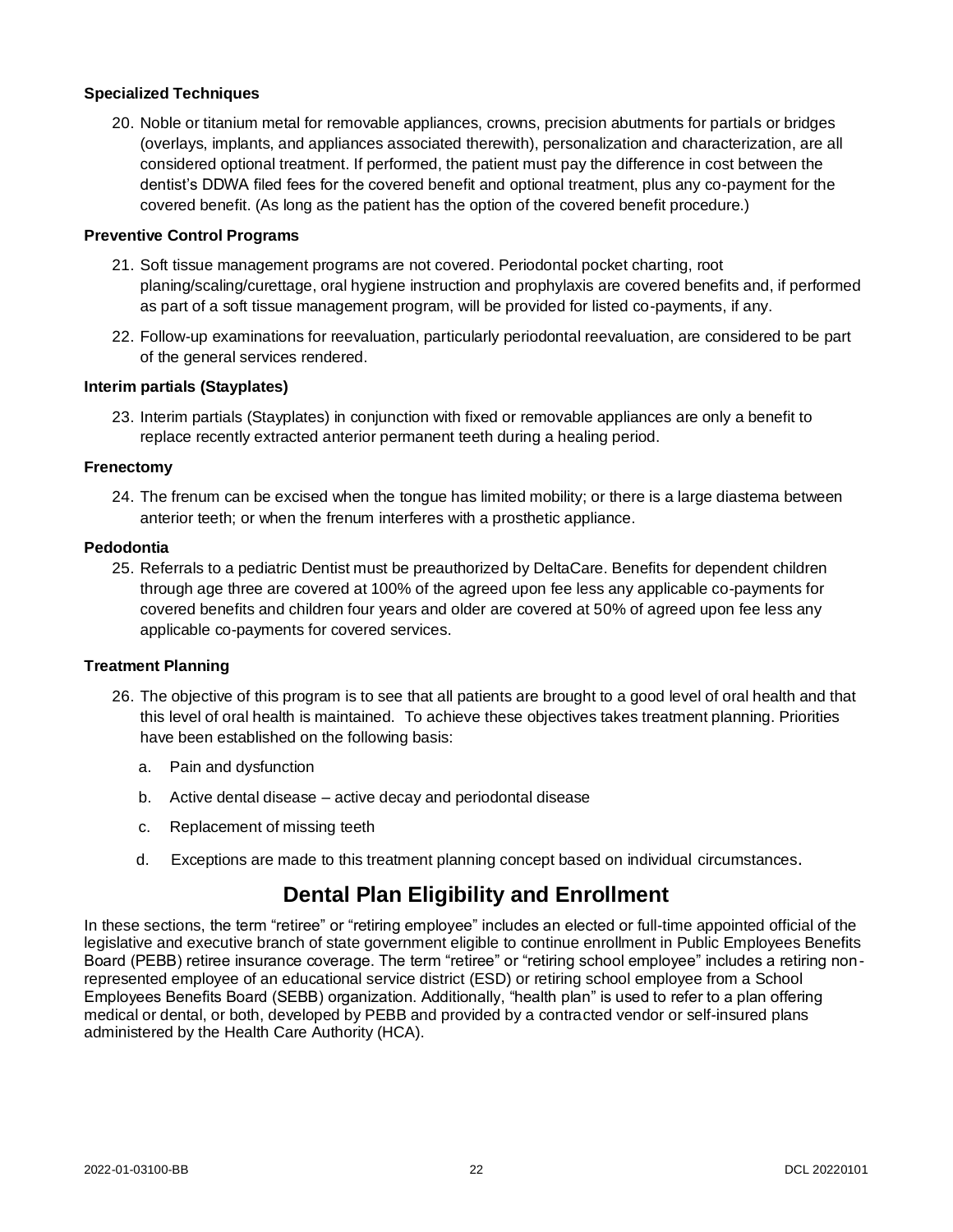**Specialized Techniques**

20. Noble or titanium metal for removable appliances, crowns, precision abutments for partials or bridges (overlays, implants, and appliances associated therewith), personalization and characterization, are all considered optional treatment. If performed, the patient must pay the difference in cost between the dentist's DDWA filed fees for the covered benefit and optional treatment, plus any co-payment for the covered benefit. (As long as the patient has the option of the covered benefit procedure.)

**Preventive Control Programs**

21. Soft tissue management programs are not covered. Periodontal pocket charting, root planing/scaling/curettage, oral hygiene instruction and prophylaxis are covered benefits and, if performed as part of a soft tissue management program, will be provided for listed co-payments, if any.
22. Follow-up examinations for reevaluation, particularly periodontal reevaluation, are considered to be part of the general services rendered.

**Interim partials (Stayplates)**

23. Interim partials (Stayplates) in conjunction with fixed or removable appliances are only a benefit to replace recently extracted anterior permanent teeth during a healing period.

**Frenectomy**

24. The frenum can be excised when the tongue has limited mobility; or there is a large diastema between anterior teeth; or when the frenum interferes with a prosthetic appliance.

**Pedodontia**

25. Referrals to a pediatric Dentist must be preauthorized by DeltaCare. Benefits for dependent children through age three are covered at 100% of the agreed upon fee less any applicable co-payments for covered benefits and children four years and older are covered at 50% of agreed upon fee less any applicable co-payments for covered services.

**Treatment Planning**

26. The objective of this program is to see that all patients are brought to a good level of oral health and that this level of oral health is maintained. To achieve these objectives takes treatment planning. Priorities have been established on the following basis:
    a. Pain and dysfunction
    b. Active dental disease – active decay and periodontal disease
    c. Replacement of missing teeth
    d. Exceptions are made to this treatment planning concept based on individual circumstances.

## Dental Plan Eligibility and Enrollment

In these sections, the term "retiree" or "retiring employee" includes an elected or full-time appointed official of the legislative and executive branch of state government eligible to continue enrollment in Public Employees Benefits Board (PEBB) retiree insurance coverage. The term "retiree" or "retiring school employee" includes a retiring non-represented employee of an educational service district (ESD) or retiring school employee from a School Employees Benefits Board (SEBB) organization. Additionally, "health plan" is used to refer to a plan offering medical or dental, or both, developed by PEBB and provided by a contracted vendor or self-insured plans administered by the Health Care Authority (HCA).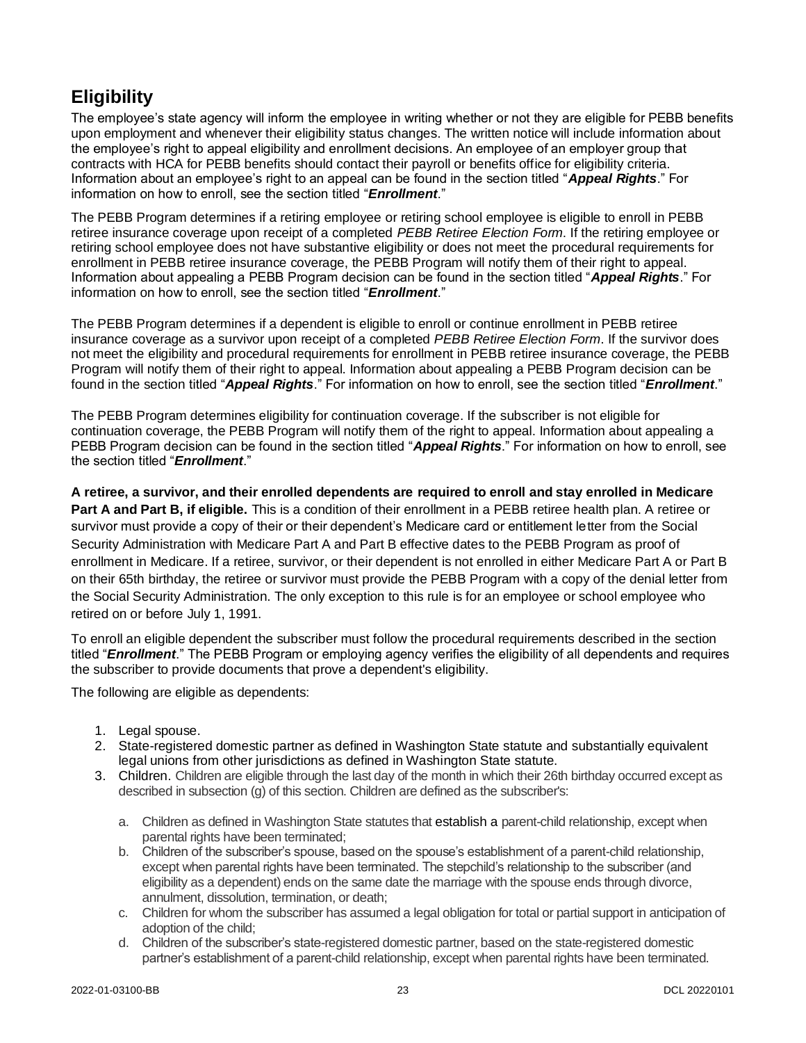## Eligibility

The employee's state agency will inform the employee in writing whether or not they are eligible for PEBB benefits upon employment and whenever their eligibility status changes. The written notice will include information about the employee's right to appeal eligibility and enrollment decisions. An employee of an employer group that contracts with HCA for PEBB benefits should contact their payroll or benefits office for eligibility criteria. Information about an employee's right to an appeal can be found in the section titled "***Appeal Rights***." For information on how to enroll, see the section titled "***Enrollment***."

The PEBB Program determines if a retiring employee or retiring school employee is eligible to enroll in PEBB retiree insurance coverage upon receipt of a completed *PEBB Retiree Election Form*. If the retiring employee or retiring school employee does not have substantive eligibility or does not meet the procedural requirements for enrollment in PEBB retiree insurance coverage, the PEBB Program will notify them of their right to appeal. Information about appealing a PEBB Program decision can be found in the section titled "***Appeal Rights***." For information on how to enroll, see the section titled "***Enrollment***."

The PEBB Program determines if a dependent is eligible to enroll or continue enrollment in PEBB retiree insurance coverage as a survivor upon receipt of a completed *PEBB Retiree Election Form*. If the survivor does not meet the eligibility and procedural requirements for enrollment in PEBB retiree insurance coverage, the PEBB Program will notify them of their right to appeal. Information about appealing a PEBB Program decision can be found in the section titled "***Appeal Rights***." For information on how to enroll, see the section titled "***Enrollment***."

The PEBB Program determines eligibility for continuation coverage. If the subscriber is not eligible for continuation coverage, the PEBB Program will notify them of the right to appeal. Information about appealing a PEBB Program decision can be found in the section titled "***Appeal Rights***." For information on how to enroll, see the section titled "***Enrollment***."

**A retiree, a survivor, and their enrolled dependents are required to enroll and stay enrolled in Medicare Part A and Part B, if eligible.** This is a condition of their enrollment in a PEBB retiree health plan. A retiree or survivor must provide a copy of their or their dependent's Medicare card or entitlement letter from the Social Security Administration with Medicare Part A and Part B effective dates to the PEBB Program as proof of enrollment in Medicare. If a retiree, survivor, or their dependent is not enrolled in either Medicare Part A or Part B on their 65th birthday, the retiree or survivor must provide the PEBB Program with a copy of the denial letter from the Social Security Administration. The only exception to this rule is for an employee or school employee who retired on or before July 1, 1991.

To enroll an eligible dependent the subscriber must follow the procedural requirements described in the section titled "***Enrollment***." The PEBB Program or employing agency verifies the eligibility of all dependents and requires the subscriber to provide documents that prove a dependent's eligibility.

The following are eligible as dependents:

1. Legal spouse.
2. State-registered domestic partner as defined in Washington State statute and substantially equivalent legal unions from other jurisdictions as defined in Washington State statute.
3. Children. Children are eligible through the last day of the month in which their 26th birthday occurred except as described in subsection (g) of this section. Children are defined as the subscriber's:
   a. Children as defined in Washington State statutes that establish a parent-child relationship, except when parental rights have been terminated;
   b. Children of the subscriber's spouse, based on the spouse's establishment of a parent-child relationship, except when parental rights have been terminated. The stepchild's relationship to the subscriber (and eligibility as a dependent) ends on the same date the marriage with the spouse ends through divorce, annulment, dissolution, termination, or death;
   c. Children for whom the subscriber has assumed a legal obligation for total or partial support in anticipation of adoption of the child;
   d. Children of the subscriber's state-registered domestic partner, based on the state-registered domestic partner's establishment of a parent-child relationship, except when parental rights have been terminated.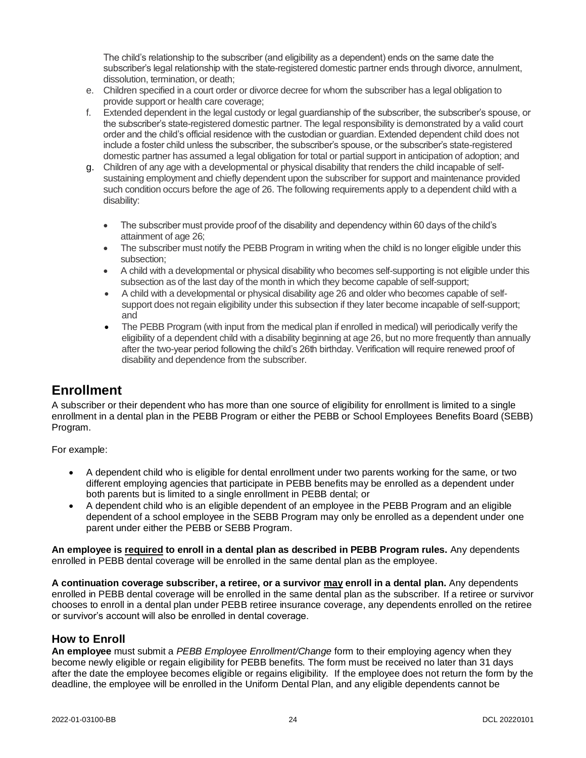The child's relationship to the subscriber (and eligibility as a dependent) ends on the same date the subscriber's legal relationship with the state-registered domestic partner ends through divorce, annulment, dissolution, termination, or death;

e. Children specified in a court order or divorce decree for whom the subscriber has a legal obligation to provide support or health care coverage;
f. Extended dependent in the legal custody or legal guardianship of the subscriber, the subscriber's spouse, or the subscriber's state-registered domestic partner. The legal responsibility is demonstrated by a valid court order and the child's official residence with the custodian or guardian. Extended dependent child does not include a foster child unless the subscriber, the subscriber's spouse, or the subscriber's state-registered domestic partner has assumed a legal obligation for total or partial support in anticipation of adoption; and
g. Children of any age with a developmental or physical disability that renders the child incapable of self-sustaining employment and chiefly dependent upon the subscriber for support and maintenance provided such condition occurs before the age of 26. The following requirements apply to a dependent child with a disability:
   - The subscriber must provide proof of the disability and dependency within 60 days of the child's attainment of age 26;
   - The subscriber must notify the PEBB Program in writing when the child is no longer eligible under this subsection;
   - A child with a developmental or physical disability who becomes self-supporting is not eligible under this subsection as of the last day of the month in which they become capable of self-support;
   - A child with a developmental or physical disability age 26 and older who becomes capable of self-support does not regain eligibility under this subsection if they later become incapable of self-support; and
   - The PEBB Program (with input from the medical plan if enrolled in medical) will periodically verify the eligibility of a dependent child with a disability beginning at age 26, but no more frequently than annually after the two-year period following the child's 26th birthday. Verification will require renewed proof of disability and dependence from the subscriber.

# Enrollment

A subscriber or their dependent who has more than one source of eligibility for enrollment is limited to a single enrollment in a dental plan in the PEBB Program or either the PEBB or School Employees Benefits Board (SEBB) Program.

For example:

- A dependent child who is eligible for dental enrollment under two parents working for the same, or two different employing agencies that participate in PEBB benefits may be enrolled as a dependent under both parents but is limited to a single enrollment in PEBB dental; or
- A dependent child who is an eligible dependent of an employee in the PEBB Program and an eligible dependent of a school employee in the SEBB Program may only be enrolled as a dependent under one parent under either the PEBB or SEBB Program.

**An employee is <u>required</u> to enroll in a dental plan as described in PEBB Program rules.** Any dependents enrolled in PEBB dental coverage will be enrolled in the same dental plan as the employee.

**A continuation coverage subscriber, a retiree, or a survivor <u>may</u> enroll in a dental plan.** Any dependents enrolled in PEBB dental coverage will be enrolled in the same dental plan as the subscriber. If a retiree or survivor chooses to enroll in a dental plan under PEBB retiree insurance coverage, any dependents enrolled on the retiree or survivor's account will also be enrolled in dental coverage.

## How to Enroll

**An employee** must submit a *PEBB Employee Enrollment/Change* form to their employing agency when they become newly eligible or regain eligibility for PEBB benefits. The form must be received no later than 31 days after the date the employee becomes eligible or regains eligibility. If the employee does not return the form by the deadline, the employee will be enrolled in the Uniform Dental Plan, and any eligible dependents cannot be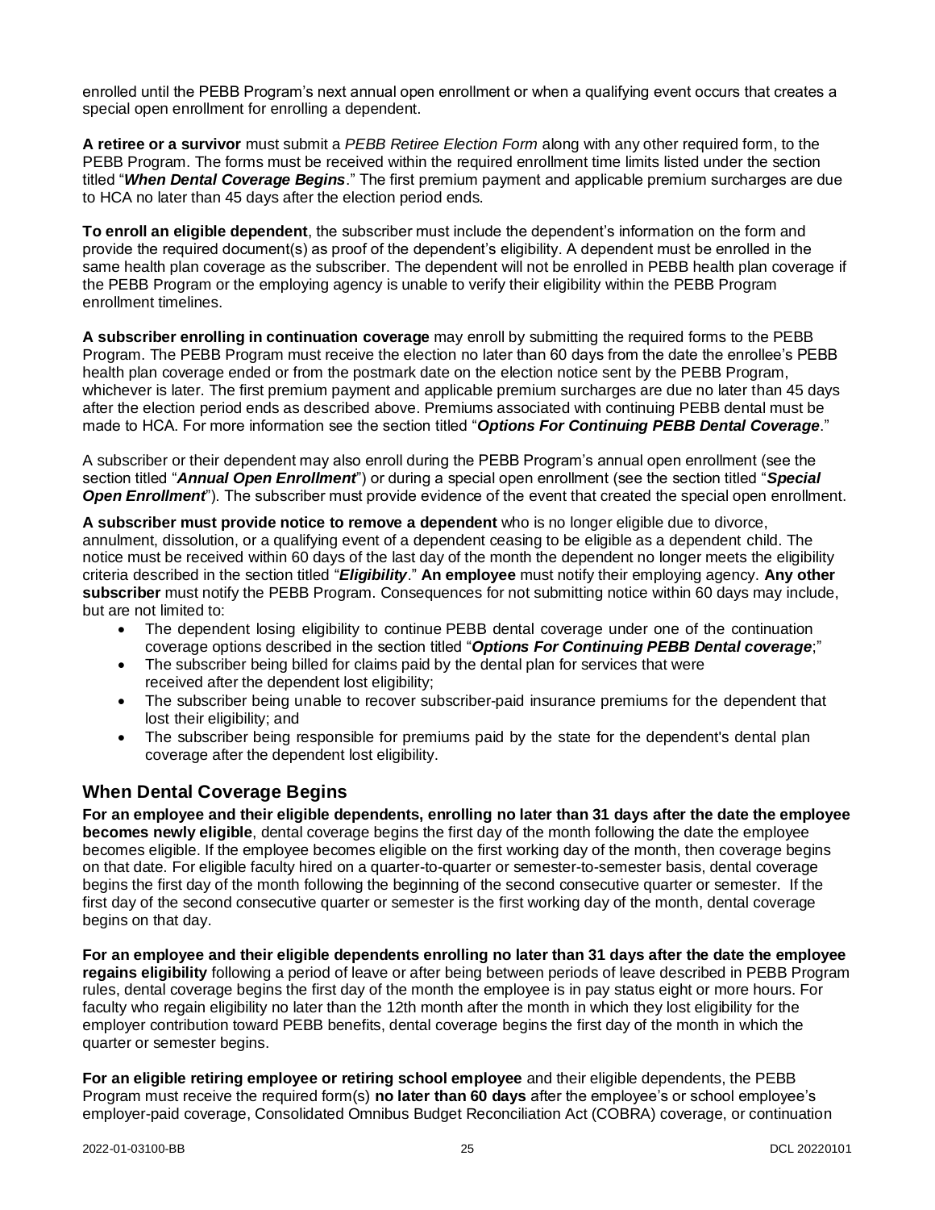enrolled until the PEBB Program's next annual open enrollment or when a qualifying event occurs that creates a special open enrollment for enrolling a dependent.

**A retiree or a survivor** must submit a *PEBB Retiree Election Form* along with any other required form, to the PEBB Program. The forms must be received within the required enrollment time limits listed under the section titled "***When Dental Coverage Begins***." The first premium payment and applicable premium surcharges are due to HCA no later than 45 days after the election period ends.

**To enroll an eligible dependent**, the subscriber must include the dependent's information on the form and provide the required document(s) as proof of the dependent's eligibility. A dependent must be enrolled in the same health plan coverage as the subscriber. The dependent will not be enrolled in PEBB health plan coverage if the PEBB Program or the employing agency is unable to verify their eligibility within the PEBB Program enrollment timelines.

**A subscriber enrolling in continuation coverage** may enroll by submitting the required forms to the PEBB Program. The PEBB Program must receive the election no later than 60 days from the date the enrollee's PEBB health plan coverage ended or from the postmark date on the election notice sent by the PEBB Program, whichever is later. The first premium payment and applicable premium surcharges are due no later than 45 days after the election period ends as described above. Premiums associated with continuing PEBB dental must be made to HCA. For more information see the section titled "***Options For Continuing PEBB Dental Coverage***."

A subscriber or their dependent may also enroll during the PEBB Program's annual open enrollment (see the section titled "***Annual Open Enrollment***") or during a special open enrollment (see the section titled "***Special Open Enrollment***"). The subscriber must provide evidence of the event that created the special open enrollment.

**A subscriber must provide notice to remove a dependent** who is no longer eligible due to divorce, annulment, dissolution, or a qualifying event of a dependent ceasing to be eligible as a dependent child. The notice must be received within 60 days of the last day of the month the dependent no longer meets the eligibility criteria described in the section titled "***Eligibility***." **An employee** must notify their employing agency. **Any other subscriber** must notify the PEBB Program. Consequences for not submitting notice within 60 days may include, but are not limited to:

- The dependent losing eligibility to continue PEBB dental coverage under one of the continuation coverage options described in the section titled "***Options For Continuing PEBB Dental coverage***;"
- The subscriber being billed for claims paid by the dental plan for services that were received after the dependent lost eligibility;
- The subscriber being unable to recover subscriber-paid insurance premiums for the dependent that lost their eligibility; and
- The subscriber being responsible for premiums paid by the state for the dependent's dental plan coverage after the dependent lost eligibility.

## When Dental Coverage Begins

**For an employee and their eligible dependents, enrolling no later than 31 days after the date the employee becomes newly eligible**, dental coverage begins the first day of the month following the date the employee becomes eligible. If the employee becomes eligible on the first working day of the month, then coverage begins on that date. For eligible faculty hired on a quarter-to-quarter or semester-to-semester basis, dental coverage begins the first day of the month following the beginning of the second consecutive quarter or semester. If the first day of the second consecutive quarter or semester is the first working day of the month, dental coverage begins on that day.

**For an employee and their eligible dependents enrolling no later than 31 days after the date the employee regains eligibility** following a period of leave or after being between periods of leave described in PEBB Program rules, dental coverage begins the first day of the month the employee is in pay status eight or more hours. For faculty who regain eligibility no later than the 12th month after the month in which they lost eligibility for the employer contribution toward PEBB benefits, dental coverage begins the first day of the month in which the quarter or semester begins.

**For an eligible retiring employee or retiring school employee** and their eligible dependents, the PEBB Program must receive the required form(s) **no later than 60 days** after the employee's or school employee's employer-paid coverage, Consolidated Omnibus Budget Reconciliation Act (COBRA) coverage, or continuation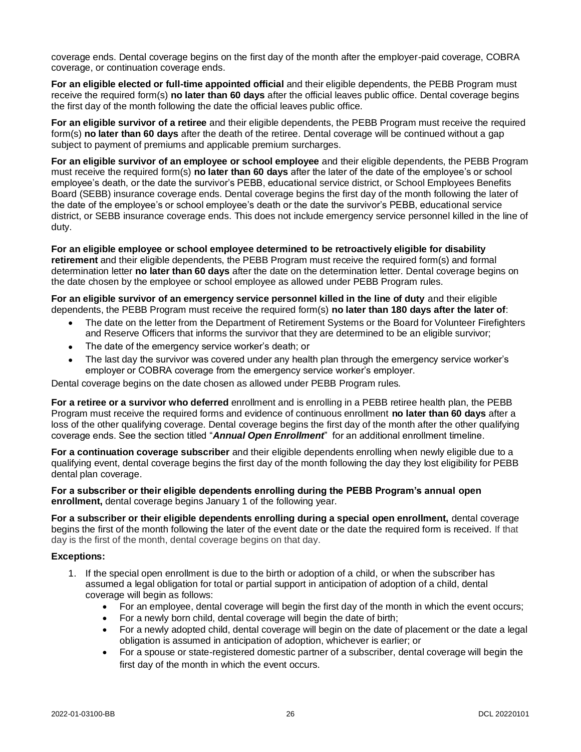coverage ends. Dental coverage begins on the first day of the month after the employer-paid coverage, COBRA coverage, or continuation coverage ends.

**For an eligible elected or full-time appointed official** and their eligible dependents, the PEBB Program must receive the required form(s) **no later than 60 days** after the official leaves public office. Dental coverage begins the first day of the month following the date the official leaves public office.

**For an eligible survivor of a retiree** and their eligible dependents, the PEBB Program must receive the required form(s) **no later than 60 days** after the death of the retiree. Dental coverage will be continued without a gap subject to payment of premiums and applicable premium surcharges.

**For an eligible survivor of an employee or school employee** and their eligible dependents, the PEBB Program must receive the required form(s) **no later than 60 days** after the later of the date of the employee's or school employee's death, or the date the survivor's PEBB, educational service district, or School Employees Benefits Board (SEBB) insurance coverage ends. Dental coverage begins the first day of the month following the later of the date of the employee's or school employee's death or the date the survivor's PEBB, educational service district, or SEBB insurance coverage ends. This does not include emergency service personnel killed in the line of duty.

**For an eligible employee or school employee determined to be retroactively eligible for disability retirement** and their eligible dependents, the PEBB Program must receive the required form(s) and formal determination letter **no later than 60 days** after the date on the determination letter. Dental coverage begins on the date chosen by the employee or school employee as allowed under PEBB Program rules.

**For an eligible survivor of an emergency service personnel killed in the line of duty** and their eligible dependents, the PEBB Program must receive the required form(s) **no later than 180 days after the later of**:

- The date on the letter from the Department of Retirement Systems or the Board for Volunteer Firefighters and Reserve Officers that informs the survivor that they are determined to be an eligible survivor;
- The date of the emergency service worker's death; or
- The last day the survivor was covered under any health plan through the emergency service worker's employer or COBRA coverage from the emergency service worker's employer.

Dental coverage begins on the date chosen as allowed under PEBB Program rules.

**For a retiree or a survivor who deferred** enrollment and is enrolling in a PEBB retiree health plan, the PEBB Program must receive the required forms and evidence of continuous enrollment **no later than 60 days** after a loss of the other qualifying coverage. Dental coverage begins the first day of the month after the other qualifying coverage ends. See the section titled "***Annual Open Enrollment***" for an additional enrollment timeline.

**For a continuation coverage subscriber** and their eligible dependents enrolling when newly eligible due to a qualifying event, dental coverage begins the first day of the month following the day they lost eligibility for PEBB dental plan coverage.

**For a subscriber or their eligible dependents enrolling during the PEBB Program's annual open enrollment,** dental coverage begins January 1 of the following year.

**For a subscriber or their eligible dependents enrolling during a special open enrollment,** dental coverage begins the first of the month following the later of the event date or the date the required form is received. If that day is the first of the month, dental coverage begins on that day.

**Exceptions:**

1. If the special open enrollment is due to the birth or adoption of a child, or when the subscriber has assumed a legal obligation for total or partial support in anticipation of adoption of a child, dental coverage will begin as follows:
   - For an employee, dental coverage will begin the first day of the month in which the event occurs;
   - For a newly born child, dental coverage will begin the date of birth;
   - For a newly adopted child, dental coverage will begin on the date of placement or the date a legal obligation is assumed in anticipation of adoption, whichever is earlier; or
   - For a spouse or state-registered domestic partner of a subscriber, dental coverage will begin the first day of the month in which the event occurs.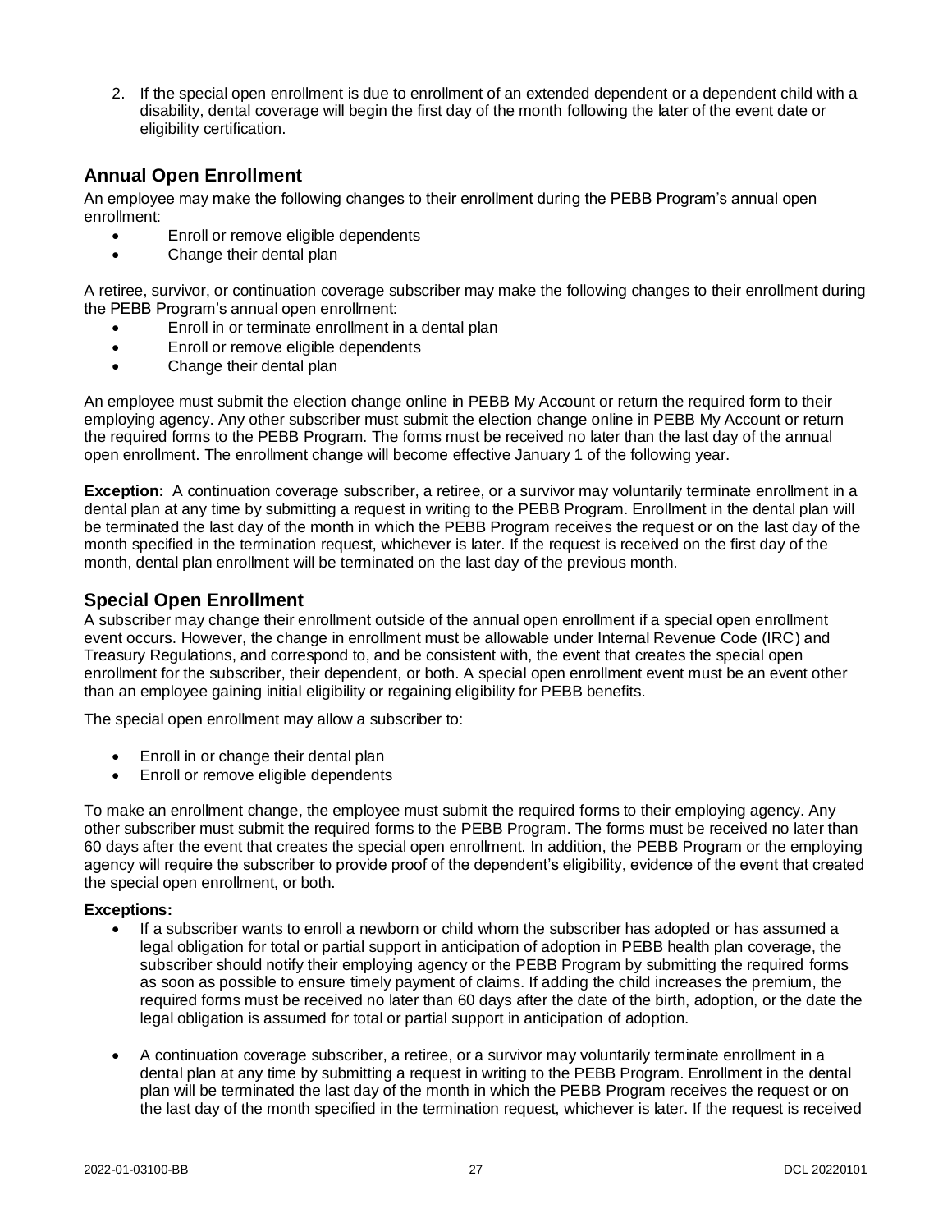2. If the special open enrollment is due to enrollment of an extended dependent or a dependent child with a disability, dental coverage will begin the first day of the month following the later of the event date or eligibility certification.

## Annual Open Enrollment

An employee may make the following changes to their enrollment during the PEBB Program's annual open enrollment:

- Enroll or remove eligible dependents
- Change their dental plan

A retiree, survivor, or continuation coverage subscriber may make the following changes to their enrollment during the PEBB Program's annual open enrollment:

- Enroll in or terminate enrollment in a dental plan
- Enroll or remove eligible dependents
- Change their dental plan

An employee must submit the election change online in PEBB My Account or return the required form to their employing agency. Any other subscriber must submit the election change online in PEBB My Account or return the required forms to the PEBB Program. The forms must be received no later than the last day of the annual open enrollment. The enrollment change will become effective January 1 of the following year.

**Exception:** A continuation coverage subscriber, a retiree, or a survivor may voluntarily terminate enrollment in a dental plan at any time by submitting a request in writing to the PEBB Program. Enrollment in the dental plan will be terminated the last day of the month in which the PEBB Program receives the request or on the last day of the month specified in the termination request, whichever is later. If the request is received on the first day of the month, dental plan enrollment will be terminated on the last day of the previous month.

## Special Open Enrollment

A subscriber may change their enrollment outside of the annual open enrollment if a special open enrollment event occurs. However, the change in enrollment must be allowable under Internal Revenue Code (IRC) and Treasury Regulations, and correspond to, and be consistent with, the event that creates the special open enrollment for the subscriber, their dependent, or both. A special open enrollment event must be an event other than an employee gaining initial eligibility or regaining eligibility for PEBB benefits.

The special open enrollment may allow a subscriber to:

- Enroll in or change their dental plan
- Enroll or remove eligible dependents

To make an enrollment change, the employee must submit the required forms to their employing agency. Any other subscriber must submit the required forms to the PEBB Program. The forms must be received no later than 60 days after the event that creates the special open enrollment. In addition, the PEBB Program or the employing agency will require the subscriber to provide proof of the dependent's eligibility, evidence of the event that created the special open enrollment, or both.

**Exceptions:**

- If a subscriber wants to enroll a newborn or child whom the subscriber has adopted or has assumed a legal obligation for total or partial support in anticipation of adoption in PEBB health plan coverage, the subscriber should notify their employing agency or the PEBB Program by submitting the required forms as soon as possible to ensure timely payment of claims. If adding the child increases the premium, the required forms must be received no later than 60 days after the date of the birth, adoption, or the date the legal obligation is assumed for total or partial support in anticipation of adoption.
- A continuation coverage subscriber, a retiree, or a survivor may voluntarily terminate enrollment in a dental plan at any time by submitting a request in writing to the PEBB Program. Enrollment in the dental plan will be terminated the last day of the month in which the PEBB Program receives the request or on the last day of the month specified in the termination request, whichever is later. If the request is received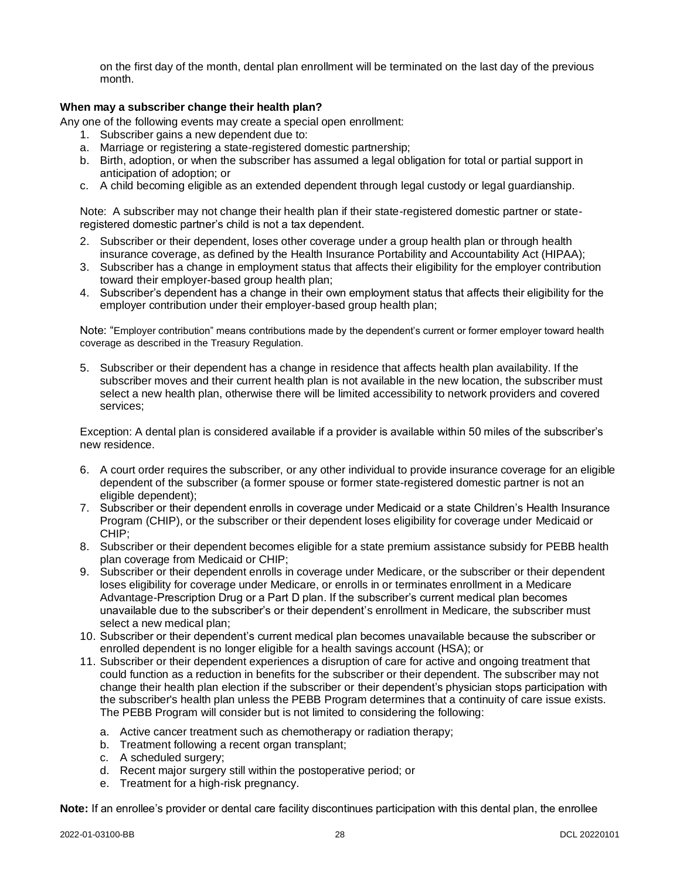on the first day of the month, dental plan enrollment will be terminated on the last day of the previous month.

**When may a subscriber change their health plan?**

Any one of the following events may create a special open enrollment:

1. Subscriber gains a new dependent due to:
   a. Marriage or registering a state-registered domestic partnership;
   b. Birth, adoption, or when the subscriber has assumed a legal obligation for total or partial support in anticipation of adoption; or
   c. A child becoming eligible as an extended dependent through legal custody or legal guardianship.

   Note: A subscriber may not change their health plan if their state-registered domestic partner or state-registered domestic partner's child is not a tax dependent.

2. Subscriber or their dependent, loses other coverage under a group health plan or through health insurance coverage, as defined by the Health Insurance Portability and Accountability Act (HIPAA);
3. Subscriber has a change in employment status that affects their eligibility for the employer contribution toward their employer-based group health plan;
4. Subscriber's dependent has a change in their own employment status that affects their eligibility for the employer contribution under their employer-based group health plan;

   Note: "Employer contribution" means contributions made by the dependent's current or former employer toward health coverage as described in the Treasury Regulation.

5. Subscriber or their dependent has a change in residence that affects health plan availability. If the subscriber moves and their current health plan is not available in the new location, the subscriber must select a new health plan, otherwise there will be limited accessibility to network providers and covered services;

   Exception: A dental plan is considered available if a provider is available within 50 miles of the subscriber's new residence.

6. A court order requires the subscriber, or any other individual to provide insurance coverage for an eligible dependent of the subscriber (a former spouse or former state-registered domestic partner is not an eligible dependent);
7. Subscriber or their dependent enrolls in coverage under Medicaid or a state Children's Health Insurance Program (CHIP), or the subscriber or their dependent loses eligibility for coverage under Medicaid or CHIP;
8. Subscriber or their dependent becomes eligible for a state premium assistance subsidy for PEBB health plan coverage from Medicaid or CHIP;
9. Subscriber or their dependent enrolls in coverage under Medicare, or the subscriber or their dependent loses eligibility for coverage under Medicare, or enrolls in or terminates enrollment in a Medicare Advantage-Prescription Drug or a Part D plan. If the subscriber's current medical plan becomes unavailable due to the subscriber's or their dependent's enrollment in Medicare, the subscriber must select a new medical plan;
10. Subscriber or their dependent's current medical plan becomes unavailable because the subscriber or enrolled dependent is no longer eligible for a health savings account (HSA); or
11. Subscriber or their dependent experiences a disruption of care for active and ongoing treatment that could function as a reduction in benefits for the subscriber or their dependent. The subscriber may not change their health plan election if the subscriber or their dependent's physician stops participation with the subscriber's health plan unless the PEBB Program determines that a continuity of care issue exists. The PEBB Program will consider but is not limited to considering the following:
    a. Active cancer treatment such as chemotherapy or radiation therapy;
    b. Treatment following a recent organ transplant;
    c. A scheduled surgery;
    d. Recent major surgery still within the postoperative period; or
    e. Treatment for a high-risk pregnancy.

**Note:** If an enrollee's provider or dental care facility discontinues participation with this dental plan, the enrollee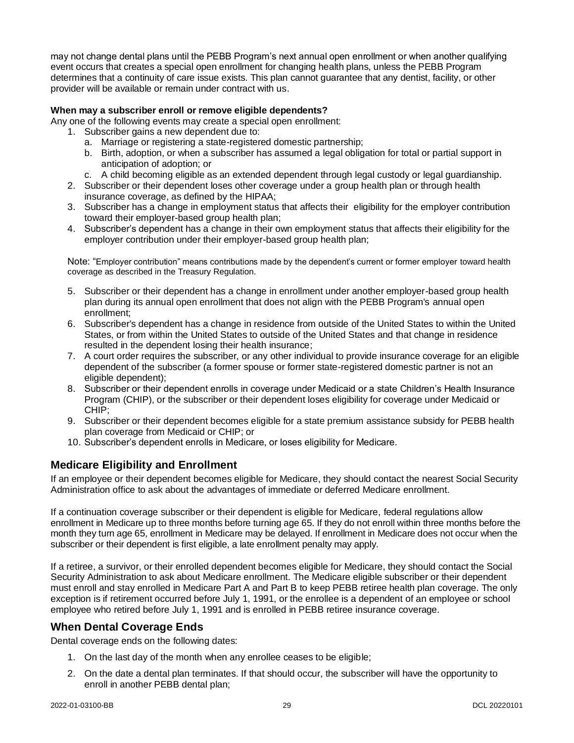may not change dental plans until the PEBB Program's next annual open enrollment or when another qualifying event occurs that creates a special open enrollment for changing health plans, unless the PEBB Program determines that a continuity of care issue exists. This plan cannot guarantee that any dentist, facility, or other provider will be available or remain under contract with us.

**When may a subscriber enroll or remove eligible dependents?**

Any one of the following events may create a special open enrollment:

1. Subscriber gains a new dependent due to:
   a. Marriage or registering a state-registered domestic partnership;
   b. Birth, adoption, or when a subscriber has assumed a legal obligation for total or partial support in anticipation of adoption; or
   c. A child becoming eligible as an extended dependent through legal custody or legal guardianship.
2. Subscriber or their dependent loses other coverage under a group health plan or through health insurance coverage, as defined by the HIPAA;
3. Subscriber has a change in employment status that affects their eligibility for the employer contribution toward their employer-based group health plan;
4. Subscriber's dependent has a change in their own employment status that affects their eligibility for the employer contribution under their employer-based group health plan;

Note: "Employer contribution" means contributions made by the dependent's current or former employer toward health coverage as described in the Treasury Regulation.

5. Subscriber or their dependent has a change in enrollment under another employer-based group health plan during its annual open enrollment that does not align with the PEBB Program's annual open enrollment;
6. Subscriber's dependent has a change in residence from outside of the United States to within the United States, or from within the United States to outside of the United States and that change in residence resulted in the dependent losing their health insurance;
7. A court order requires the subscriber, or any other individual to provide insurance coverage for an eligible dependent of the subscriber (a former spouse or former state-registered domestic partner is not an eligible dependent);
8. Subscriber or their dependent enrolls in coverage under Medicaid or a state Children's Health Insurance Program (CHIP), or the subscriber or their dependent loses eligibility for coverage under Medicaid or CHIP;
9. Subscriber or their dependent becomes eligible for a state premium assistance subsidy for PEBB health plan coverage from Medicaid or CHIP; or
10. Subscriber's dependent enrolls in Medicare, or loses eligibility for Medicare.

## Medicare Eligibility and Enrollment

If an employee or their dependent becomes eligible for Medicare, they should contact the nearest Social Security Administration office to ask about the advantages of immediate or deferred Medicare enrollment.

If a continuation coverage subscriber or their dependent is eligible for Medicare, federal regulations allow enrollment in Medicare up to three months before turning age 65. If they do not enroll within three months before the month they turn age 65, enrollment in Medicare may be delayed. If enrollment in Medicare does not occur when the subscriber or their dependent is first eligible, a late enrollment penalty may apply.

If a retiree, a survivor, or their enrolled dependent becomes eligible for Medicare, they should contact the Social Security Administration to ask about Medicare enrollment. The Medicare eligible subscriber or their dependent must enroll and stay enrolled in Medicare Part A and Part B to keep PEBB retiree health plan coverage. The only exception is if retirement occurred before July 1, 1991, or the enrollee is a dependent of an employee or school employee who retired before July 1, 1991 and is enrolled in PEBB retiree insurance coverage.

## When Dental Coverage Ends

Dental coverage ends on the following dates:

1. On the last day of the month when any enrollee ceases to be eligible;
2. On the date a dental plan terminates. If that should occur, the subscriber will have the opportunity to enroll in another PEBB dental plan;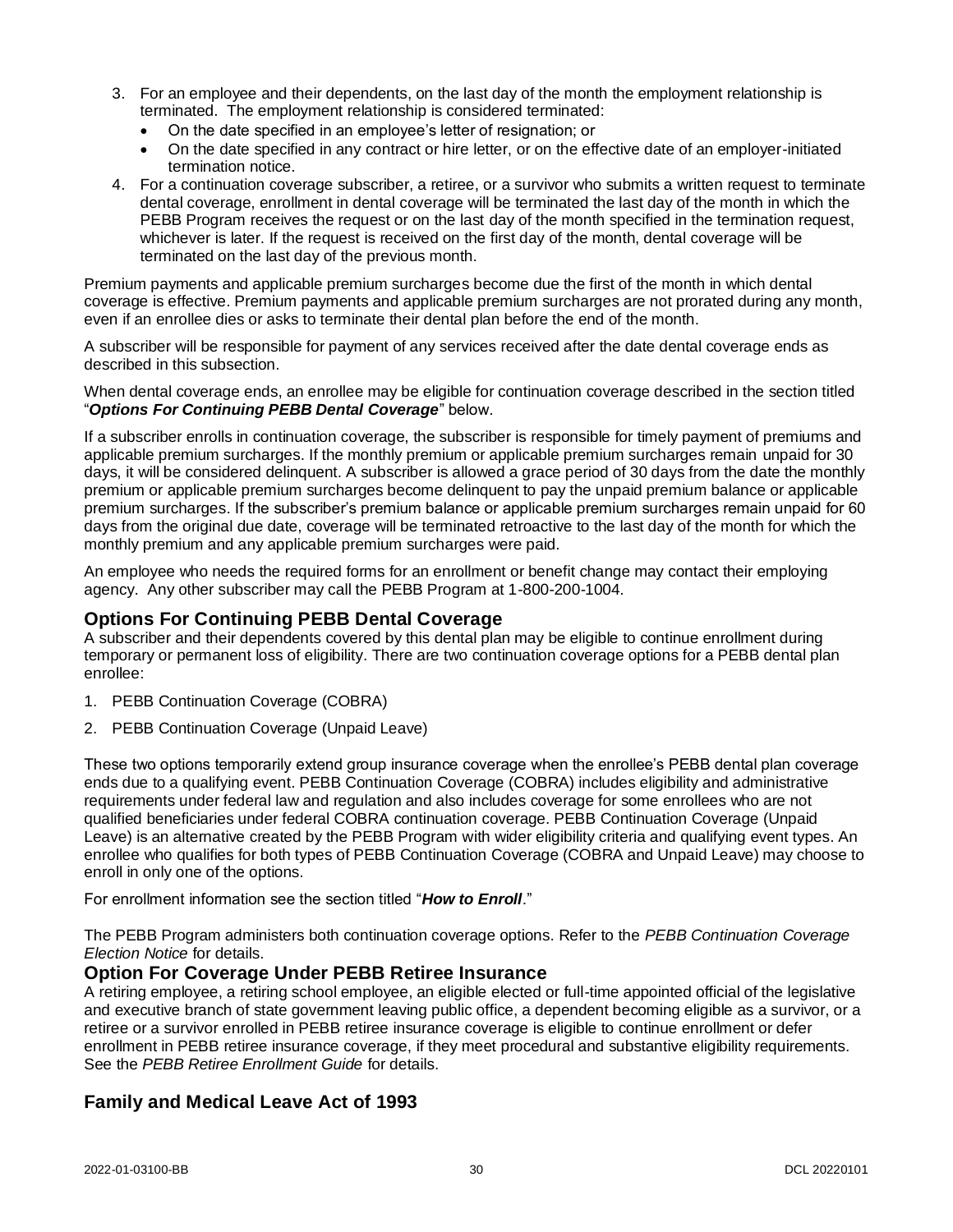3. For an employee and their dependents, on the last day of the month the employment relationship is terminated. The employment relationship is considered terminated:
   - On the date specified in an employee's letter of resignation; or
   - On the date specified in any contract or hire letter, or on the effective date of an employer-initiated termination notice.
4. For a continuation coverage subscriber, a retiree, or a survivor who submits a written request to terminate dental coverage, enrollment in dental coverage will be terminated the last day of the month in which the PEBB Program receives the request or on the last day of the month specified in the termination request, whichever is later. If the request is received on the first day of the month, dental coverage will be terminated on the last day of the previous month.

Premium payments and applicable premium surcharges become due the first of the month in which dental coverage is effective. Premium payments and applicable premium surcharges are not prorated during any month, even if an enrollee dies or asks to terminate their dental plan before the end of the month.

A subscriber will be responsible for payment of any services received after the date dental coverage ends as described in this subsection.

When dental coverage ends, an enrollee may be eligible for continuation coverage described in the section titled "***Options For Continuing PEBB Dental Coverage***" below.

If a subscriber enrolls in continuation coverage, the subscriber is responsible for timely payment of premiums and applicable premium surcharges. If the monthly premium or applicable premium surcharges remain unpaid for 30 days, it will be considered delinquent. A subscriber is allowed a grace period of 30 days from the date the monthly premium or applicable premium surcharges become delinquent to pay the unpaid premium balance or applicable premium surcharges. If the subscriber's premium balance or applicable premium surcharges remain unpaid for 60 days from the original due date, coverage will be terminated retroactive to the last day of the month for which the monthly premium and any applicable premium surcharges were paid.

An employee who needs the required forms for an enrollment or benefit change may contact their employing agency. Any other subscriber may call the PEBB Program at 1-800-200-1004.

## Options For Continuing PEBB Dental Coverage

A subscriber and their dependents covered by this dental plan may be eligible to continue enrollment during temporary or permanent loss of eligibility. There are two continuation coverage options for a PEBB dental plan enrollee:

1. PEBB Continuation Coverage (COBRA)
2. PEBB Continuation Coverage (Unpaid Leave)

These two options temporarily extend group insurance coverage when the enrollee's PEBB dental plan coverage ends due to a qualifying event. PEBB Continuation Coverage (COBRA) includes eligibility and administrative requirements under federal law and regulation and also includes coverage for some enrollees who are not qualified beneficiaries under federal COBRA continuation coverage. PEBB Continuation Coverage (Unpaid Leave) is an alternative created by the PEBB Program with wider eligibility criteria and qualifying event types. An enrollee who qualifies for both types of PEBB Continuation Coverage (COBRA and Unpaid Leave) may choose to enroll in only one of the options.

For enrollment information see the section titled "***How to Enroll***."

The PEBB Program administers both continuation coverage options. Refer to the *PEBB Continuation Coverage Election Notice* for details.

## Option For Coverage Under PEBB Retiree Insurance

A retiring employee, a retiring school employee, an eligible elected or full-time appointed official of the legislative and executive branch of state government leaving public office, a dependent becoming eligible as a survivor, or a retiree or a survivor enrolled in PEBB retiree insurance coverage is eligible to continue enrollment or defer enrollment in PEBB retiree insurance coverage, if they meet procedural and substantive eligibility requirements. See the *PEBB Retiree Enrollment Guide* for details.

## Family and Medical Leave Act of 1993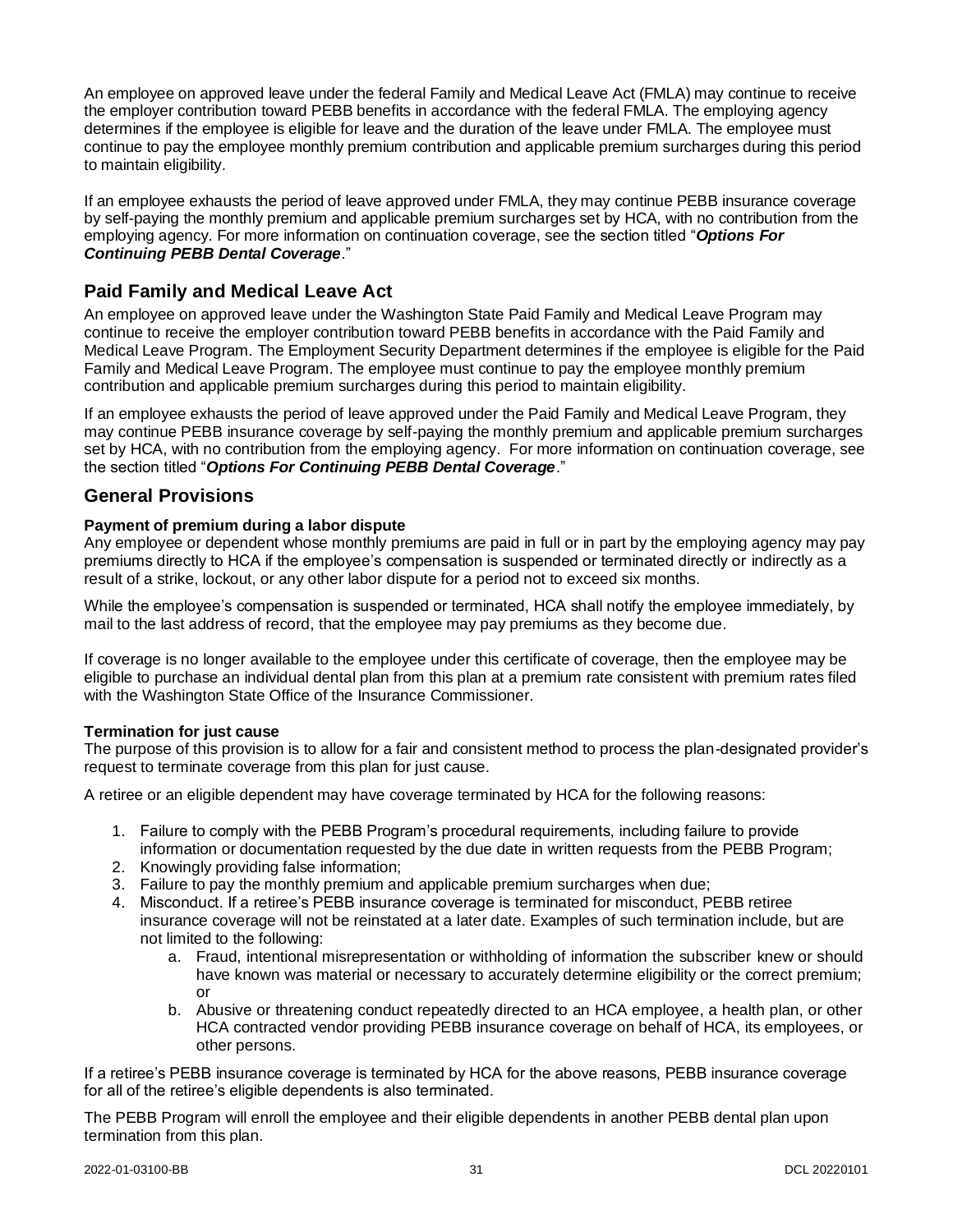An employee on approved leave under the federal Family and Medical Leave Act (FMLA) may continue to receive the employer contribution toward PEBB benefits in accordance with the federal FMLA. The employing agency determines if the employee is eligible for leave and the duration of the leave under FMLA. The employee must continue to pay the employee monthly premium contribution and applicable premium surcharges during this period to maintain eligibility.

If an employee exhausts the period of leave approved under FMLA, they may continue PEBB insurance coverage by self-paying the monthly premium and applicable premium surcharges set by HCA, with no contribution from the employing agency. For more information on continuation coverage, see the section titled "***Options For Continuing PEBB Dental Coverage***."

## Paid Family and Medical Leave Act

An employee on approved leave under the Washington State Paid Family and Medical Leave Program may continue to receive the employer contribution toward PEBB benefits in accordance with the Paid Family and Medical Leave Program. The Employment Security Department determines if the employee is eligible for the Paid Family and Medical Leave Program. The employee must continue to pay the employee monthly premium contribution and applicable premium surcharges during this period to maintain eligibility.

If an employee exhausts the period of leave approved under the Paid Family and Medical Leave Program, they may continue PEBB insurance coverage by self-paying the monthly premium and applicable premium surcharges set by HCA, with no contribution from the employing agency. For more information on continuation coverage, see the section titled "***Options For Continuing PEBB Dental Coverage***."

## General Provisions

**Payment of premium during a labor dispute**

Any employee or dependent whose monthly premiums are paid in full or in part by the employing agency may pay premiums directly to HCA if the employee's compensation is suspended or terminated directly or indirectly as a result of a strike, lockout, or any other labor dispute for a period not to exceed six months.

While the employee's compensation is suspended or terminated, HCA shall notify the employee immediately, by mail to the last address of record, that the employee may pay premiums as they become due.

If coverage is no longer available to the employee under this certificate of coverage, then the employee may be eligible to purchase an individual dental plan from this plan at a premium rate consistent with premium rates filed with the Washington State Office of the Insurance Commissioner.

**Termination for just cause**

The purpose of this provision is to allow for a fair and consistent method to process the plan-designated provider's request to terminate coverage from this plan for just cause.

A retiree or an eligible dependent may have coverage terminated by HCA for the following reasons:

1. Failure to comply with the PEBB Program's procedural requirements, including failure to provide information or documentation requested by the due date in written requests from the PEBB Program;
2. Knowingly providing false information;
3. Failure to pay the monthly premium and applicable premium surcharges when due;
4. Misconduct. If a retiree's PEBB insurance coverage is terminated for misconduct, PEBB retiree insurance coverage will not be reinstated at a later date. Examples of such termination include, but are not limited to the following:
    a. Fraud, intentional misrepresentation or withholding of information the subscriber knew or should have known was material or necessary to accurately determine eligibility or the correct premium; or
    b. Abusive or threatening conduct repeatedly directed to an HCA employee, a health plan, or other HCA contracted vendor providing PEBB insurance coverage on behalf of HCA, its employees, or other persons.

If a retiree's PEBB insurance coverage is terminated by HCA for the above reasons, PEBB insurance coverage for all of the retiree's eligible dependents is also terminated.

The PEBB Program will enroll the employee and their eligible dependents in another PEBB dental plan upon termination from this plan.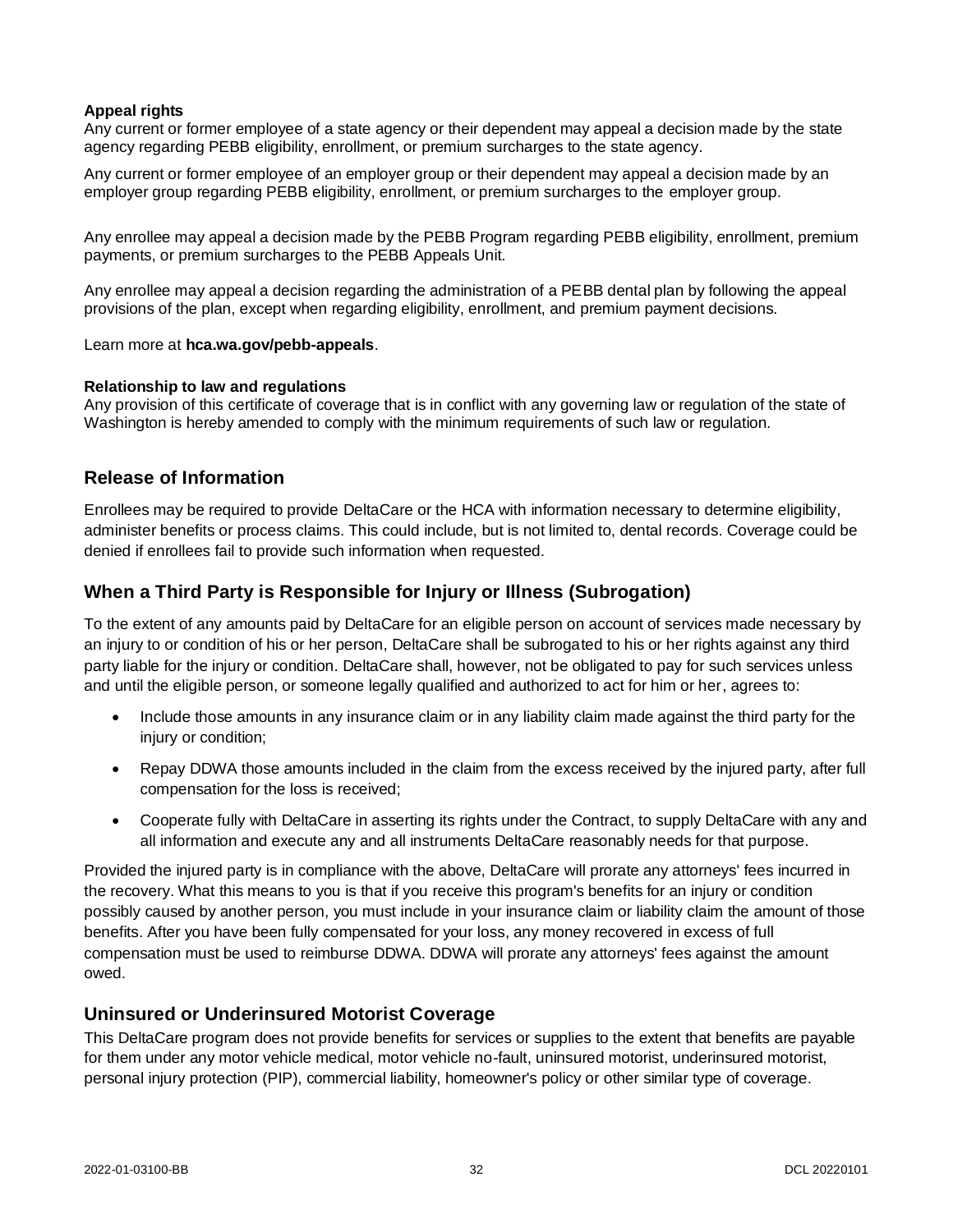**Appeal rights**

Any current or former employee of a state agency or their dependent may appeal a decision made by the state agency regarding PEBB eligibility, enrollment, or premium surcharges to the state agency.

Any current or former employee of an employer group or their dependent may appeal a decision made by an employer group regarding PEBB eligibility, enrollment, or premium surcharges to the employer group.

Any enrollee may appeal a decision made by the PEBB Program regarding PEBB eligibility, enrollment, premium payments, or premium surcharges to the PEBB Appeals Unit.

Any enrollee may appeal a decision regarding the administration of a PEBB dental plan by following the appeal provisions of the plan, except when regarding eligibility, enrollment, and premium payment decisions.

Learn more at **hca.wa.gov/pebb-appeals**.

**Relationship to law and regulations**

Any provision of this certificate of coverage that is in conflict with any governing law or regulation of the state of Washington is hereby amended to comply with the minimum requirements of such law or regulation.

## Release of Information

Enrollees may be required to provide DeltaCare or the HCA with information necessary to determine eligibility, administer benefits or process claims. This could include, but is not limited to, dental records. Coverage could be denied if enrollees fail to provide such information when requested.

## When a Third Party is Responsible for Injury or Illness (Subrogation)

To the extent of any amounts paid by DeltaCare for an eligible person on account of services made necessary by an injury to or condition of his or her person, DeltaCare shall be subrogated to his or her rights against any third party liable for the injury or condition. DeltaCare shall, however, not be obligated to pay for such services unless and until the eligible person, or someone legally qualified and authorized to act for him or her, agrees to:

- Include those amounts in any insurance claim or in any liability claim made against the third party for the injury or condition;
- Repay DDWA those amounts included in the claim from the excess received by the injured party, after full compensation for the loss is received;
- Cooperate fully with DeltaCare in asserting its rights under the Contract, to supply DeltaCare with any and all information and execute any and all instruments DeltaCare reasonably needs for that purpose.

Provided the injured party is in compliance with the above, DeltaCare will prorate any attorneys' fees incurred in the recovery. What this means to you is that if you receive this program's benefits for an injury or condition possibly caused by another person, you must include in your insurance claim or liability claim the amount of those benefits. After you have been fully compensated for your loss, any money recovered in excess of full compensation must be used to reimburse DDWA. DDWA will prorate any attorneys' fees against the amount owed.

## Uninsured or Underinsured Motorist Coverage

This DeltaCare program does not provide benefits for services or supplies to the extent that benefits are payable for them under any motor vehicle medical, motor vehicle no-fault, uninsured motorist, underinsured motorist, personal injury protection (PIP), commercial liability, homeowner's policy or other similar type of coverage.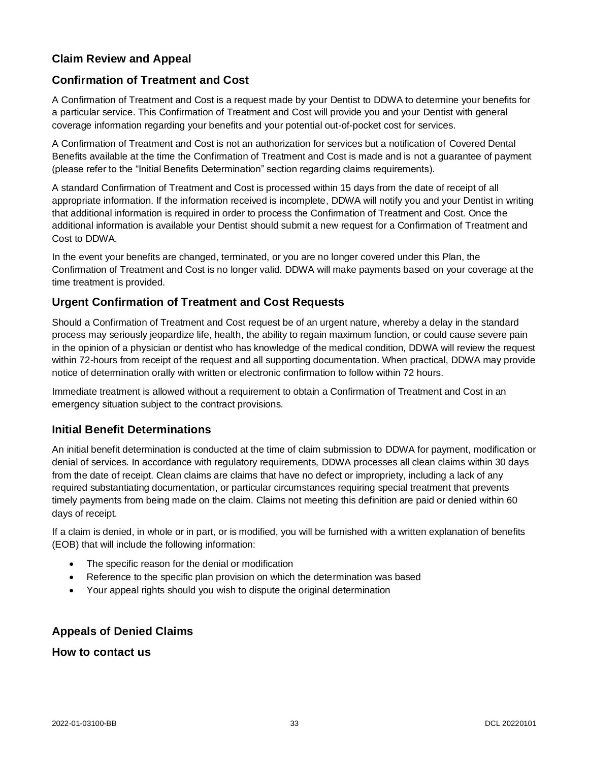## Claim Review and Appeal

## Confirmation of Treatment and Cost

A Confirmation of Treatment and Cost is a request made by your Dentist to DDWA to determine your benefits for a particular service. This Confirmation of Treatment and Cost will provide you and your Dentist with general coverage information regarding your benefits and your potential out-of-pocket cost for services.

A Confirmation of Treatment and Cost is not an authorization for services but a notification of Covered Dental Benefits available at the time the Confirmation of Treatment and Cost is made and is not a guarantee of payment (please refer to the "Initial Benefits Determination" section regarding claims requirements).

A standard Confirmation of Treatment and Cost is processed within 15 days from the date of receipt of all appropriate information. If the information received is incomplete, DDWA will notify you and your Dentist in writing that additional information is required in order to process the Confirmation of Treatment and Cost. Once the additional information is available your Dentist should submit a new request for a Confirmation of Treatment and Cost to DDWA.

In the event your benefits are changed, terminated, or you are no longer covered under this Plan, the Confirmation of Treatment and Cost is no longer valid. DDWA will make payments based on your coverage at the time treatment is provided.

## Urgent Confirmation of Treatment and Cost Requests

Should a Confirmation of Treatment and Cost request be of an urgent nature, whereby a delay in the standard process may seriously jeopardize life, health, the ability to regain maximum function, or could cause severe pain in the opinion of a physician or dentist who has knowledge of the medical condition, DDWA will review the request within 72-hours from receipt of the request and all supporting documentation. When practical, DDWA may provide notice of determination orally with written or electronic confirmation to follow within 72 hours.

Immediate treatment is allowed without a requirement to obtain a Confirmation of Treatment and Cost in an emergency situation subject to the contract provisions.

## Initial Benefit Determinations

An initial benefit determination is conducted at the time of claim submission to DDWA for payment, modification or denial of services. In accordance with regulatory requirements, DDWA processes all clean claims within 30 days from the date of receipt. Clean claims are claims that have no defect or impropriety, including a lack of any required substantiating documentation, or particular circumstances requiring special treatment that prevents timely payments from being made on the claim. Claims not meeting this definition are paid or denied within 60 days of receipt.

If a claim is denied, in whole or in part, or is modified, you will be furnished with a written explanation of benefits (EOB) that will include the following information:

- The specific reason for the denial or modification
- Reference to the specific plan provision on which the determination was based
- Your appeal rights should you wish to dispute the original determination

## Appeals of Denied Claims

### How to contact us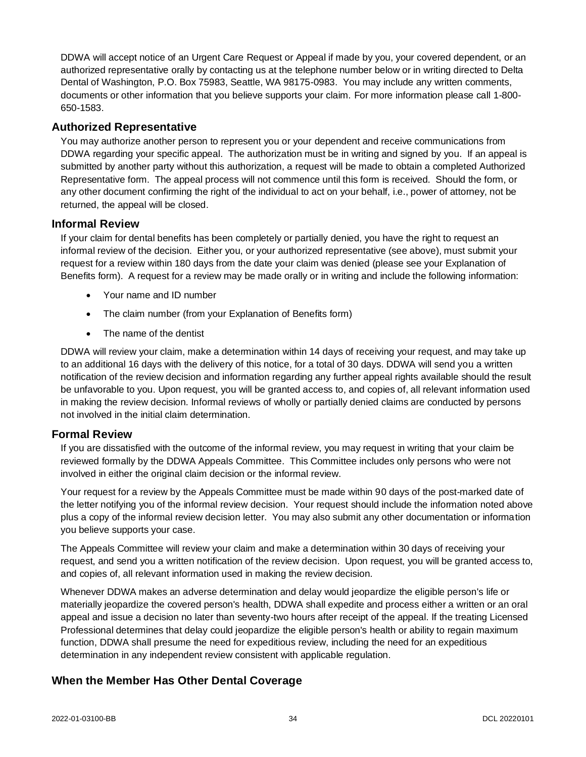DDWA will accept notice of an Urgent Care Request or Appeal if made by you, your covered dependent, or an authorized representative orally by contacting us at the telephone number below or in writing directed to Delta Dental of Washington, P.O. Box 75983, Seattle, WA 98175-0983. You may include any written comments, documents or other information that you believe supports your claim. For more information please call 1-800-650-1583.

### Authorized Representative

You may authorize another person to represent you or your dependent and receive communications from DDWA regarding your specific appeal. The authorization must be in writing and signed by you. If an appeal is submitted by another party without this authorization, a request will be made to obtain a completed Authorized Representative form. The appeal process will not commence until this form is received. Should the form, or any other document confirming the right of the individual to act on your behalf, i.e., power of attorney, not be returned, the appeal will be closed.

### Informal Review

If your claim for dental benefits has been completely or partially denied, you have the right to request an informal review of the decision. Either you, or your authorized representative (see above), must submit your request for a review within 180 days from the date your claim was denied (please see your Explanation of Benefits form). A request for a review may be made orally or in writing and include the following information:

- Your name and ID number
- The claim number (from your Explanation of Benefits form)
- The name of the dentist

DDWA will review your claim, make a determination within 14 days of receiving your request, and may take up to an additional 16 days with the delivery of this notice, for a total of 30 days. DDWA will send you a written notification of the review decision and information regarding any further appeal rights available should the result be unfavorable to you. Upon request, you will be granted access to, and copies of, all relevant information used in making the review decision. Informal reviews of wholly or partially denied claims are conducted by persons not involved in the initial claim determination.

### Formal Review

If you are dissatisfied with the outcome of the informal review, you may request in writing that your claim be reviewed formally by the DDWA Appeals Committee. This Committee includes only persons who were not involved in either the original claim decision or the informal review.

Your request for a review by the Appeals Committee must be made within 90 days of the post-marked date of the letter notifying you of the informal review decision. Your request should include the information noted above plus a copy of the informal review decision letter. You may also submit any other documentation or information you believe supports your case.

The Appeals Committee will review your claim and make a determination within 30 days of receiving your request, and send you a written notification of the review decision. Upon request, you will be granted access to, and copies of, all relevant information used in making the review decision.

Whenever DDWA makes an adverse determination and delay would jeopardize the eligible person's life or materially jeopardize the covered person's health, DDWA shall expedite and process either a written or an oral appeal and issue a decision no later than seventy-two hours after receipt of the appeal. If the treating Licensed Professional determines that delay could jeopardize the eligible person's health or ability to regain maximum function, DDWA shall presume the need for expeditious review, including the need for an expeditious determination in any independent review consistent with applicable regulation.

## When the Member Has Other Dental Coverage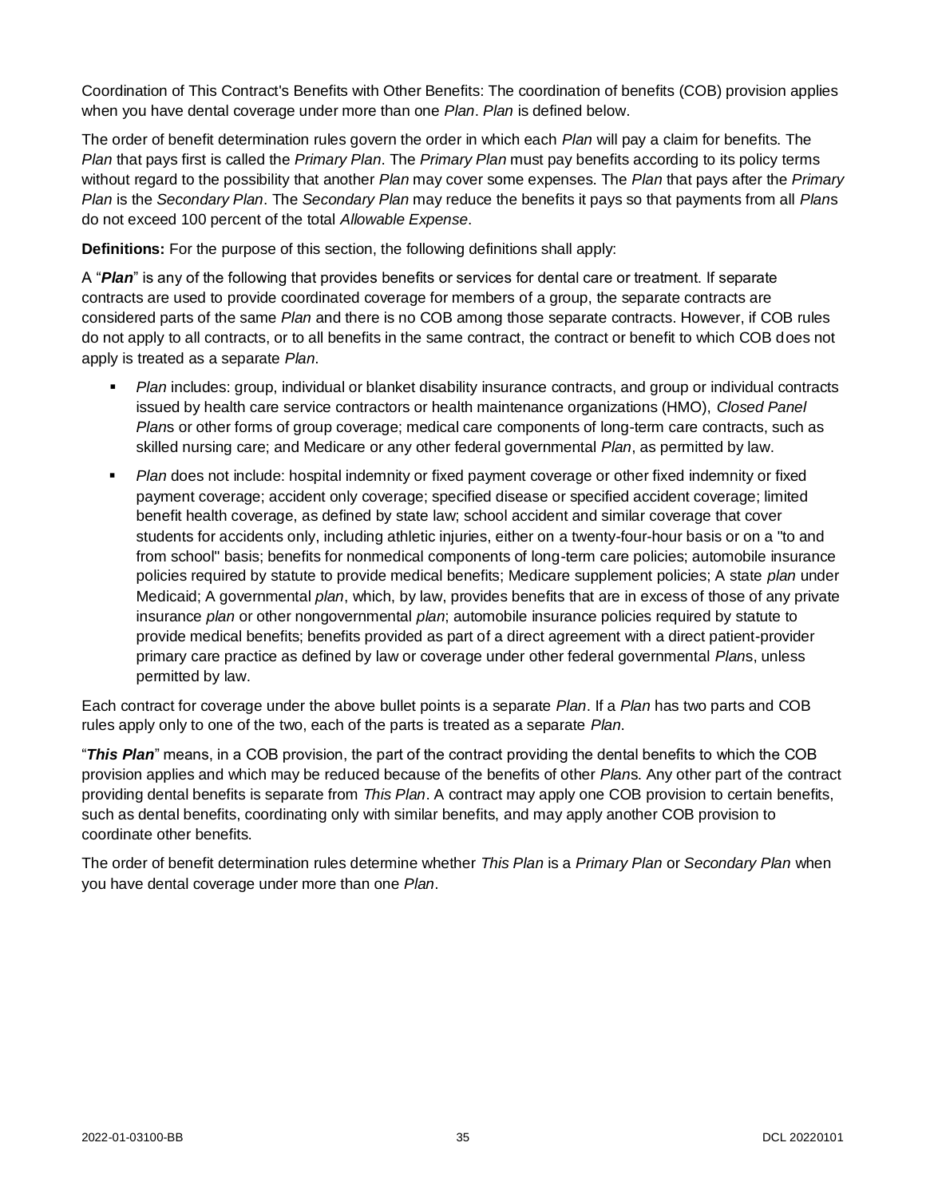Coordination of This Contract's Benefits with Other Benefits: The coordination of benefits (COB) provision applies when you have dental coverage under more than one *Plan*. *Plan* is defined below.

The order of benefit determination rules govern the order in which each *Plan* will pay a claim for benefits. The *Plan* that pays first is called the *Primary Plan*. The *Primary Plan* must pay benefits according to its policy terms without regard to the possibility that another *Plan* may cover some expenses. The *Plan* that pays after the *Primary Plan* is the *Secondary Plan*. The *Secondary Plan* may reduce the benefits it pays so that payments from all *Plan*s do not exceed 100 percent of the total *Allowable Expense*.

**Definitions:** For the purpose of this section, the following definitions shall apply:

A "***Plan***" is any of the following that provides benefits or services for dental care or treatment. If separate contracts are used to provide coordinated coverage for members of a group, the separate contracts are considered parts of the same *Plan* and there is no COB among those separate contracts. However, if COB rules do not apply to all contracts, or to all benefits in the same contract, the contract or benefit to which COB does not apply is treated as a separate *Plan*.

- *Plan* includes: group, individual or blanket disability insurance contracts, and group or individual contracts issued by health care service contractors or health maintenance organizations (HMO), *Closed Panel Plan*s or other forms of group coverage; medical care components of long-term care contracts, such as skilled nursing care; and Medicare or any other federal governmental *Plan*, as permitted by law.
- *Plan* does not include: hospital indemnity or fixed payment coverage or other fixed indemnity or fixed payment coverage; accident only coverage; specified disease or specified accident coverage; limited benefit health coverage, as defined by state law; school accident and similar coverage that cover students for accidents only, including athletic injuries, either on a twenty-four-hour basis or on a "to and from school" basis; benefits for nonmedical components of long-term care policies; automobile insurance policies required by statute to provide medical benefits; Medicare supplement policies; A state *plan* under Medicaid; A governmental *plan*, which, by law, provides benefits that are in excess of those of any private insurance *plan* or other nongovernmental *plan*; automobile insurance policies required by statute to provide medical benefits; benefits provided as part of a direct agreement with a direct patient-provider primary care practice as defined by law or coverage under other federal governmental *Plan*s, unless permitted by law.

Each contract for coverage under the above bullet points is a separate *Plan*. If a *Plan* has two parts and COB rules apply only to one of the two, each of the parts is treated as a separate *Plan*.

"***This Plan***" means, in a COB provision, the part of the contract providing the dental benefits to which the COB provision applies and which may be reduced because of the benefits of other *Plan*s. Any other part of the contract providing dental benefits is separate from *This Plan*. A contract may apply one COB provision to certain benefits, such as dental benefits, coordinating only with similar benefits, and may apply another COB provision to coordinate other benefits.

The order of benefit determination rules determine whether *This Plan* is a *Primary Plan* or *Secondary Plan* when you have dental coverage under more than one *Plan*.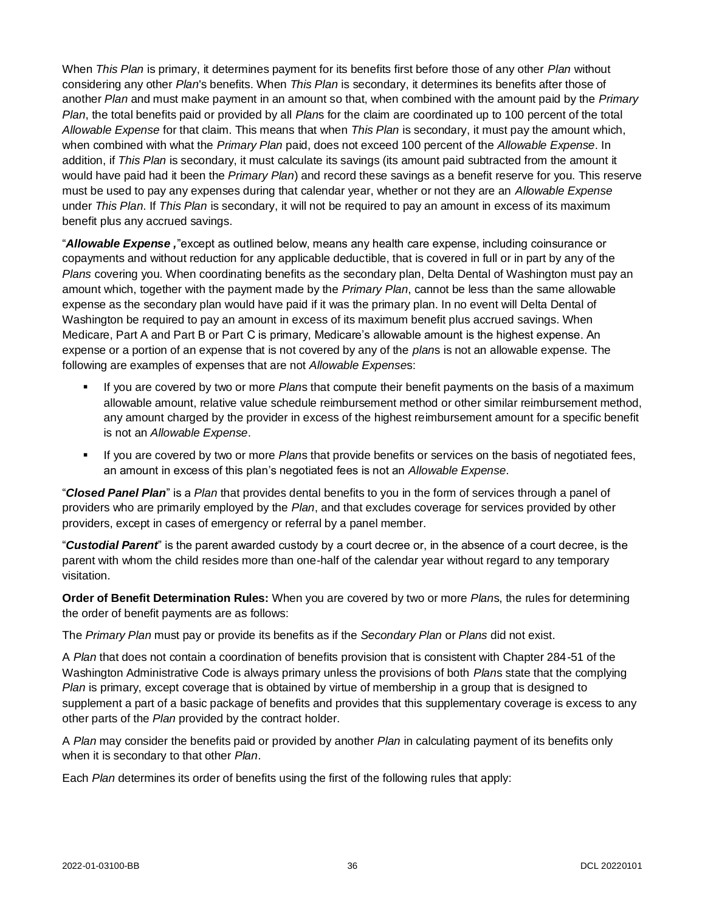When *This Plan* is primary, it determines payment for its benefits first before those of any other *Plan* without considering any other *Plan*'s benefits. When *This Plan* is secondary, it determines its benefits after those of another *Plan* and must make payment in an amount so that, when combined with the amount paid by the *Primary Plan*, the total benefits paid or provided by all *Plan*s for the claim are coordinated up to 100 percent of the total *Allowable Expense* for that claim. This means that when *This Plan* is secondary, it must pay the amount which, when combined with what the *Primary Plan* paid, does not exceed 100 percent of the *Allowable Expense*. In addition, if *This Plan* is secondary, it must calculate its savings (its amount paid subtracted from the amount it would have paid had it been the *Primary Plan*) and record these savings as a benefit reserve for you. This reserve must be used to pay any expenses during that calendar year, whether or not they are an *Allowable Expense* under *This Plan*. If *This Plan* is secondary, it will not be required to pay an amount in excess of its maximum benefit plus any accrued savings.

"***Allowable Expense ,***"except as outlined below, means any health care expense, including coinsurance or copayments and without reduction for any applicable deductible, that is covered in full or in part by any of the *Plans* covering you. When coordinating benefits as the secondary plan, Delta Dental of Washington must pay an amount which, together with the payment made by the *Primary Plan*, cannot be less than the same allowable expense as the secondary plan would have paid if it was the primary plan. In no event will Delta Dental of Washington be required to pay an amount in excess of its maximum benefit plus accrued savings. When Medicare, Part A and Part B or Part C is primary, Medicare's allowable amount is the highest expense. An expense or a portion of an expense that is not covered by any of the *plan*s is not an allowable expense. The following are examples of expenses that are not *Allowable Expense*s:

- If you are covered by two or more *Plan*s that compute their benefit payments on the basis of a maximum allowable amount, relative value schedule reimbursement method or other similar reimbursement method, any amount charged by the provider in excess of the highest reimbursement amount for a specific benefit is not an *Allowable Expense*.
- If you are covered by two or more *Plan*s that provide benefits or services on the basis of negotiated fees, an amount in excess of this plan's negotiated fees is not an *Allowable Expense*.

"***Closed Panel Plan***" is a *Plan* that provides dental benefits to you in the form of services through a panel of providers who are primarily employed by the *Plan*, and that excludes coverage for services provided by other providers, except in cases of emergency or referral by a panel member.

"***Custodial Parent***" is the parent awarded custody by a court decree or, in the absence of a court decree, is the parent with whom the child resides more than one-half of the calendar year without regard to any temporary visitation.

**Order of Benefit Determination Rules:** When you are covered by two or more *Plan*s, the rules for determining the order of benefit payments are as follows:

The *Primary Plan* must pay or provide its benefits as if the *Secondary Plan* or *Plans* did not exist.

A *Plan* that does not contain a coordination of benefits provision that is consistent with Chapter 284-51 of the Washington Administrative Code is always primary unless the provisions of both *Plan*s state that the complying *Plan* is primary, except coverage that is obtained by virtue of membership in a group that is designed to supplement a part of a basic package of benefits and provides that this supplementary coverage is excess to any other parts of the *Plan* provided by the contract holder.

A *Plan* may consider the benefits paid or provided by another *Plan* in calculating payment of its benefits only when it is secondary to that other *Plan*.

Each *Plan* determines its order of benefits using the first of the following rules that apply: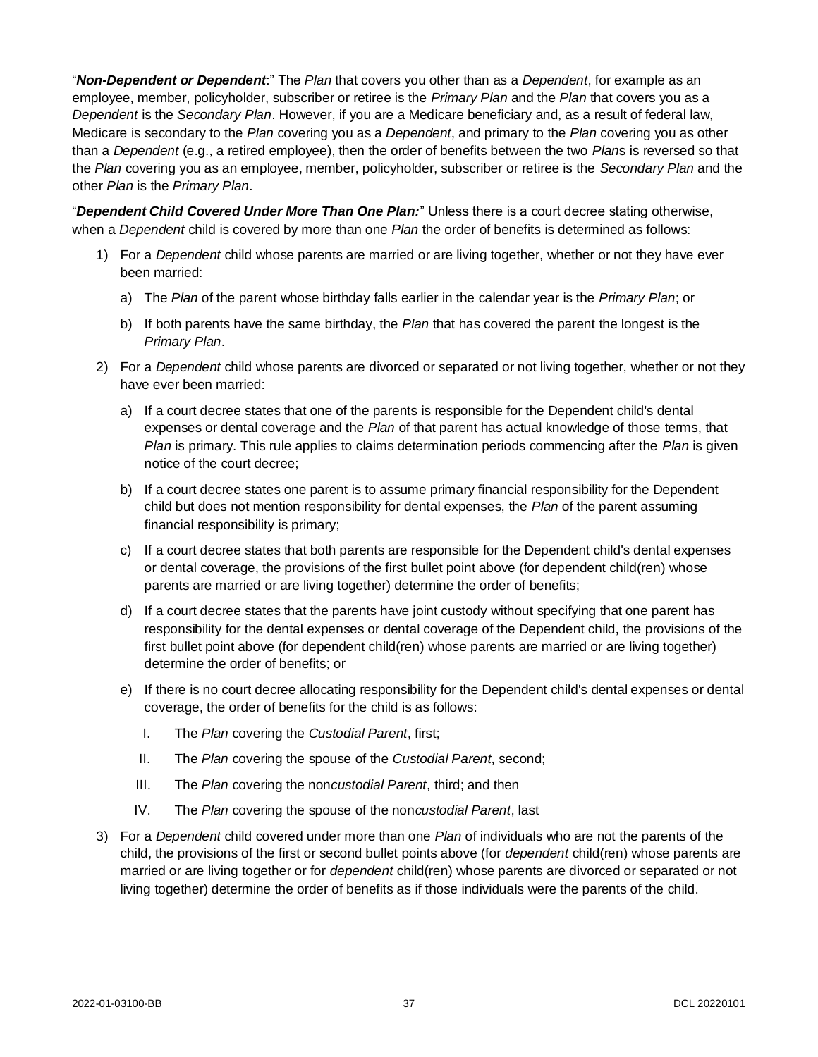"***Non-Dependent or Dependent***:" The *Plan* that covers you other than as a *Dependent*, for example as an employee, member, policyholder, subscriber or retiree is the *Primary Plan* and the *Plan* that covers you as a *Dependent* is the *Secondary Plan*. However, if you are a Medicare beneficiary and, as a result of federal law, Medicare is secondary to the *Plan* covering you as a *Dependent*, and primary to the *Plan* covering you as other than a *Dependent* (e.g., a retired employee), then the order of benefits between the two *Plan*s is reversed so that the *Plan* covering you as an employee, member, policyholder, subscriber or retiree is the *Secondary Plan* and the other *Plan* is the *Primary Plan*.

"***Dependent Child Covered Under More Than One Plan:***" Unless there is a court decree stating otherwise, when a *Dependent* child is covered by more than one *Plan* the order of benefits is determined as follows:

1) For a *Dependent* child whose parents are married or are living together, whether or not they have ever been married:
   a) The *Plan* of the parent whose birthday falls earlier in the calendar year is the *Primary Plan*; or
   b) If both parents have the same birthday, the *Plan* that has covered the parent the longest is the *Primary Plan*.
2) For a *Dependent* child whose parents are divorced or separated or not living together, whether or not they have ever been married:
   a) If a court decree states that one of the parents is responsible for the Dependent child's dental expenses or dental coverage and the *Plan* of that parent has actual knowledge of those terms, that *Plan* is primary. This rule applies to claims determination periods commencing after the *Plan* is given notice of the court decree;
   b) If a court decree states one parent is to assume primary financial responsibility for the Dependent child but does not mention responsibility for dental expenses, the *Plan* of the parent assuming financial responsibility is primary;
   c) If a court decree states that both parents are responsible for the Dependent child's dental expenses or dental coverage, the provisions of the first bullet point above (for dependent child(ren) whose parents are married or are living together) determine the order of benefits;
   d) If a court decree states that the parents have joint custody without specifying that one parent has responsibility for the dental expenses or dental coverage of the Dependent child, the provisions of the first bullet point above (for dependent child(ren) whose parents are married or are living together) determine the order of benefits; or
   e) If there is no court decree allocating responsibility for the Dependent child's dental expenses or dental coverage, the order of benefits for the child is as follows:
      I. The *Plan* covering the *Custodial Parent*, first;
      II. The *Plan* covering the spouse of the *Custodial Parent*, second;
      III. The *Plan* covering the non*custodial Parent*, third; and then
      IV. The *Plan* covering the spouse of the non*custodial Parent*, last
3) For a *Dependent* child covered under more than one *Plan* of individuals who are not the parents of the child, the provisions of the first or second bullet points above (for *dependent* child(ren) whose parents are married or are living together or for *dependent* child(ren) whose parents are divorced or separated or not living together) determine the order of benefits as if those individuals were the parents of the child.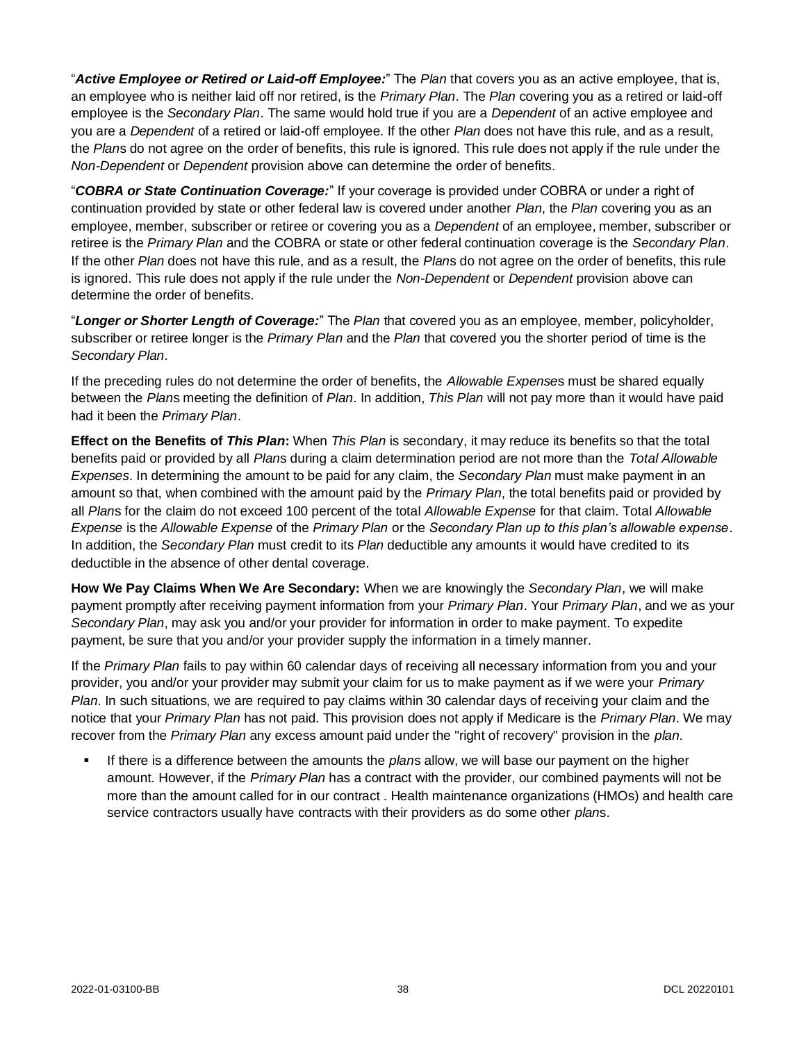"***Active Employee or Retired or Laid-off Employee:***" The *Plan* that covers you as an active employee, that is, an employee who is neither laid off nor retired, is the *Primary Plan*. The *Plan* covering you as a retired or laid-off employee is the *Secondary Plan*. The same would hold true if you are a *Dependent* of an active employee and you are a *Dependent* of a retired or laid-off employee. If the other *Plan* does not have this rule, and as a result, the *Plan*s do not agree on the order of benefits, this rule is ignored. This rule does not apply if the rule under the *Non-Dependent* or *Dependent* provision above can determine the order of benefits.

"***COBRA or State Continuation Coverage:***" If your coverage is provided under COBRA or under a right of continuation provided by state or other federal law is covered under another *Plan*, the *Plan* covering you as an employee, member, subscriber or retiree or covering you as a *Dependent* of an employee, member, subscriber or retiree is the *Primary Plan* and the COBRA or state or other federal continuation coverage is the *Secondary Plan*. If the other *Plan* does not have this rule, and as a result, the *Plan*s do not agree on the order of benefits, this rule is ignored. This rule does not apply if the rule under the *Non-Dependent* or *Dependent* provision above can determine the order of benefits.

"***Longer or Shorter Length of Coverage:***" The *Plan* that covered you as an employee, member, policyholder, subscriber or retiree longer is the *Primary Plan* and the *Plan* that covered you the shorter period of time is the *Secondary Plan*.

If the preceding rules do not determine the order of benefits, the *Allowable Expense*s must be shared equally between the *Plan*s meeting the definition of *Plan*. In addition, *This Plan* will not pay more than it would have paid had it been the *Primary Plan*.

**Effect on the Benefits of *This Plan*:** When *This Plan* is secondary, it may reduce its benefits so that the total benefits paid or provided by all *Plan*s during a claim determination period are not more than the *Total Allowable Expenses*. In determining the amount to be paid for any claim, the *Secondary Plan* must make payment in an amount so that, when combined with the amount paid by the *Primary Plan*, the total benefits paid or provided by all *Plan*s for the claim do not exceed 100 percent of the total *Allowable Expense* for that claim. Total *Allowable Expense* is the *Allowable Expense* of the *Primary Plan* or the *Secondary Plan up to this plan's allowable expense*. In addition, the *Secondary Plan* must credit to its *Plan* deductible any amounts it would have credited to its deductible in the absence of other dental coverage.

**How We Pay Claims When We Are Secondary:** When we are knowingly the *Secondary Plan*, we will make payment promptly after receiving payment information from your *Primary Plan*. Your *Primary Plan*, and we as your *Secondary Plan*, may ask you and/or your provider for information in order to make payment. To expedite payment, be sure that you and/or your provider supply the information in a timely manner.

If the *Primary Plan* fails to pay within 60 calendar days of receiving all necessary information from you and your provider, you and/or your provider may submit your claim for us to make payment as if we were your *Primary Plan*. In such situations, we are required to pay claims within 30 calendar days of receiving your claim and the notice that your *Primary Plan* has not paid. This provision does not apply if Medicare is the *Primary Plan*. We may recover from the *Primary Plan* any excess amount paid under the "right of recovery" provision in the *plan*.

- If there is a difference between the amounts the *plan*s allow, we will base our payment on the higher amount. However, if the *Primary Plan* has a contract with the provider, our combined payments will not be more than the amount called for in our contract . Health maintenance organizations (HMOs) and health care service contractors usually have contracts with their providers as do some other *plan*s.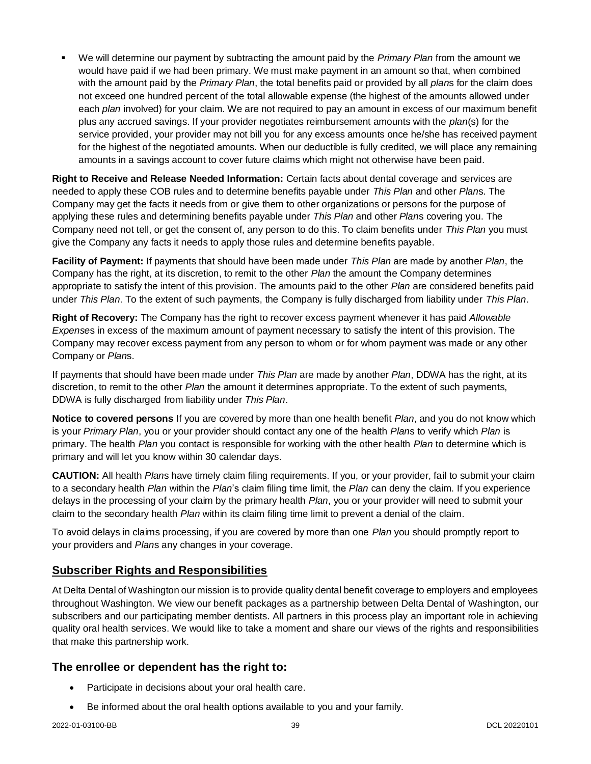- We will determine our payment by subtracting the amount paid by the *Primary Plan* from the amount we would have paid if we had been primary. We must make payment in an amount so that, when combined with the amount paid by the *Primary Plan*, the total benefits paid or provided by all *plan*s for the claim does not exceed one hundred percent of the total allowable expense (the highest of the amounts allowed under each *plan* involved) for your claim. We are not required to pay an amount in excess of our maximum benefit plus any accrued savings. If your provider negotiates reimbursement amounts with the *plan*(s) for the service provided, your provider may not bill you for any excess amounts once he/she has received payment for the highest of the negotiated amounts. When our deductible is fully credited, we will place any remaining amounts in a savings account to cover future claims which might not otherwise have been paid.

**Right to Receive and Release Needed Information:** Certain facts about dental coverage and services are needed to apply these COB rules and to determine benefits payable under *This Plan* and other *Plan*s. The Company may get the facts it needs from or give them to other organizations or persons for the purpose of applying these rules and determining benefits payable under *This Plan* and other *Plan*s covering you. The Company need not tell, or get the consent of, any person to do this. To claim benefits under *This Plan* you must give the Company any facts it needs to apply those rules and determine benefits payable.

**Facility of Payment:** If payments that should have been made under *This Plan* are made by another *Plan*, the Company has the right, at its discretion, to remit to the other *Plan* the amount the Company determines appropriate to satisfy the intent of this provision. The amounts paid to the other *Plan* are considered benefits paid under *This Plan*. To the extent of such payments, the Company is fully discharged from liability under *This Plan*.

**Right of Recovery:** The Company has the right to recover excess payment whenever it has paid *Allowable Expenses* in excess of the maximum amount of payment necessary to satisfy the intent of this provision. The Company may recover excess payment from any person to whom or for whom payment was made or any other Company or *Plan*s.

If payments that should have been made under *This Plan* are made by another *Plan*, DDWA has the right, at its discretion, to remit to the other *Plan* the amount it determines appropriate. To the extent of such payments, DDWA is fully discharged from liability under *This Plan*.

**Notice to covered persons** If you are covered by more than one health benefit *Plan*, and you do not know which is your *Primary Plan*, you or your provider should contact any one of the health *Plan*s to verify which *Plan* is primary. The health *Plan* you contact is responsible for working with the other health *Plan* to determine which is primary and will let you know within 30 calendar days.

**CAUTION:** All health *Plan*s have timely claim filing requirements. If you, or your provider, fail to submit your claim to a secondary health *Plan* within the *Plan*'s claim filing time limit, the *Plan* can deny the claim. If you experience delays in the processing of your claim by the primary health *Plan*, you or your provider will need to submit your claim to the secondary health *Plan* within its claim filing time limit to prevent a denial of the claim.

To avoid delays in claims processing, if you are covered by more than one *Plan* you should promptly report to your providers and *Plan*s any changes in your coverage.

## Subscriber Rights and Responsibilities

At Delta Dental of Washington our mission is to provide quality dental benefit coverage to employers and employees throughout Washington. We view our benefit packages as a partnership between Delta Dental of Washington, our subscribers and our participating member dentists. All partners in this process play an important role in achieving quality oral health services. We would like to take a moment and share our views of the rights and responsibilities that make this partnership work.

### The enrollee or dependent has the right to:

- Participate in decisions about your oral health care.
- Be informed about the oral health options available to you and your family.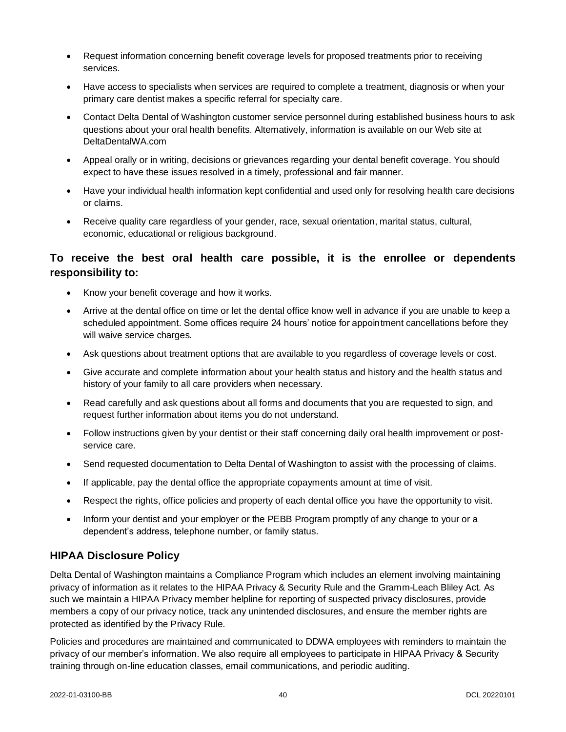- Request information concerning benefit coverage levels for proposed treatments prior to receiving services.
- Have access to specialists when services are required to complete a treatment, diagnosis or when your primary care dentist makes a specific referral for specialty care.
- Contact Delta Dental of Washington customer service personnel during established business hours to ask questions about your oral health benefits. Alternatively, information is available on our Web site at DeltaDentalWA.com
- Appeal orally or in writing, decisions or grievances regarding your dental benefit coverage. You should expect to have these issues resolved in a timely, professional and fair manner.
- Have your individual health information kept confidential and used only for resolving health care decisions or claims.
- Receive quality care regardless of your gender, race, sexual orientation, marital status, cultural, economic, educational or religious background.

### To receive the best oral health care possible, it is the enrollee or dependents responsibility to:

- Know your benefit coverage and how it works.
- Arrive at the dental office on time or let the dental office know well in advance if you are unable to keep a scheduled appointment. Some offices require 24 hours' notice for appointment cancellations before they will waive service charges.
- Ask questions about treatment options that are available to you regardless of coverage levels or cost.
- Give accurate and complete information about your health status and history and the health status and history of your family to all care providers when necessary.
- Read carefully and ask questions about all forms and documents that you are requested to sign, and request further information about items you do not understand.
- Follow instructions given by your dentist or their staff concerning daily oral health improvement or post-service care.
- Send requested documentation to Delta Dental of Washington to assist with the processing of claims.
- If applicable, pay the dental office the appropriate copayments amount at time of visit.
- Respect the rights, office policies and property of each dental office you have the opportunity to visit.
- Inform your dentist and your employer or the PEBB Program promptly of any change to your or a dependent's address, telephone number, or family status.

## HIPAA Disclosure Policy

Delta Dental of Washington maintains a Compliance Program which includes an element involving maintaining privacy of information as it relates to the HIPAA Privacy & Security Rule and the Gramm-Leach Bliley Act. As such we maintain a HIPAA Privacy member helpline for reporting of suspected privacy disclosures, provide members a copy of our privacy notice, track any unintended disclosures, and ensure the member rights are protected as identified by the Privacy Rule.

Policies and procedures are maintained and communicated to DDWA employees with reminders to maintain the privacy of our member's information. We also require all employees to participate in HIPAA Privacy & Security training through on-line education classes, email communications, and periodic auditing.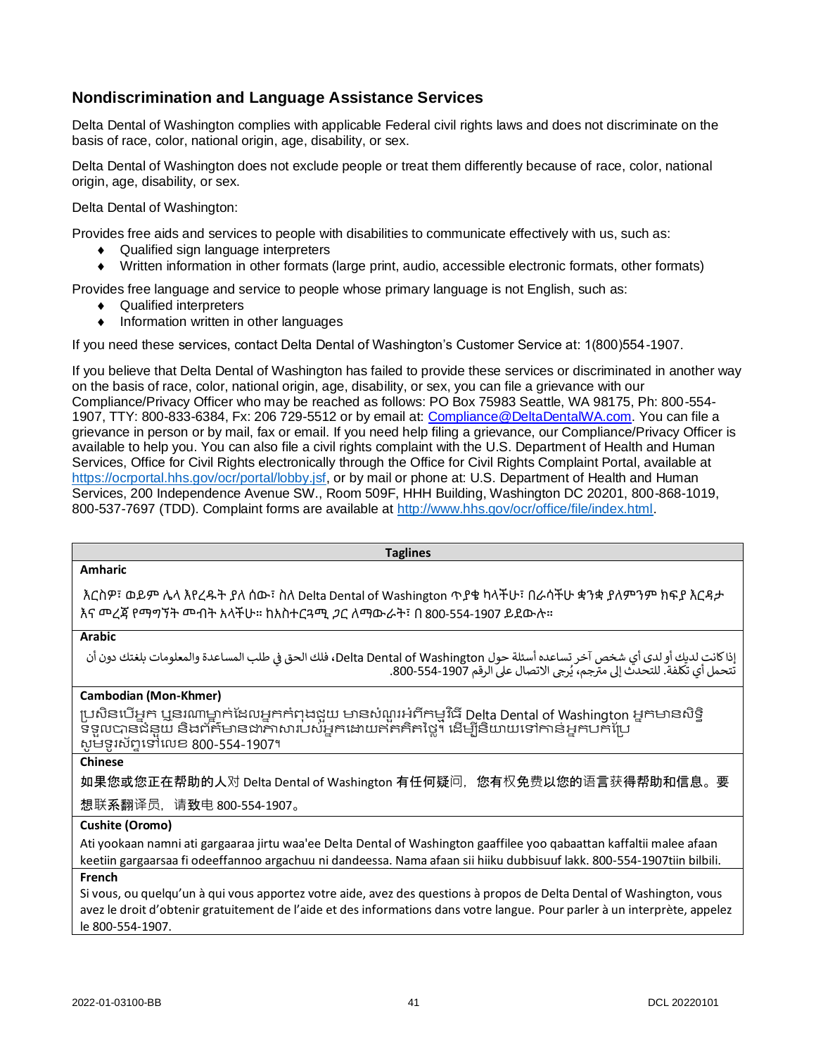## Nondiscrimination and Language Assistance Services

Delta Dental of Washington complies with applicable Federal civil rights laws and does not discriminate on the basis of race, color, national origin, age, disability, or sex.

Delta Dental of Washington does not exclude people or treat them differently because of race, color, national origin, age, disability, or sex.

Delta Dental of Washington:

Provides free aids and services to people with disabilities to communicate effectively with us, such as:

- Qualified sign language interpreters
- Written information in other formats (large print, audio, accessible electronic formats, other formats)

Provides free language and service to people whose primary language is not English, such as:

- Qualified interpreters
- Information written in other languages

If you need these services, contact Delta Dental of Washington's Customer Service at: 1(800)554-1907.

If you believe that Delta Dental of Washington has failed to provide these services or discriminated in another way on the basis of race, color, national origin, age, disability, or sex, you can file a grievance with our Compliance/Privacy Officer who may be reached as follows: PO Box 75983 Seattle, WA 98175, Ph: 800-554-1907, TTY: 800-833-6384, Fx: 206 729-5512 or by email at: Compliance@DeltaDentalWA.com. You can file a grievance in person or by mail, fax or email. If you need help filing a grievance, our Compliance/Privacy Officer is available to help you. You can also file a civil rights complaint with the U.S. Department of Health and Human Services, Office for Civil Rights electronically through the Office for Civil Rights Complaint Portal, available at https://ocrportal.hhs.gov/ocr/portal/lobby.jsf, or by mail or phone at: U.S. Department of Health and Human Services, 200 Independence Avenue SW., Room 509F, HHH Building, Washington DC 20201, 800-868-1019, 800-537-7697 (TDD). Complaint forms are available at http://www.hhs.gov/ocr/office/file/index.html.

| Taglines |
|---|
| **Amharic** |
| እርስዎ፣ ወይም ሌላ እየረዱት ያለ ሰው፣ ስለ Delta Dental of Washington ጥያቄ ካላችሁ፣ በራሳችሁ ቋንቋ ያለምንም ክፍያ እርዳታ እና መረጃ የማግኘት መብት አላችሁ። ከአስተርጓሚ ጋር ለማውራት፣ በ 800-554-1907 ይደውሉ። |
| **Arabic** |
| إذا كانت لديك أو لدى أي شخص آخر تساعده أسئلة حول Delta Dental of Washington، فلك الحق في طلب المساعدة والمعلومات بلغتك دون أن تتحمل أي تكلفة. للتحدث إلى مترجم، يُرجى الاتصال على الرقم 1907-554-800. |
| **Cambodian (Mon-Khmer)** |
| ប្រសិនបើអ្នក ឬនរណាម្នាក់ដែលអ្នកកំពុងជួយ មានសំណួរអំពីកម្មវិធី Delta Dental of Washington អ្នកមានសិទ្ធិទទួលបានជំនួយ និងព័ត៌មានជាភាសារបស់អ្នកដោយឥតគិតថ្លៃ។ ដើម្បីនិយាយទៅកាន់អ្នកបកប្រែ សូមទូរស័ព្ទទៅលេខ 800-554-1907។ |
| **Chinese** |
| 如果您或您正在帮助的人对 Delta Dental of Washington 有任何疑问，您有权免费以您的语言获得帮助和信息。要想联系翻译员，请致电 800-554-1907。 |
| **Cushite (Oromo)** |
| Ati yookaan namni ati gargaaraa jirtu waa'ee Delta Dental of Washington gaaffilee yoo qabaattan kaffaltii malee afaan keetiin gargaarsaa fi odeeffannoo argachuu ni dandeessa. Nama afaan sii hiiku dubbisuuf lakk. 800-554-1907tiin bilbili. |
| **French** |
| Si vous, ou quelqu'un à qui vous apportez votre aide, avez des questions à propos de Delta Dental of Washington, vous avez le droit d'obtenir gratuitement de l'aide et des informations dans votre langue. Pour parler à un interprète, appelez le 800-554-1907. |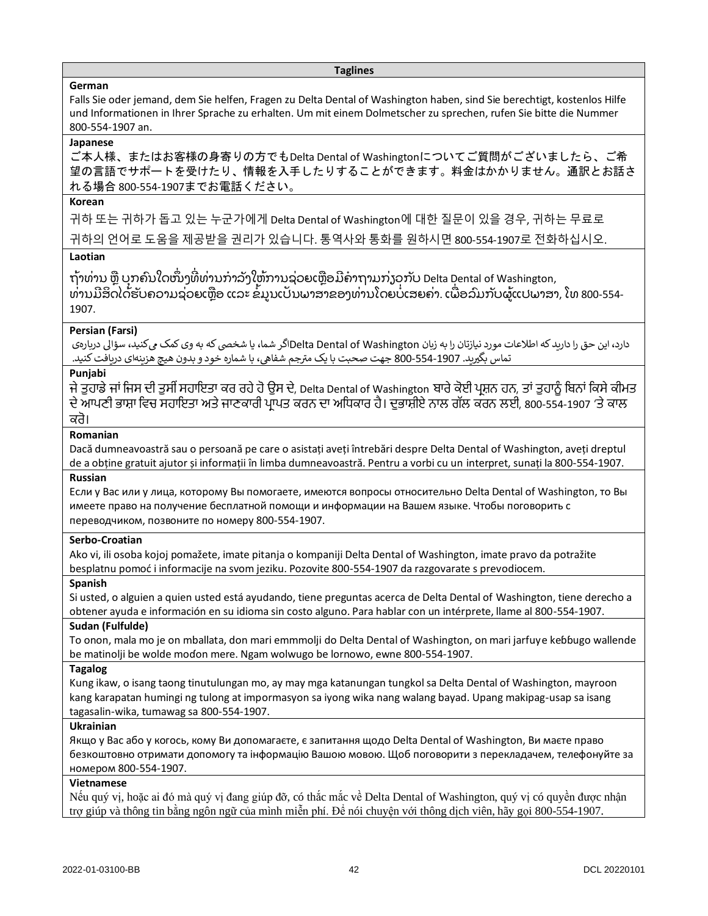| Taglines |
|---|
| **German** |
| Falls Sie oder jemand, dem Sie helfen, Fragen zu Delta Dental of Washington haben, sind Sie berechtigt, kostenlos Hilfe und Informationen in Ihrer Sprache zu erhalten. Um mit einem Dolmetscher zu sprechen, rufen Sie bitte die Nummer 800-554-1907 an. |
| **Japanese** |
| ご本人様、またはお客様の身寄りの方でもDelta Dental of Washingtonについてご質問がございましたら、ご希望の言語でサポートを受けたり、情報を入手したりすることができます。料金はかかりません。通訳とお話される場合 800-554-1907までお電話ください。 |
| **Korean** |
| 귀하 또는 귀하가 돕고 있는 누군가에게 Delta Dental of Washington에 대한 질문이 있을 경우, 귀하는 무료로 귀하의 언어로 도움을 제공받을 권리가 있습니다. 통역사와 통화를 원하시면 800-554-1907로 전화하십시오. |
| **Laotian** |
| ຖ້າທ່ານ ຫຼື ບຸກຄົນໃດໜຶ່ງທີ່ທ່ານກໍາລັງໃຫ້ການຊ່ວຍເຫຼືອມີຄໍາຖາມກ່ຽວກັບ Delta Dental of Washington, ທ່ານມີສິດໄດ້ຮັບຄວາມຊ່ວຍເຫຼືອ ແລະ ຂໍ້ມູນເປັນພາສາຂອງທ່ານໂດຍບໍ່ເສຍຄ່າ. ເພື່ອລົມກັບຜູ້ແປພາສາ, ໂທ 800-554-1907. |
| **Persian (Farsi)** |
| اگر شما، یا شخصی که به وی کمک می‌کنید، سؤالی درباره‌ی Delta Dental of Washington دارد، این حق را دارید که اطلاعات مورد نیازتان را به زبان خود و بدون هیچ هزینه‌ای دریافت کنید. جهت صحبت با یک مترجم شفاهی، با شماره 800-554-1907 تماس بگیرید. |
| **Punjabi** |
| ਜੇ ਤੁਹਾਡੇ ਜਾਂ ਜਿਸ ਦੀ ਤੁਸੀਂ ਸਹਾਇਤਾ ਕਰ ਰਹੇ ਹੋ ਉਸ ਦੇ, Delta Dental of Washington ਬਾਰੇ ਕੋਈ ਪ੍ਰਸ਼ਨ ਹਨ, ਤਾਂ ਤੁਹਾਨੂੰ ਬਿਨਾਂ ਕਿਸੇ ਕੀਮਤ ਦੇ ਆਪਣੀ ਭਾਸ਼ਾ ਵਿਚ ਸਹਾਇਤਾ ਅਤੇ ਜਾਣਕਾਰੀ ਪ੍ਰਾਪਤ ਕਰਨ ਦਾ ਅਧਿਕਾਰ ਹੈ। ਦੁਭਾਸ਼ੀਏ ਨਾਲ ਗੱਲ ਕਰਨ ਲਈ, 800-554-1907 'ਤੇ ਕਾਲ ਕਰੋ। |
| **Romanian** |
| Dacă dumneavoastră sau o persoană pe care o asistați aveți întrebări despre Delta Dental of Washington, aveți dreptul de a obține gratuit ajutor și informații în limba dumneavoastră. Pentru a vorbi cu un interpret, sunați la 800-554-1907. |
| **Russian** |
| Если у Вас или у лица, которому Вы помогаете, имеются вопросы относительно Delta Dental of Washington, то Вы имеете право на получение бесплатной помощи и информации на Вашем языке. Чтобы поговорить с переводчиком, позвоните по номеру 800-554-1907. |
| **Serbo-Croatian** |
| Ako vi, ili osoba kojoj pomažete, imate pitanja o kompaniji Delta Dental of Washington, imate pravo da potražite besplatnu pomoć i informacije na svom jeziku. Pozovite 800-554-1907 da razgovarate s prevodiocem. |
| **Spanish** |
| Si usted, o alguien a quien usted está ayudando, tiene preguntas acerca de Delta Dental of Washington, tiene derecho a obtener ayuda e información en su idioma sin costo alguno. Para hablar con un intérprete, llame al 800-554-1907. |
| **Sudan (Fulfulde)** |
| To onon, mala mo je on mballata, don mari emmmolji do Delta Dental of Washington, on mari jarfuye kebbugo wallende be matinolji be wolde moɗon mere. Ngam wolwugo be lornowo, ewne 800-554-1907. |
| **Tagalog** |
| Kung ikaw, o isang taong tinutulungan mo, ay may mga katanungan tungkol sa Delta Dental of Washington, mayroon kang karapatan humingi ng tulong at impormasyon sa iyong wika nang walang bayad. Upang makipag-usap sa isang tagasalin-wika, tumawag sa 800-554-1907. |
| **Ukrainian** |
| Якщо у Вас або у когось, кому Ви допомагаєте, є запитання щодо Delta Dental of Washington, Ви маєте право безкоштовно отримати допомогу та інформацію Вашою мовою. Щоб поговорити з перекладачем, телефонуйте за номером 800-554-1907. |
| **Vietnamese** |
| Nếu quý vị, hoặc ai đó mà quý vị đang giúp đỡ, có thắc mắc về Delta Dental of Washington, quý vị có quyền được nhận trợ giúp và thông tin bằng ngôn ngữ của mình miễn phí. Để nói chuyện với thông dịch viên, hãy gọi 800-554-1907. |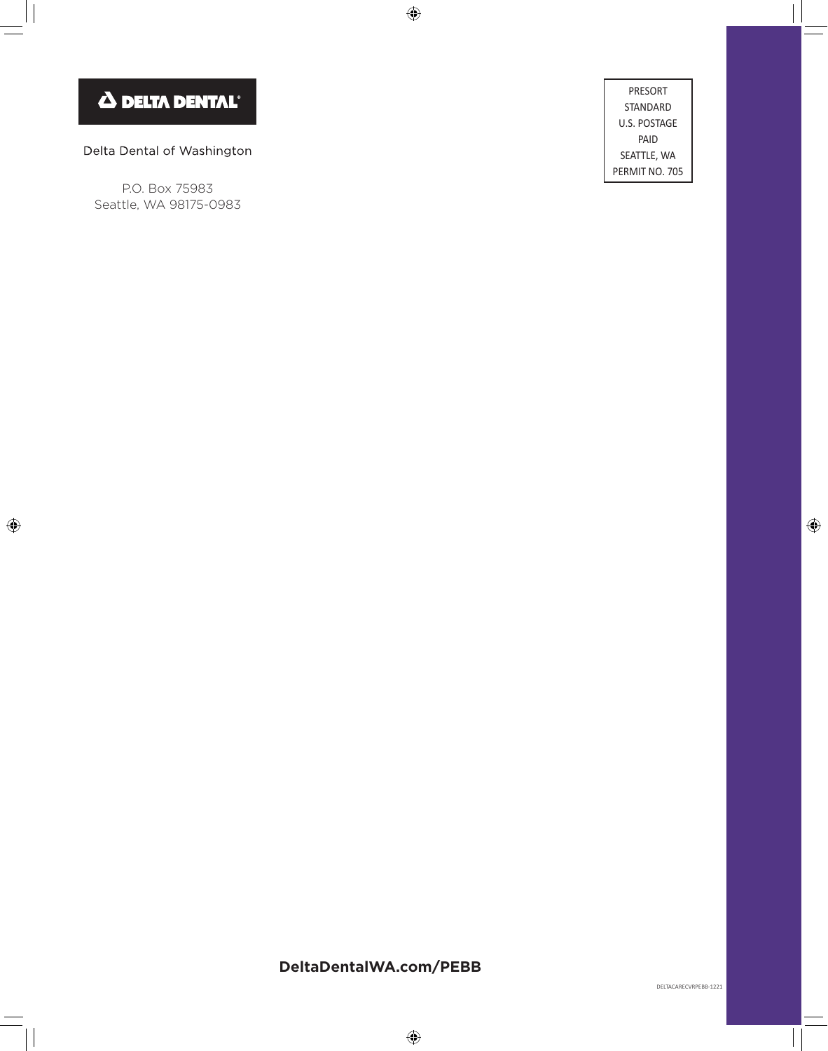DELTA DENTAL®

Delta Dental of Washington

P.O. Box 75983
Seattle, WA 98175-0983

PRESORT
STANDARD
U.S. POSTAGE
PAID
SEATTLE, WA
PERMIT NO. 705

**DeltaDentalWA.com/PEBB**

DELTACARECVRPEBB-1221